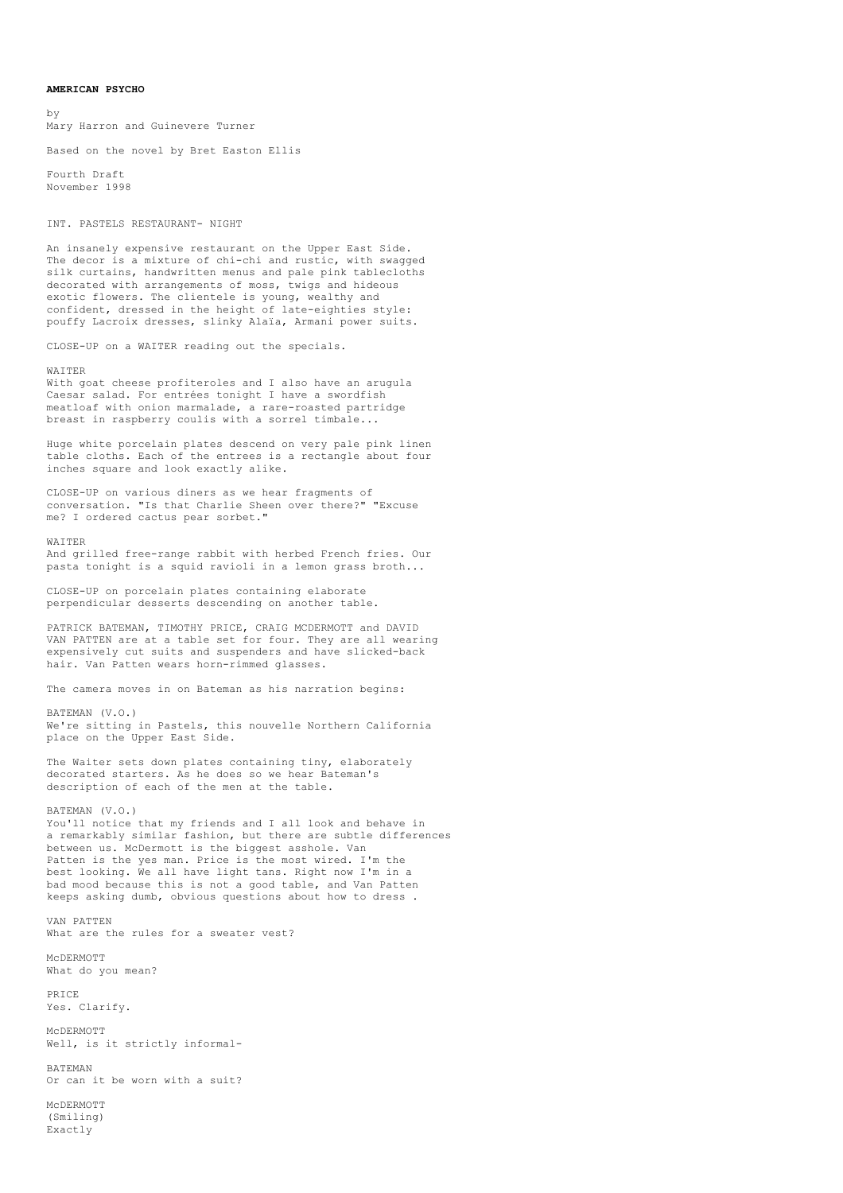**AMERICAN PSYCHO**

by
Mary Harron and Guinevere Turner

Based on the novel by Bret Easton Ellis

Fourth Draft
November 1998

INT. PASTELS RESTAURANT- NIGHT

An insanely expensive restaurant on the Upper East Side. The decor is a mixture of chi-chi and rustic, with swagged silk curtains, handwritten menus and pale pink tablecloths decorated with arrangements of moss, twigs and hideous exotic flowers. The clientele is young, wealthy and confident, dressed in the height of late-eighties style: pouffy Lacroix dresses, slinky Alaïa, Armani power suits.

CLOSE-UP on a WAITER reading out the specials.

WAITER
With goat cheese profiteroles and I also have an arugula Caesar salad. For entrées tonight I have a swordfish meatloaf with onion marmalade, a rare-roasted partridge breast in raspberry coulis with a sorrel timbale...

Huge white porcelain plates descend on very pale pink linen table cloths. Each of the entrees is a rectangle about four inches square and look exactly alike.

CLOSE-UP on various diners as we hear fragments of conversation. "Is that Charlie Sheen over there?" "Excuse me? I ordered cactus pear sorbet."

WAITER
And grilled free-range rabbit with herbed French fries. Our pasta tonight is a squid ravioli in a lemon grass broth...

CLOSE-UP on porcelain plates containing elaborate perpendicular desserts descending on another table.

PATRICK BATEMAN, TIMOTHY PRICE, CRAIG MCDERMOTT and DAVID VAN PATTEN are at a table set for four. They are all wearing expensively cut suits and suspenders and have slicked-back hair. Van Patten wears horn-rimmed glasses.

The camera moves in on Bateman as his narration begins:

BATEMAN (V.O.)
We're sitting in Pastels, this nouvelle Northern California place on the Upper East Side.

The Waiter sets down plates containing tiny, elaborately decorated starters. As he does so we hear Bateman's description of each of the men at the table.

BATEMAN (V.O.)
You'll notice that my friends and I all look and behave in a remarkably similar fashion, but there are subtle differences between us. McDermott is the biggest asshole. Van Patten is the yes man. Price is the most wired. I'm the best looking. We all have light tans. Right now I'm in a bad mood because this is not a good table, and Van Patten keeps asking dumb, obvious questions about how to dress .

VAN PATTEN
What are the rules for a sweater vest?

McDERMOTT
What do you mean?

PRICE
Yes. Clarify.

McDERMOTT
Well, is it strictly informal-

BATEMAN
Or can it be worn with a suit?

McDERMOTT
(Smiling)
Exactly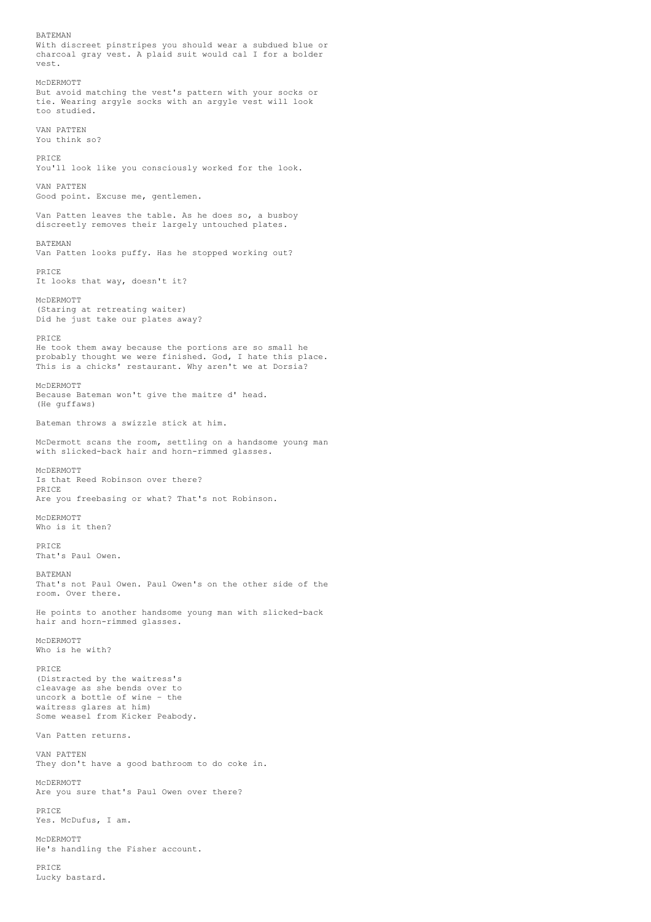BATEMAN
With discreet pinstripes you should wear a subdued blue or charcoal gray vest. A plaid suit would cal I for a bolder vest.

McDERMOTT
But avoid matching the vest's pattern with your socks or tie. Wearing argyle socks with an argyle vest will look too studied.

VAN PATTEN
You think so?

PRICE
You'll look like you consciously worked for the look.

VAN PATTEN
Good point. Excuse me, gentlemen.

Van Patten leaves the table. As he does so, a busboy discreetly removes their largely untouched plates.

BATEMAN
Van Patten looks puffy. Has he stopped working out?

PRICE
It looks that way, doesn't it?

McDERMOTT
(Staring at retreating waiter)
Did he just take our plates away?

PRICE
He took them away because the portions are so small he probably thought we were finished. God, I hate this place. This is a chicks' restaurant. Why aren't we at Dorsia?

McDERMOTT
Because Bateman won't give the maitre d' head.
(He guffaws)

Bateman throws a swizzle stick at him.

McDermott scans the room, settling on a handsome young man with slicked-back hair and horn-rimmed glasses.

McDERMOTT
Is that Reed Robinson over there?

PRICE
Are you freebasing or what? That's not Robinson.

McDERMOTT
Who is it then?

PRICE
That's Paul Owen.

BATEMAN
That's not Paul Owen. Paul Owen's on the other side of the room. Over there.

He points to another handsome young man with slicked-back hair and horn-rimmed glasses.

McDERMOTT
Who is he with?

PRICE
(Distracted by the waitress's cleavage as she bends over to uncork a bottle of wine - the waitress glares at him)
Some weasel from Kicker Peabody.

Van Patten returns.

VAN PATTEN
They don't have a good bathroom to do coke in.

McDERMOTT
Are you sure that's Paul Owen over there?

PRICE
Yes. McDufus, I am.

McDERMOTT
He's handling the Fisher account.

PRICE
Lucky bastard.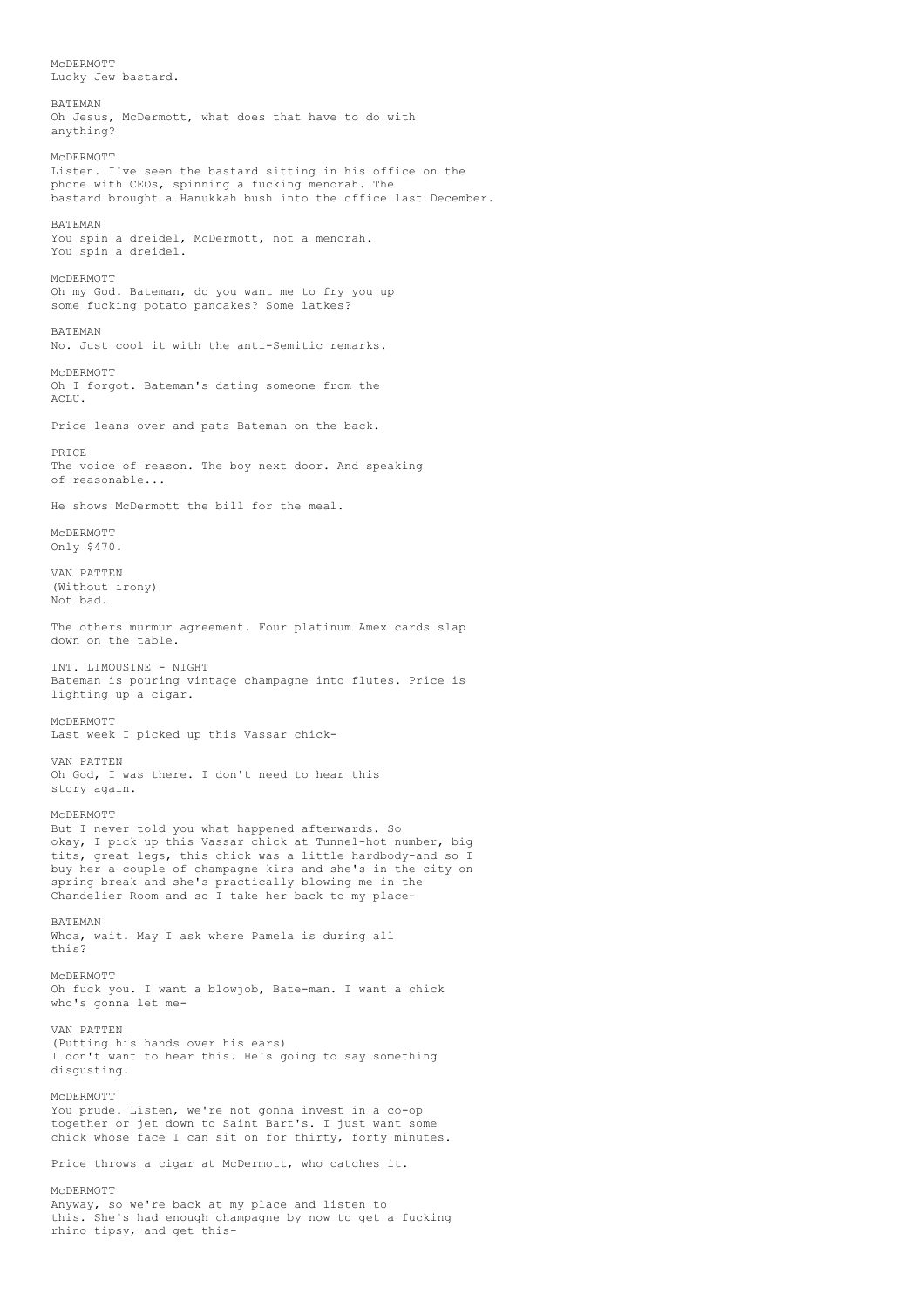McDERMOTT
Lucky Jew bastard.

BATEMAN
Oh Jesus, McDermott, what does that have to do with anything?

McDERMOTT
Listen. I've seen the bastard sitting in his office on the phone with CEOs, spinning a fucking menorah. The bastard brought a Hanukkah bush into the office last December.

BATEMAN
You spin a dreidel, McDermott, not a menorah. You spin a dreidel.

McDERMOTT
Oh my God. Bateman, do you want me to fry you up some fucking potato pancakes? Some latkes?

BATEMAN
No. Just cool it with the anti-Semitic remarks.

McDERMOTT
Oh I forgot. Bateman's dating someone from the ACLU.

Price leans over and pats Bateman on the back.

PRICE
The voice of reason. The boy next door. And speaking of reasonable...

He shows McDermott the bill for the meal.

McDERMOTT
Only $470.

VAN PATTEN
(Without irony)
Not bad.

The others murmur agreement. Four platinum Amex cards slap down on the table.

INT. LIMOUSINE - NIGHT
Bateman is pouring vintage champagne into flutes. Price is lighting up a cigar.

McDERMOTT
Last week I picked up this Vassar chick-

VAN PATTEN
Oh God, I was there. I don't need to hear this story again.

McDERMOTT
But I never told you what happened afterwards. So okay, I pick up this Vassar chick at Tunnel-hot number, big tits, great legs, this chick was a little hardbody-and so I buy her a couple of champagne kirs and she's in the city on spring break and she's practically blowing me in the Chandelier Room and so I take her back to my place-

BATEMAN
Whoa, wait. May I ask where Pamela is during all this?

McDERMOTT
Oh fuck you. I want a blowjob, Bate-man. I want a chick who's gonna let me-

VAN PATTEN
(Putting his hands over his ears)
I don't want to hear this. He's going to say something disgusting.

McDERMOTT
You prude. Listen, we're not gonna invest in a co-op together or jet down to Saint Bart's. I just want some chick whose face I can sit on for thirty, forty minutes.

Price throws a cigar at McDermott, who catches it.

McDERMOTT
Anyway, so we're back at my place and listen to this. She's had enough champagne by now to get a fucking rhino tipsy, and get this-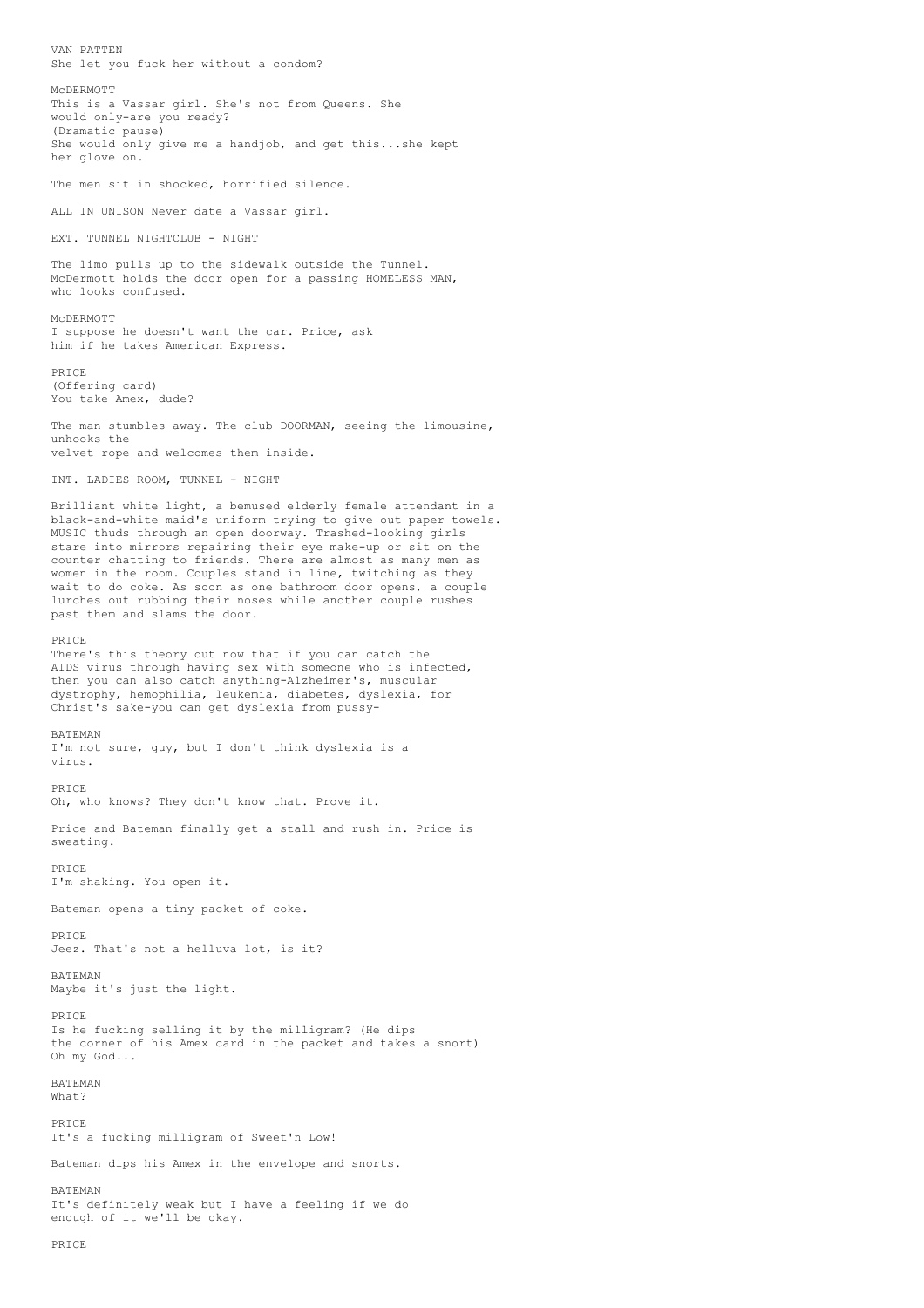VAN PATTEN
She let you fuck her without a condom?

McDERMOTT
This is a Vassar girl. She's not from Queens. She would only-are you ready?
(Dramatic pause)
She would only give me a handjob, and get this...she kept her glove on.

The men sit in shocked, horrified silence.

ALL IN UNISON Never date a Vassar girl.

EXT. TUNNEL NIGHTCLUB - NIGHT

The limo pulls up to the sidewalk outside the Tunnel. McDermott holds the door open for a passing HOMELESS MAN, who looks confused.

McDERMOTT
I suppose he doesn't want the car. Price, ask him if he takes American Express.

PRICE
(Offering card)
You take Amex, dude?

The man stumbles away. The club DOORMAN, seeing the limousine, unhooks the
velvet rope and welcomes them inside.

INT. LADIES ROOM, TUNNEL - NIGHT

Brilliant white light, a bemused elderly female attendant in a black-and-white maid's uniform trying to give out paper towels. MUSIC thuds through an open doorway. Trashed-looking girls stare into mirrors repairing their eye make-up or sit on the counter chatting to friends. There are almost as many men as women in the room. Couples stand in line, twitching as they wait to do coke. As soon as one bathroom door opens, a couple lurches out rubbing their noses while another couple rushes past them and slams the door.

PRICE
There's this theory out now that if you can catch the AIDS virus through having sex with someone who is infected, then you can also catch anything-Alzheimer's, muscular dystrophy, hemophilia, leukemia, diabetes, dyslexia, for Christ's sake-you can get dyslexia from pussy-

BATEMAN
I'm not sure, guy, but I don't think dyslexia is a virus.

PRICE
Oh, who knows? They don't know that. Prove it.

Price and Bateman finally get a stall and rush in. Price is sweating.

PRICE
I'm shaking. You open it.

Bateman opens a tiny packet of coke.

PRICE
Jeez. That's not a helluva lot, is it?

BATEMAN
Maybe it's just the light.

PRICE
Is he fucking selling it by the milligram? (He dips the corner of his Amex card in the packet and takes a snort)
Oh my God...

BATEMAN
What?

PRICE
It's a fucking milligram of Sweet'n Low!

Bateman dips his Amex in the envelope and snorts.

BATEMAN
It's definitely weak but I have a feeling if we do enough of it we'll be okay.

PRICE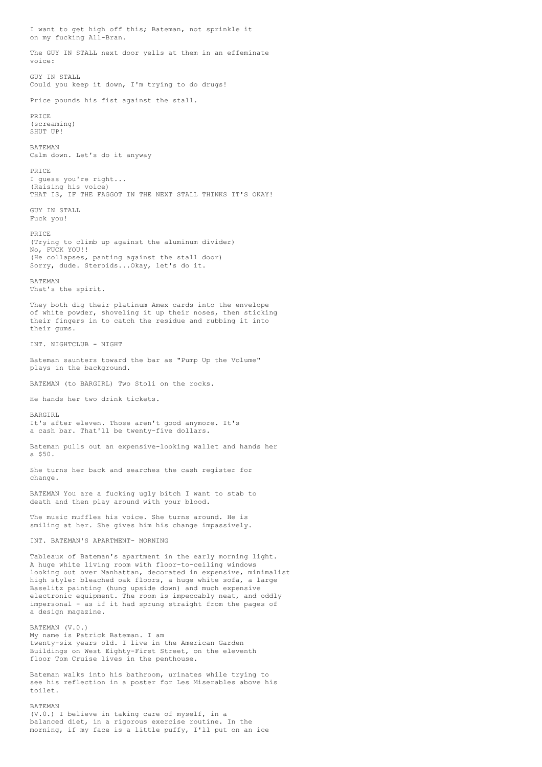I want to get high off this; Bateman, not sprinkle it on my fucking All-Bran.

The GUY IN STALL next door yells at them in an effeminate voice:

GUY IN STALL
Could you keep it down, I'm trying to do drugs!

Price pounds his fist against the stall.

PRICE
(screaming)
SHUT UP!

BATEMAN
Calm down. Let's do it anyway

PRICE
I guess you're right...
(Raising his voice)
THAT IS, IF THE FAGGOT IN THE NEXT STALL THINKS IT'S OKAY!

GUY IN STALL
Fuck you!

PRICE
(Trying to climb up against the aluminum divider)
No, FUCK YOU!!
(He collapses, panting against the stall door)
Sorry, dude. Steroids...Okay, let's do it.

BATEMAN
That's the spirit.

They both dig their platinum Amex cards into the envelope of white powder, shoveling it up their noses, then sticking their fingers in to catch the residue and rubbing it into their gums.

INT. NIGHTCLUB - NIGHT

Bateman saunters toward the bar as "Pump Up the Volume" plays in the background.

BATEMAN (to BARGIRL) Two Stoli on the rocks.

He hands her two drink tickets.

BARGIRL
It's after eleven. Those aren't good anymore. It's a cash bar. That'll be twenty-five dollars.

Bateman pulls out an expensive-looking wallet and hands her a $50.

She turns her back and searches the cash register for change.

BATEMAN You are a fucking ugly bitch I want to stab to death and then play around with your blood.

The music muffles his voice. She turns around. He is smiling at her. She gives him his change impassively.

INT. BATEMAN'S APARTMENT- MORNING

Tableaux of Bateman's apartment in the early morning light. A huge white living room with floor-to-ceiling windows looking out over Manhattan, decorated in expensive, minimalist high style: bleached oak floors, a huge white sofa, a large Baselitz painting (hung upside down) and much expensive electronic equipment. The room is impeccably neat, and oddly impersonal - as if it had sprung straight from the pages of a design magazine.

BATEMAN (V.O.)
My name is Patrick Bateman. I am twenty-six years old. I live in the American Garden Buildings on West Eighty-First Street, on the eleventh floor Tom Cruise lives in the penthouse.

Bateman walks into his bathroom, urinates while trying to see his reflection in a poster for Les Miserables above his toilet.

BATEMAN
(V.O.) I believe in taking care of myself, in a balanced diet, in a rigorous exercise routine. In the morning, if my face is a little puffy, I'll put on an ice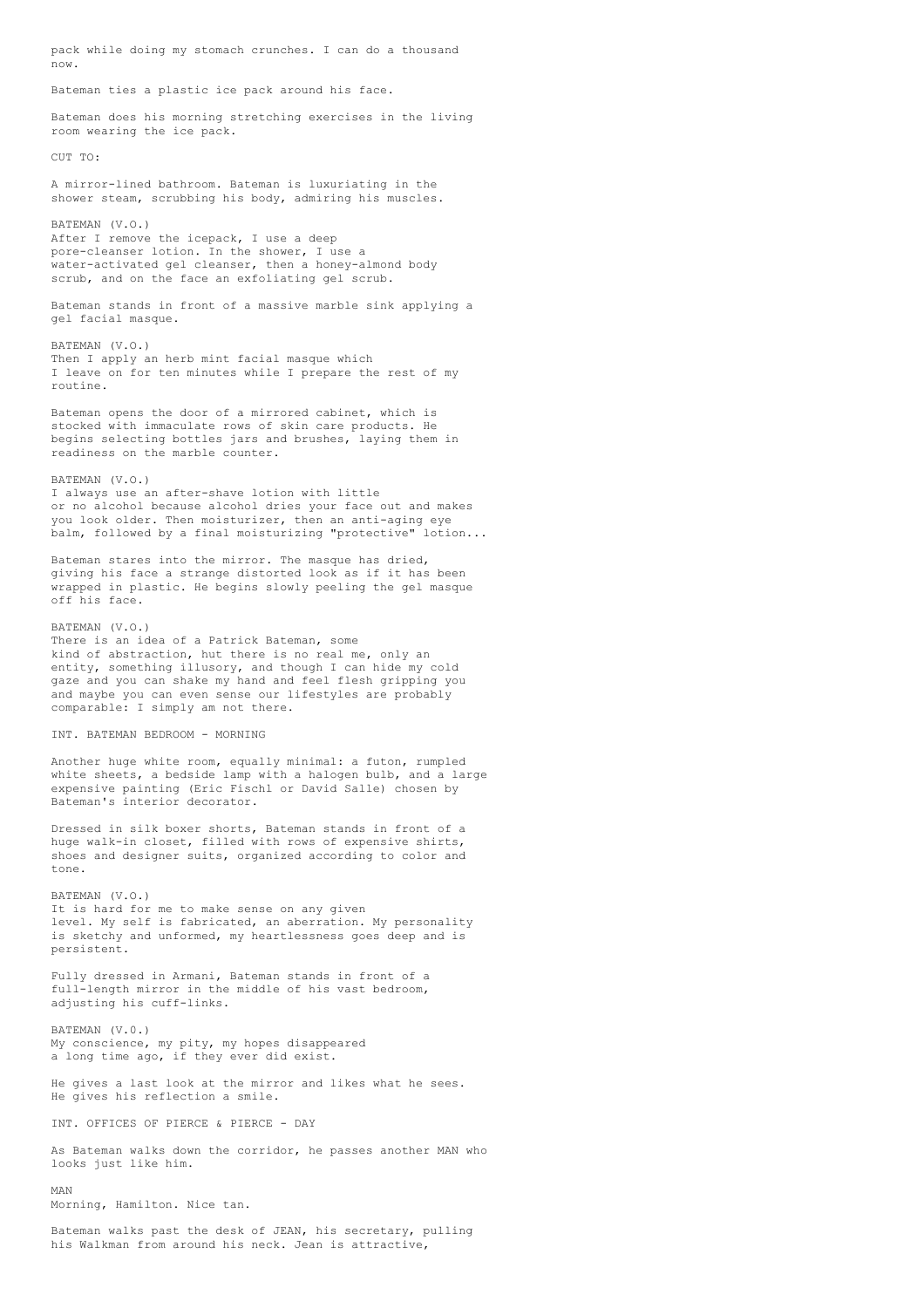pack while doing my stomach crunches. I can do a thousand now.

Bateman ties a plastic ice pack around his face.

Bateman does his morning stretching exercises in the living room wearing the ice pack.

CUT TO:

A mirror-lined bathroom. Bateman is luxuriating in the shower steam, scrubbing his body, admiring his muscles.

BATEMAN (V.O.)
After I remove the icepack, I use a deep pore-cleanser lotion. In the shower, I use a water-activated gel cleanser, then a honey-almond body scrub, and on the face an exfoliating gel scrub.

Bateman stands in front of a massive marble sink applying a gel facial masque.

BATEMAN (V.O.)
Then I apply an herb mint facial masque which I leave on for ten minutes while I prepare the rest of my routine.

Bateman opens the door of a mirrored cabinet, which is stocked with immaculate rows of skin care products. He begins selecting bottles jars and brushes, laying them in readiness on the marble counter.

BATEMAN (V.O.)
I always use an after-shave lotion with little or no alcohol because alcohol dries your face out and makes you look older. Then moisturizer, then an anti-aging eye balm, followed by a final moisturizing "protective" lotion...

Bateman stares into the mirror. The masque has dried, giving his face a strange distorted look as if it has been wrapped in plastic. He begins slowly peeling the gel masque off his face.

BATEMAN (V.O.)
There is an idea of a Patrick Bateman, some kind of abstraction, hut there is no real me, only an entity, something illusory, and though I can hide my cold gaze and you can shake my hand and feel flesh gripping you and maybe you can even sense our lifestyles are probably comparable: I simply am not there.

INT. BATEMAN BEDROOM - MORNING

Another huge white room, equally minimal: a futon, rumpled white sheets, a bedside lamp with a halogen bulb, and a large expensive painting (Eric Fischl or David Salle) chosen by Bateman's interior decorator.

Dressed in silk boxer shorts, Bateman stands in front of a huge walk-in closet, filled with rows of expensive shirts, shoes and designer suits, organized according to color and tone.

BATEMAN (V.O.)
It is hard for me to make sense on any given level. My self is fabricated, an aberration. My personality is sketchy and unformed, my heartlessness goes deep and is persistent.

Fully dressed in Armani, Bateman stands in front of a full-length mirror in the middle of his vast bedroom, adjusting his cuff-links.

BATEMAN (V.0.)
My conscience, my pity, my hopes disappeared a long time ago, if they ever did exist.

He gives a last look at the mirror and likes what he sees. He gives his reflection a smile.

INT. OFFICES OF PIERCE & PIERCE - DAY

As Bateman walks down the corridor, he passes another MAN who looks just like him.

MAN
Morning, Hamilton. Nice tan.

Bateman walks past the desk of JEAN, his secretary, pulling his Walkman from around his neck. Jean is attractive,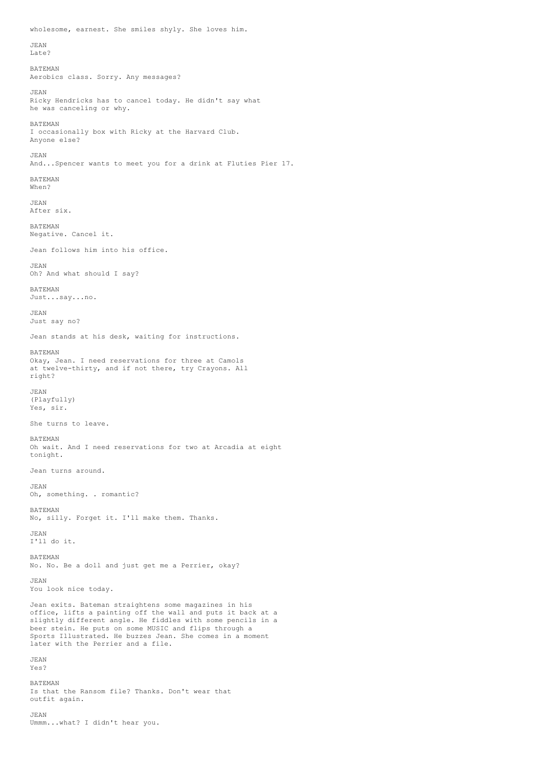wholesome, earnest. She smiles shyly. She loves him.

JEAN
Late?

BATEMAN
Aerobics class. Sorry. Any messages?

JEAN
Ricky Hendricks has to cancel today. He didn't say what he was canceling or why.

BATEMAN
I occasionally box with Ricky at the Harvard Club. Anyone else?

JEAN
And...Spencer wants to meet you for a drink at Fluties Pier 17.

BATEMAN
When?

JEAN
After six.

BATEMAN
Negative. Cancel it.

Jean follows him into his office.

JEAN
Oh? And what should I say?

BATEMAN
Just...say...no.

JEAN
Just say no?

Jean stands at his desk, waiting for instructions.

BATEMAN
Okay, Jean. I need reservations for three at Camols at twelve-thirty, and if not there, try Crayons. All right?

JEAN
(Playfully)
Yes, sir.

She turns to leave.

BATEMAN
Oh wait. And I need reservations for two at Arcadia at eight tonight.

Jean turns around.

JEAN
Oh, something. . romantic?

BATEMAN
No, silly. Forget it. I'll make them. Thanks.

JEAN
I'll do it.

BATEMAN
No. No. Be a doll and just get me a Perrier, okay?

JEAN
You look nice today.

Jean exits. Bateman straightens some magazines in his office, lifts a painting off the wall and puts it back at a slightly different angle. He fiddles with some pencils in a beer stein. He puts on some MUSIC and flips through a Sports Illustrated. He buzzes Jean. She comes in a moment later with the Perrier and a file.

JEAN
Yes?

BATEMAN
Is that the Ransom file? Thanks. Don't wear that outfit again.

JEAN
Ummm...what? I didn't hear you.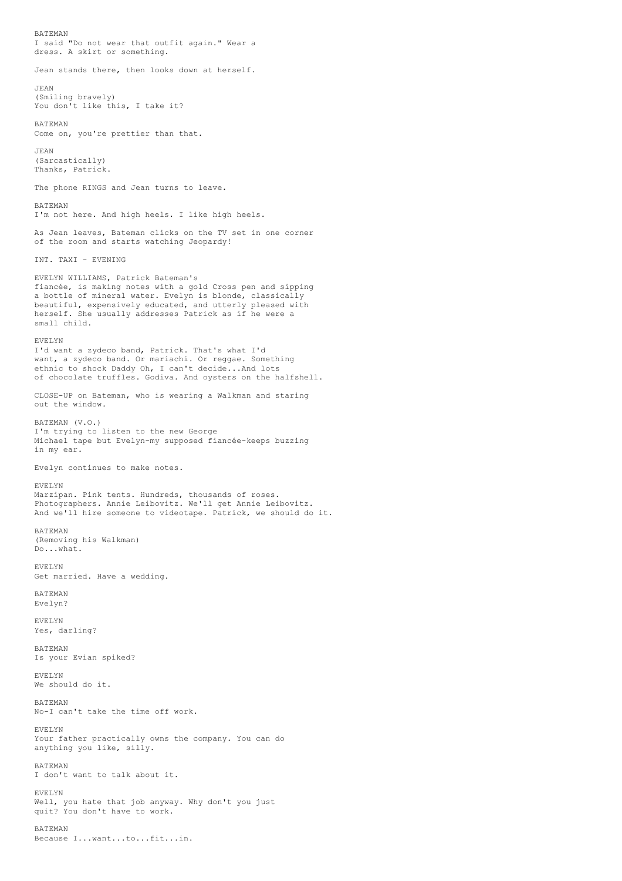BATEMAN
I said "Do not wear that outfit again." Wear a dress. A skirt or something.

Jean stands there, then looks down at herself.

JEAN
(Smiling bravely)
You don't like this, I take it?

BATEMAN
Come on, you're prettier than that.

JEAN
(Sarcastically)
Thanks, Patrick.

The phone RINGS and Jean turns to leave.

BATEMAN
I'm not here. And high heels. I like high heels.

As Jean leaves, Bateman clicks on the TV set in one corner of the room and starts watching Jeopardy!

INT. TAXI - EVENING

EVELYN WILLIAMS, Patrick Bateman's fiancée, is making notes with a gold Cross pen and sipping a bottle of mineral water. Evelyn is blonde, classically beautiful, expensively educated, and utterly pleased with herself. She usually addresses Patrick as if he were a small child.

EVELYN
I'd want a zydeco band, Patrick. That's what I'd want, a zydeco band. Or mariachi. Or reggae. Something ethnic to shock Daddy Oh, I can't decide...And lots of chocolate truffles. Godiva. And oysters on the halfshell.

CLOSE-UP on Bateman, who is wearing a Walkman and staring out the window.

BATEMAN (V.O.)
I'm trying to listen to the new George Michael tape but Evelyn-my supposed fiancée-keeps buzzing in my ear.

Evelyn continues to make notes.

EVELYN
Marzipan. Pink tents. Hundreds, thousands of roses. Photographers. Annie Leibovitz. We'll get Annie Leibovitz. And we'll hire someone to videotape. Patrick, we should do it.

BATEMAN
(Removing his Walkman)
Do...what.

EVELYN
Get married. Have a wedding.

BATEMAN
Evelyn?

EVELYN
Yes, darling?

BATEMAN
Is your Evian spiked?

EVELYN
We should do it.

BATEMAN
No-I can't take the time off work.

EVELYN
Your father practically owns the company. You can do anything you like, silly.

BATEMAN
I don't want to talk about it.

EVELYN
Well, you hate that job anyway. Why don't you just quit? You don't have to work.

BATEMAN
Because I...want...to...fit...in.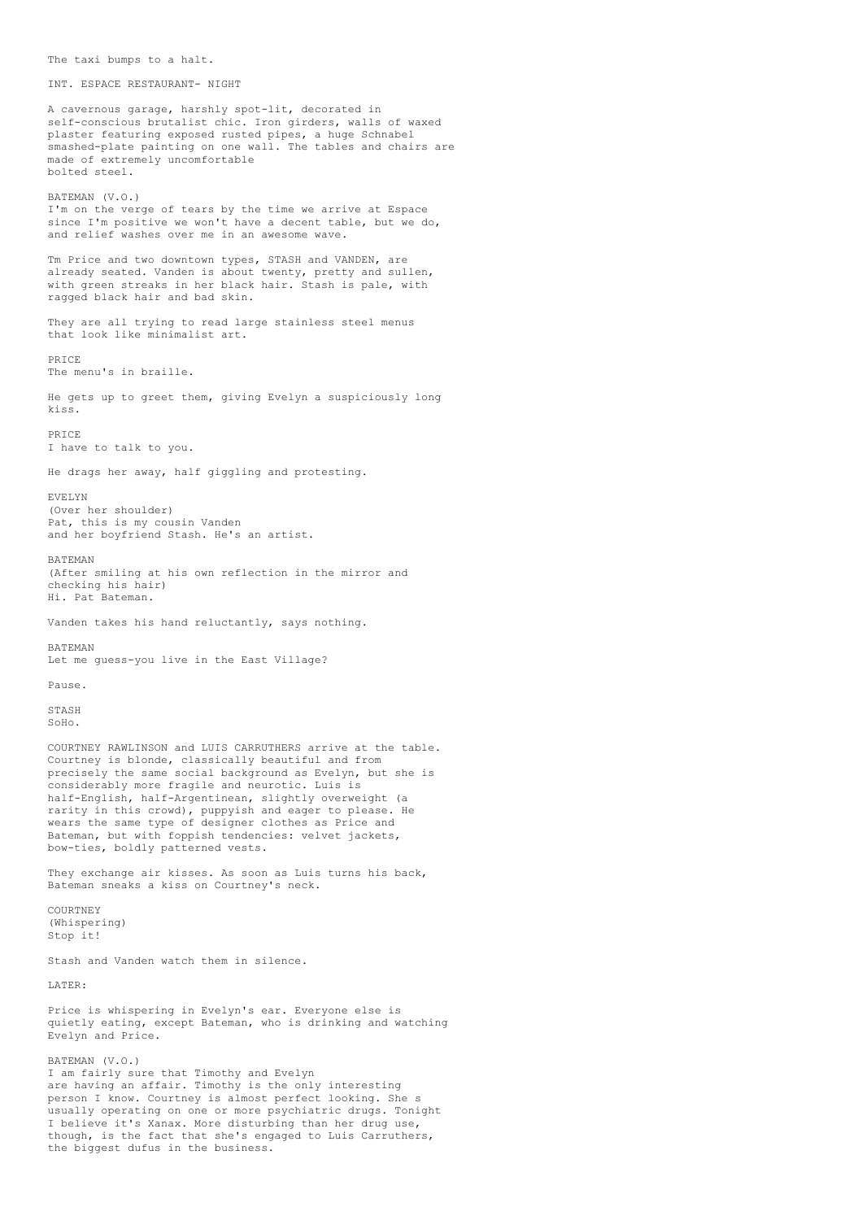The taxi bumps to a halt.

INT. ESPACE RESTAURANT- NIGHT

A cavernous garage, harshly spot-lit, decorated in self-conscious brutalist chic. Iron girders, walls of waxed plaster featuring exposed rusted pipes, a huge Schnabel smashed-plate painting on one wall. The tables and chairs are made of extremely uncomfortable bolted steel.

BATEMAN (V.O.)
I'm on the verge of tears by the time we arrive at Espace since I'm positive we won't have a decent table, but we do, and relief washes over me in an awesome wave.

Tm Price and two downtown types, STASH and VANDEN, are already seated. Vanden is about twenty, pretty and sullen, with green streaks in her black hair. Stash is pale, with ragged black hair and bad skin.

They are all trying to read large stainless steel menus that look like minimalist art.

PRICE
The menu's in braille.

He gets up to greet them, giving Evelyn a suspiciously long kiss.

PRICE
I have to talk to you.

He drags her away, half giggling and protesting.

EVELYN
(Over her shoulder)
Pat, this is my cousin Vanden and her boyfriend Stash. He's an artist.

BATEMAN
(After smiling at his own reflection in the mirror and checking his hair)
Hi. Pat Bateman.

Vanden takes his hand reluctantly, says nothing.

BATEMAN
Let me guess-you live in the East Village?

Pause.

STASH
SoHo.

COURTNEY RAWLINSON and LUIS CARRUTHERS arrive at the table. Courtney is blonde, classically beautiful and from precisely the same social background as Evelyn, but she is considerably more fragile and neurotic. Luis is half-English, half-Argentinean, slightly overweight (a rarity in this crowd), puppyish and eager to please. He wears the same type of designer clothes as Price and Bateman, but with foppish tendencies: velvet jackets, bow-ties, boldly patterned vests.

They exchange air kisses. As soon as Luis turns his back, Bateman sneaks a kiss on Courtney's neck.

COURTNEY
(Whispering)
Stop it!

Stash and Vanden watch them in silence.

LATER:

Price is whispering in Evelyn's ear. Everyone else is quietly eating, except Bateman, who is drinking and watching Evelyn and Price.

BATEMAN (V.O.)
I am fairly sure that Timothy and Evelyn are having an affair. Timothy is the only interesting person I know. Courtney is almost perfect looking. She s usually operating on one or more psychiatric drugs. Tonight I believe it's Xanax. More disturbing than her drug use, though, is the fact that she's engaged to Luis Carruthers, the biggest dufus in the business.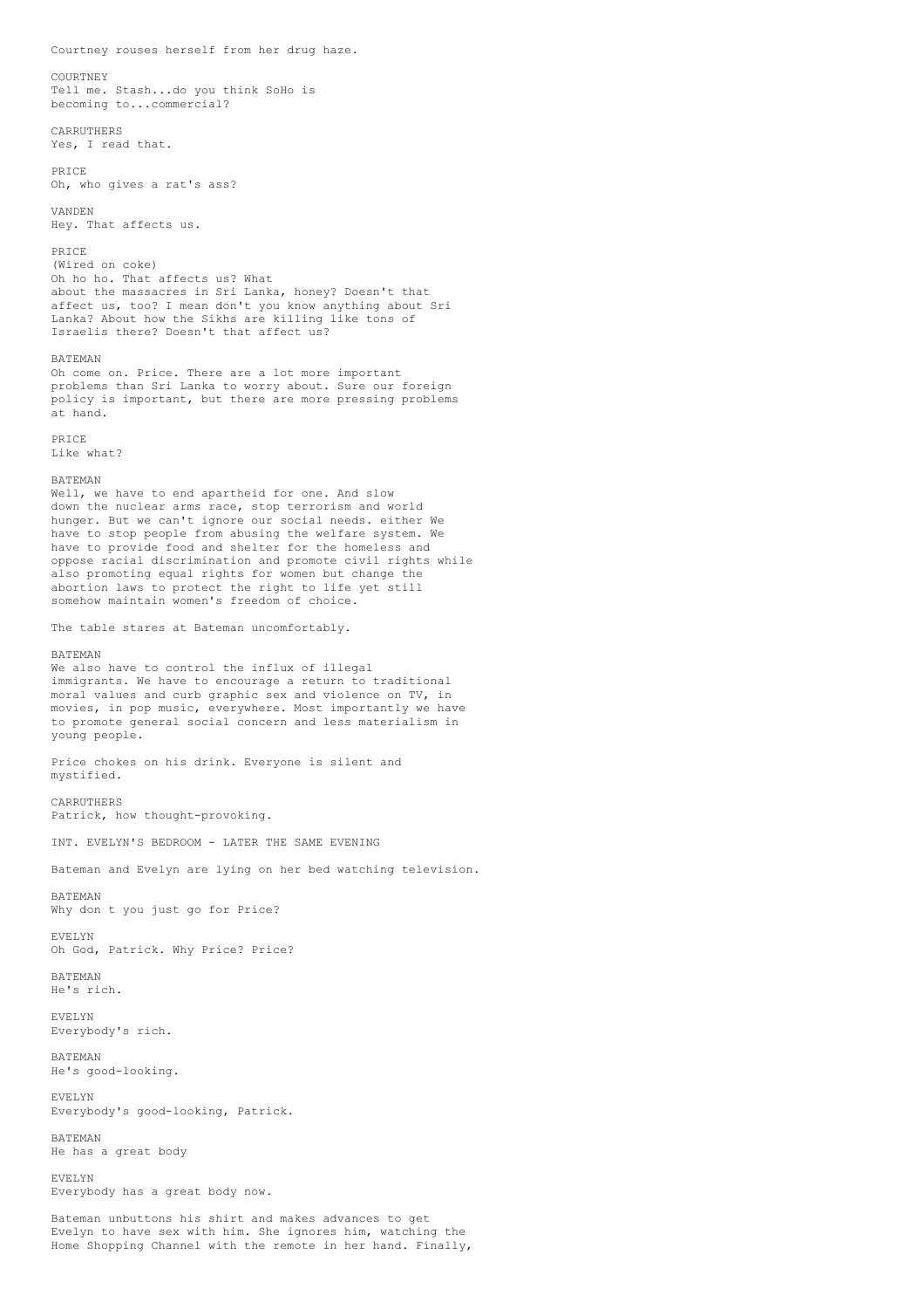Courtney rouses herself from her drug haze.

COURTNEY
Tell me. Stash...do you think SoHo is becoming to...commercial?

CARRUTHERS
Yes, I read that.

PRICE
Oh, who gives a rat's ass?

VANDEN
Hey. That affects us.

PRICE
(Wired on coke)
Oh ho ho. That affects us? What about the massacres in Sri Lanka, honey? Doesn't that affect us, too? I mean don't you know anything about Sri Lanka? About how the Sikhs are killing like tons of Israelis there? Doesn't that affect us?

BATEMAN
Oh come on. Price. There are a lot more important problems than Sri Lanka to worry about. Sure our foreign policy is important, but there are more pressing problems at hand.

PRICE
Like what?

BATEMAN
Well, we have to end apartheid for one. And slow down the nuclear arms race, stop terrorism and world hunger. But we can't ignore our social needs. either We have to stop people from abusing the welfare system. We have to provide food and shelter for the homeless and oppose racial discrimination and promote civil rights while also promoting equal rights for women but change the abortion laws to protect the right to life yet still somehow maintain women's freedom of choice.

The table stares at Bateman uncomfortably.

BATEMAN
We also have to control the influx of illegal immigrants. We have to encourage a return to traditional moral values and curb graphic sex and violence on TV, in movies, in pop music, everywhere. Most importantly we have to promote general social concern and less materialism in young people.

Price chokes on his drink. Everyone is silent and mystified.

CARRUTHERS
Patrick, how thought-provoking.

INT. EVELYN'S BEDROOM - LATER THE SAME EVENING

Bateman and Evelyn are lying on her bed watching television.

BATEMAN
Why don t you just go for Price?

EVELYN
Oh God, Patrick. Why Price? Price?

BATEMAN
He's rich.

EVELYN
Everybody's rich.

BATEMAN
He's good-looking.

EVELYN
Everybody's good-looking, Patrick.

BATEMAN
He has a great body

EVELYN
Everybody has a great body now.

Bateman unbuttons his shirt and makes advances to get Evelyn to have sex with him. She ignores him, watching the Home Shopping Channel with the remote in her hand. Finally,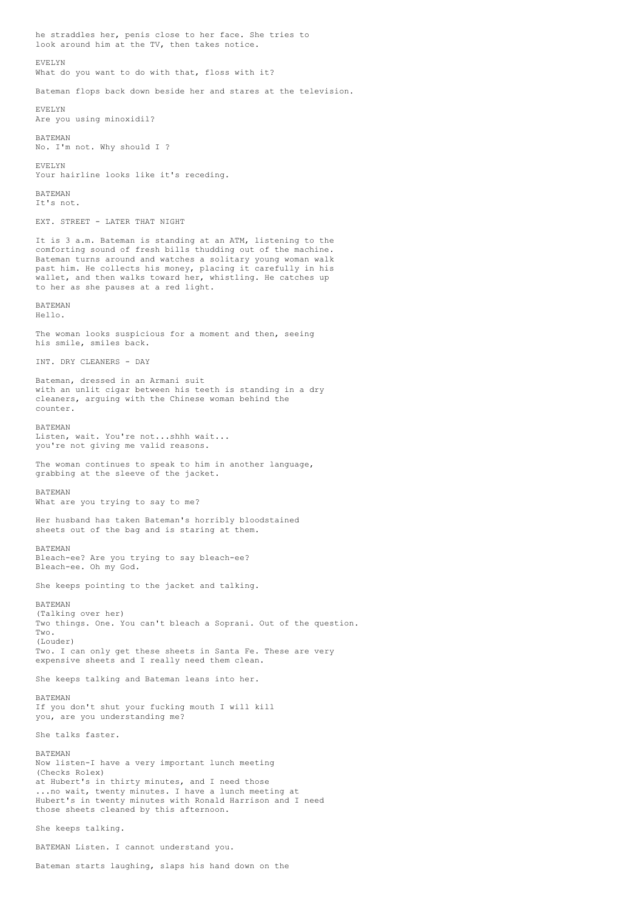he straddles her, penis close to her face. She tries to look around him at the TV, then takes notice.

EVELYN
What do you want to do with that, floss with it?

Bateman flops back down beside her and stares at the television.

EVELYN
Are you using minoxidil?

BATEMAN
No. I'm not. Why should I ?

EVELYN
Your hairline looks like it's receding.

BATEMAN
It's not.

EXT. STREET - LATER THAT NIGHT

It is 3 a.m. Bateman is standing at an ATM, listening to the comforting sound of fresh bills thudding out of the machine. Bateman turns around and watches a solitary young woman walk past him. He collects his money, placing it carefully in his wallet, and then walks toward her, whistling. He catches up to her as she pauses at a red light.

BATEMAN
Hello.

The woman looks suspicious for a moment and then, seeing his smile, smiles back.

INT. DRY CLEANERS - DAY

Bateman, dressed in an Armani suit with an unlit cigar between his teeth is standing in a dry cleaners, arguing with the Chinese woman behind the counter.

BATEMAN
Listen, wait. You're not...shhh wait... you're not giving me valid reasons.

The woman continues to speak to him in another language, grabbing at the sleeve of the jacket.

BATEMAN
What are you trying to say to me?

Her husband has taken Bateman's horribly bloodstained sheets out of the bag and is staring at them.

BATEMAN
Bleach-ee? Are you trying to say bleach-ee? Bleach-ee. Oh my God.

She keeps pointing to the jacket and talking.

BATEMAN
(Talking over her)
Two things. One. You can't bleach a Soprani. Out of the question. Two.
(Louder)
Two. I can only get these sheets in Santa Fe. These are very expensive sheets and I really need them clean.

She keeps talking and Bateman leans into her.

BATEMAN
If you don't shut your fucking mouth I will kill you, are you understanding me?

She talks faster.

BATEMAN
Now listen-I have a very important lunch meeting
(Checks Rolex)
at Hubert's in thirty minutes, and I need those ...no wait, twenty minutes. I have a lunch meeting at Hubert's in twenty minutes with Ronald Harrison and I need those sheets cleaned by this afternoon.

She keeps talking.

BATEMAN Listen. I cannot understand you.

Bateman starts laughing, slaps his hand down on the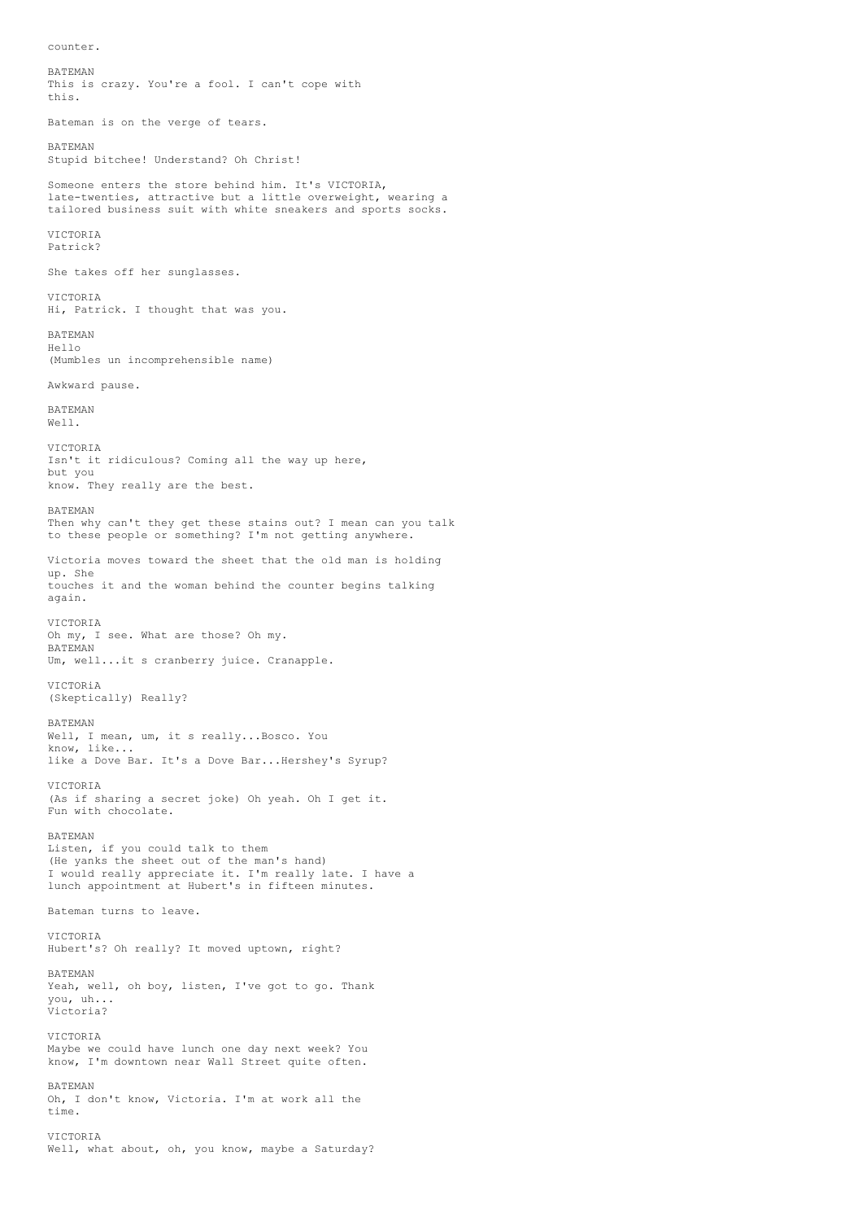counter.

BATEMAN
This is crazy. You're a fool. I can't cope with this.

Bateman is on the verge of tears.

BATEMAN
Stupid bitchee! Understand? Oh Christ!

Someone enters the store behind him. It's VICTORIA, late-twenties, attractive but a little overweight, wearing a tailored business suit with white sneakers and sports socks.

VICTORIA
Patrick?

She takes off her sunglasses.

VICTORIA
Hi, Patrick. I thought that was you.

BATEMAN
Hello
(Mumbles un incomprehensible name)

Awkward pause.

BATEMAN
Well.

VICTORIA
Isn't it ridiculous? Coming all the way up here, but you
know. They really are the best.

BATEMAN
Then why can't they get these stains out? I mean can you talk to these people or something? I'm not getting anywhere.

Victoria moves toward the sheet that the old man is holding up. She
touches it and the woman behind the counter begins talking again.

VICTORIA
Oh my, I see. What are those? Oh my.

BATEMAN
Um, well...it s cranberry juice. Cranapple.

VICTORiA
(Skeptically) Really?

BATEMAN
Well, I mean, um, it s really...Bosco. You know, like...
like a Dove Bar. It's a Dove Bar...Hershey's Syrup?

VICTORIA
(As if sharing a secret joke) Oh yeah. Oh I get it.
Fun with chocolate.

BATEMAN
Listen, if you could talk to them
(He yanks the sheet out of the man's hand)
I would really appreciate it. I'm really late. I have a lunch appointment at Hubert's in fifteen minutes.

Bateman turns to leave.

VICTORIA
Hubert's? Oh really? It moved uptown, right?

BATEMAN
Yeah, well, oh boy, listen, I've got to go. Thank you, uh...
Victoria?

VICTORIA
Maybe we could have lunch one day next week? You know, I'm downtown near Wall Street quite often.

BATEMAN
Oh, I don't know, Victoria. I'm at work all the time.

VICTORIA
Well, what about, oh, you know, maybe a Saturday?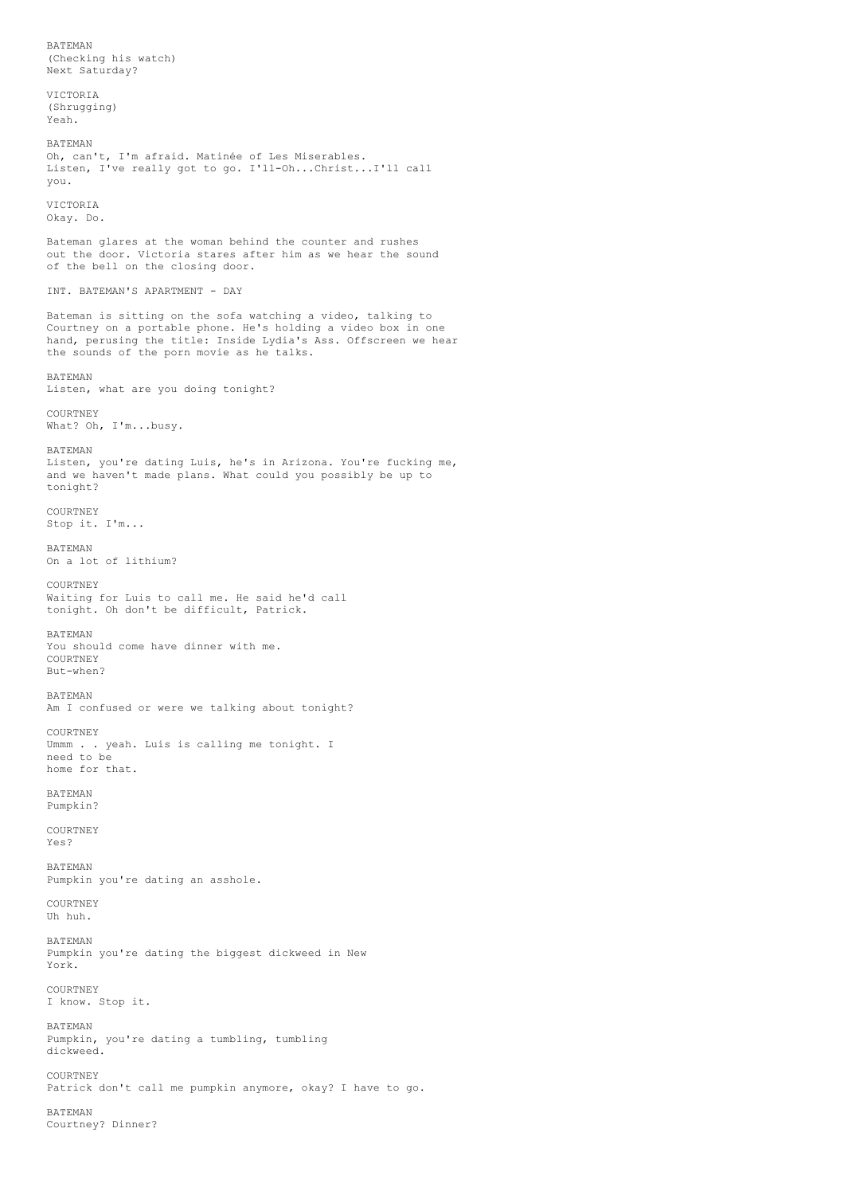BATEMAN
(Checking his watch)
Next Saturday?

VICTORIA
(Shrugging)
Yeah.

BATEMAN
Oh, can't, I'm afraid. Matinée of Les Miserables.
Listen, I've really got to go. I'll-Oh...Christ...I'll call
you.

VICTORIA
Okay. Do.

Bateman glares at the woman behind the counter and rushes
out the door. Victoria stares after him as we hear the sound
of the bell on the closing door.

INT. BATEMAN'S APARTMENT - DAY

Bateman is sitting on the sofa watching a video, talking to
Courtney on a portable phone. He's holding a video box in one
hand, perusing the title: Inside Lydia's Ass. Offscreen we hear
the sounds of the porn movie as he talks.

BATEMAN
Listen, what are you doing tonight?

COURTNEY
What? Oh, I'm...busy.

BATEMAN
Listen, you're dating Luis, he's in Arizona. You're fucking me,
and we haven't made plans. What could you possibly be up to
tonight?

COURTNEY
Stop it. I'm...

BATEMAN
On a lot of lithium?

COURTNEY
Waiting for Luis to call me. He said he'd call
tonight. Oh don't be difficult, Patrick.

BATEMAN
You should come have dinner with me.

COURTNEY
But-when?

BATEMAN
Am I confused or were we talking about tonight?

COURTNEY
Ummm . . yeah. Luis is calling me tonight. I
need to be
home for that.

BATEMAN
Pumpkin?

COURTNEY
Yes?

BATEMAN
Pumpkin you're dating an asshole.

COURTNEY
Uh huh.

BATEMAN
Pumpkin you're dating the biggest dickweed in New
York.

COURTNEY
I know. Stop it.

BATEMAN
Pumpkin, you're dating a tumbling, tumbling
dickweed.

COURTNEY
Patrick don't call me pumpkin anymore, okay? I have to go.

BATEMAN
Courtney? Dinner?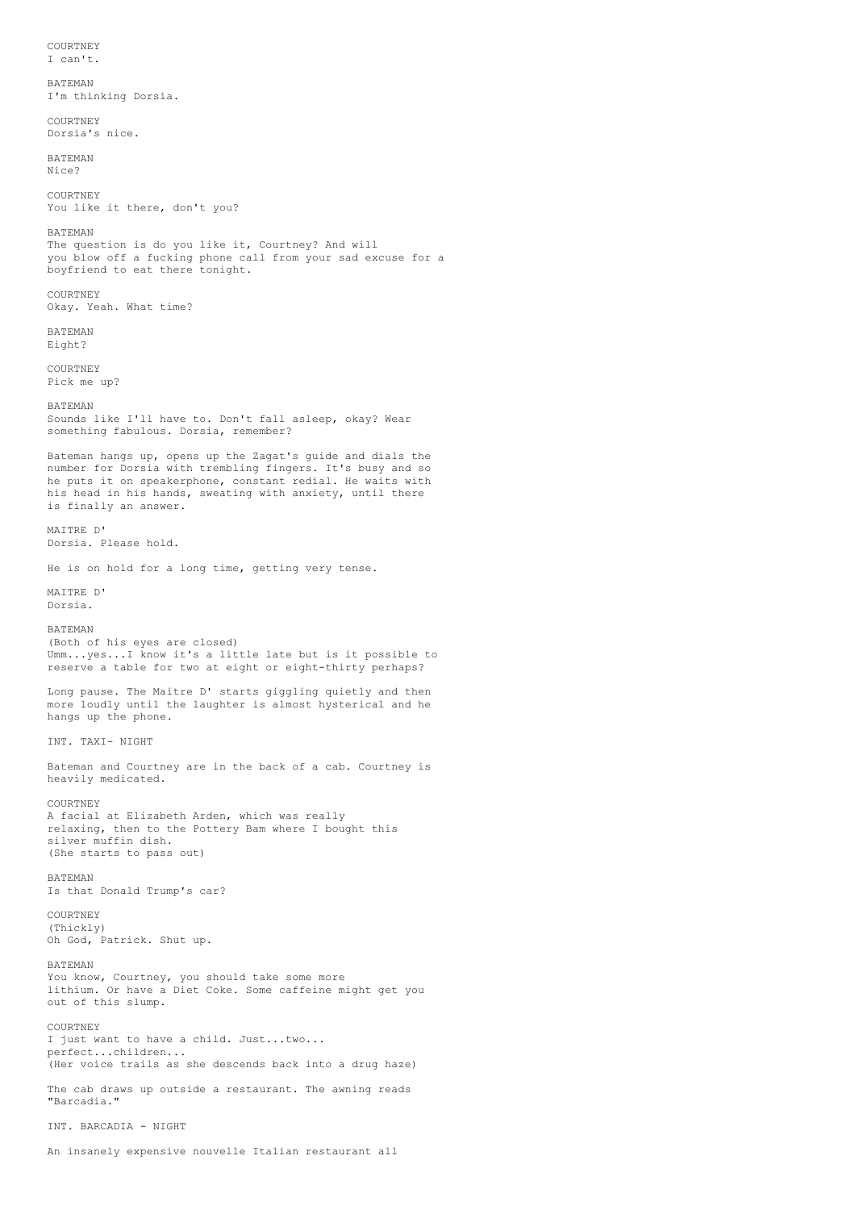COURTNEY
I can't.

BATEMAN
I'm thinking Dorsia.

COURTNEY
Dorsia's nice.

BATEMAN
Nice?

COURTNEY
You like it there, don't you?

BATEMAN
The question is do you like it, Courtney? And will you blow off a fucking phone call from your sad excuse for a boyfriend to eat there tonight.

COURTNEY
Okay. Yeah. What time?

BATEMAN
Eight?

COURTNEY
Pick me up?

BATEMAN
Sounds like I'll have to. Don't fall asleep, okay? Wear something fabulous. Dorsia, remember?

Bateman hangs up, opens up the Zagat's guide and dials the number for Dorsia with trembling fingers. It's busy and so he puts it on speakerphone, constant redial. He waits with his head in his hands, sweating with anxiety, until there is finally an answer.

MAITRE D'
Dorsia. Please hold.

He is on hold for a long time, getting very tense.

MAITRE D'
Dorsia.

BATEMAN
(Both of his eyes are closed)
Umm...yes...I know it's a little late but is it possible to reserve a table for two at eight or eight-thirty perhaps?

Long pause. The Maitre D' starts giggling quietly and then more loudly until the laughter is almost hysterical and he hangs up the phone.

INT. TAXI- NIGHT

Bateman and Courtney are in the back of a cab. Courtney is heavily medicated.

COURTNEY
A facial at Elizabeth Arden, which was really relaxing, then to the Pottery Bam where I bought this silver muffin dish.
(She starts to pass out)

BATEMAN
Is that Donald Trump's car?

COURTNEY
(Thickly)
Oh God, Patrick. Shut up.

BATEMAN
You know, Courtney, you should take some more lithium. Or have a Diet Coke. Some caffeine might get you out of this slump.

COURTNEY
I just want to have a child. Just...two... perfect...children...
(Her voice trails as she descends back into a drug haze)

The cab draws up outside a restaurant. The awning reads "Barcadia."

INT. BARCADIA - NIGHT

An insanely expensive nouvelle Italian restaurant all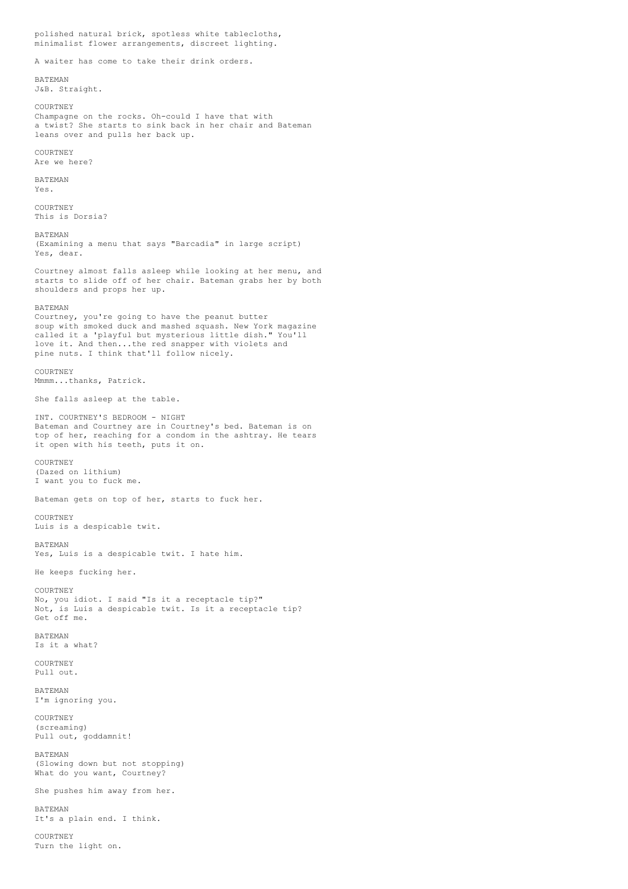polished natural brick, spotless white tablecloths, minimalist flower arrangements, discreet lighting.

A waiter has come to take their drink orders.

BATEMAN
J&B. Straight.

COURTNEY
Champagne on the rocks. Oh-could I have that with a twist? She starts to sink back in her chair and Bateman leans over and pulls her back up.

COURTNEY
Are we here?

BATEMAN
Yes.

COURTNEY
This is Dorsia?

BATEMAN
(Examining a menu that says "Barcadia" in large script)
Yes, dear.

Courtney almost falls asleep while looking at her menu, and starts to slide off of her chair. Bateman grabs her by both shoulders and props her up.

BATEMAN
Courtney, you're going to have the peanut butter soup with smoked duck and mashed squash. New York magazine called it a 'playful but mysterious little dish." You'll love it. And then...the red snapper with violets and pine nuts. I think that'll follow nicely.

COURTNEY
Mmmm...thanks, Patrick.

She falls asleep at the table.

INT. COURTNEY'S BEDROOM - NIGHT
Bateman and Courtney are in Courtney's bed. Bateman is on top of her, reaching for a condom in the ashtray. He tears it open with his teeth, puts it on.

COURTNEY
(Dazed on lithium)
I want you to fuck me.

Bateman gets on top of her, starts to fuck her.

COURTNEY
Luis is a despicable twit.

BATEMAN
Yes, Luis is a despicable twit. I hate him.

He keeps fucking her.

COURTNEY
No, you idiot. I said "Is it a receptacle tip?" Not, is Luis a despicable twit. Is it a receptacle tip? Get off me.

BATEMAN
Is it a what?

COURTNEY
Pull out.

BATEMAN
I'm ignoring you.

COURTNEY
(screaming)
Pull out, goddamnit!

BATEMAN
(Slowing down but not stopping)
What do you want, Courtney?

She pushes him away from her.

BATEMAN
It's a plain end. I think.

COURTNEY
Turn the light on.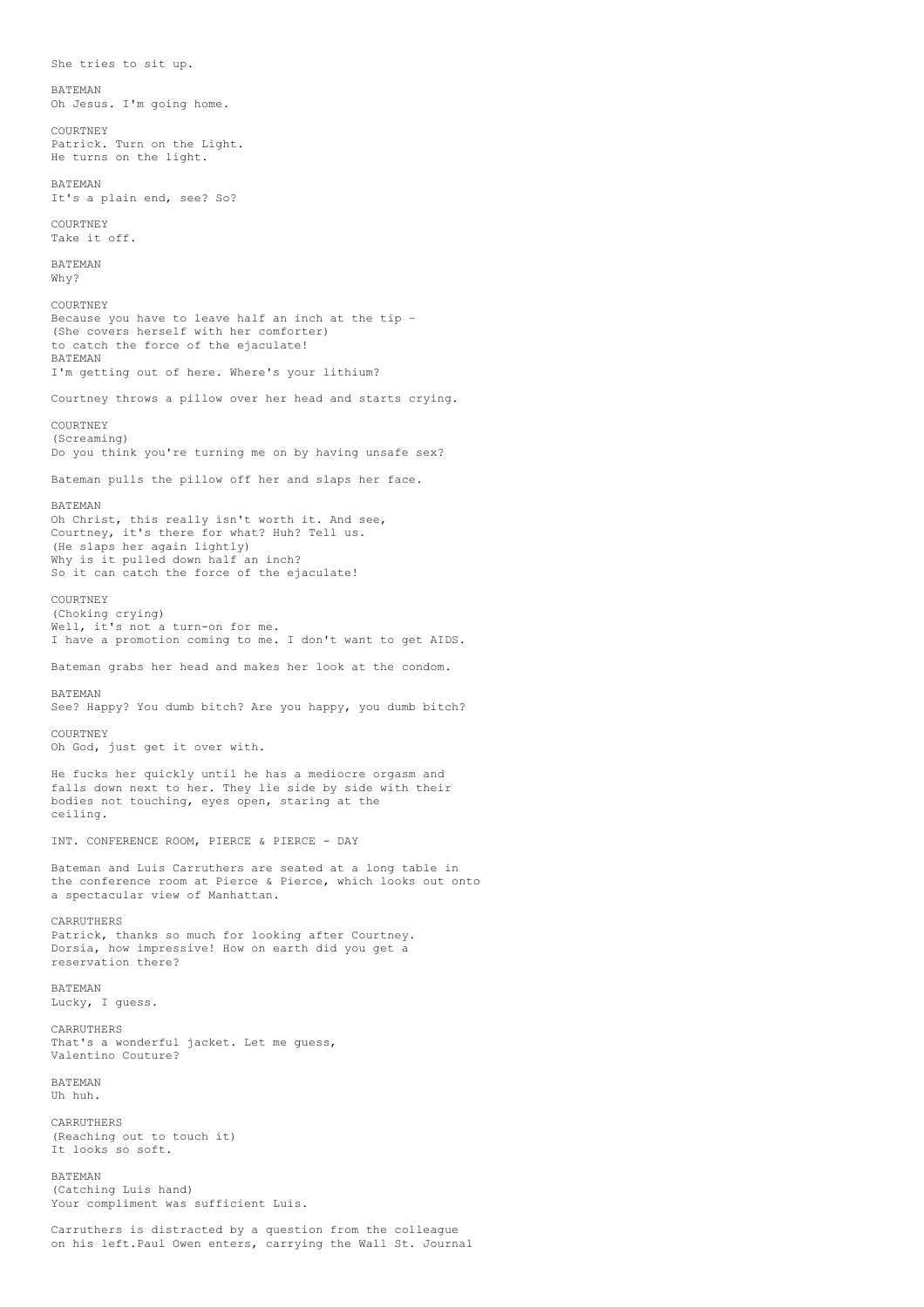She tries to sit up.

BATEMAN
Oh Jesus. I'm going home.

COURTNEY
Patrick. Turn on the Light.
He turns on the light.

BATEMAN
It's a plain end, see? So?

COURTNEY
Take it off.

BATEMAN
Why?

COURTNEY
Because you have to leave half an inch at the tip -
(She covers herself with her comforter)
to catch the force of the ejaculate!
BATEMAN
I'm getting out of here. Where's your lithium?

Courtney throws a pillow over her head and starts crying.

COURTNEY
(Screaming)
Do you think you're turning me on by having unsafe sex?

Bateman pulls the pillow off her and slaps her face.

BATEMAN
Oh Christ, this really isn't worth it. And see,
Courtney, it's there for what? Huh? Tell us.
(He slaps her again lightly)
Why is it pulled down half an inch?
So it can catch the force of the ejaculate!

COURTNEY
(Choking crying)
Well, it's not a turn-on for me.
I have a promotion coming to me. I don't want to get AIDS.

Bateman grabs her head and makes her look at the condom.

BATEMAN
See? Happy? You dumb bitch? Are you happy, you dumb bitch?

COURTNEY
Oh God, just get it over with.

He fucks her quickly until he has a mediocre orgasm and
falls down next to her. They lie side by side with their
bodies not touching, eyes open, staring at the
ceiling.

INT. CONFERENCE ROOM, PIERCE & PIERCE - DAY

Bateman and Luis Carruthers are seated at a long table in
the conference room at Pierce & Pierce, which looks out onto
a spectacular view of Manhattan.

CARRUTHERS
Patrick, thanks so much for looking after Courtney.
Dorsia, how impressive! How on earth did you get a
reservation there?

BATEMAN
Lucky, I guess.

CARRUTHERS
That's a wonderful jacket. Let me guess,
Valentino Couture?

BATEMAN
Uh huh.

CARRUTHERS
(Reaching out to touch it)
It looks so soft.

BATEMAN
(Catching Luis hand)
Your compliment was sufficient Luis.

Carruthers is distracted by a question from the colleague
on his left.Paul Owen enters, carrying the Wall St. Journal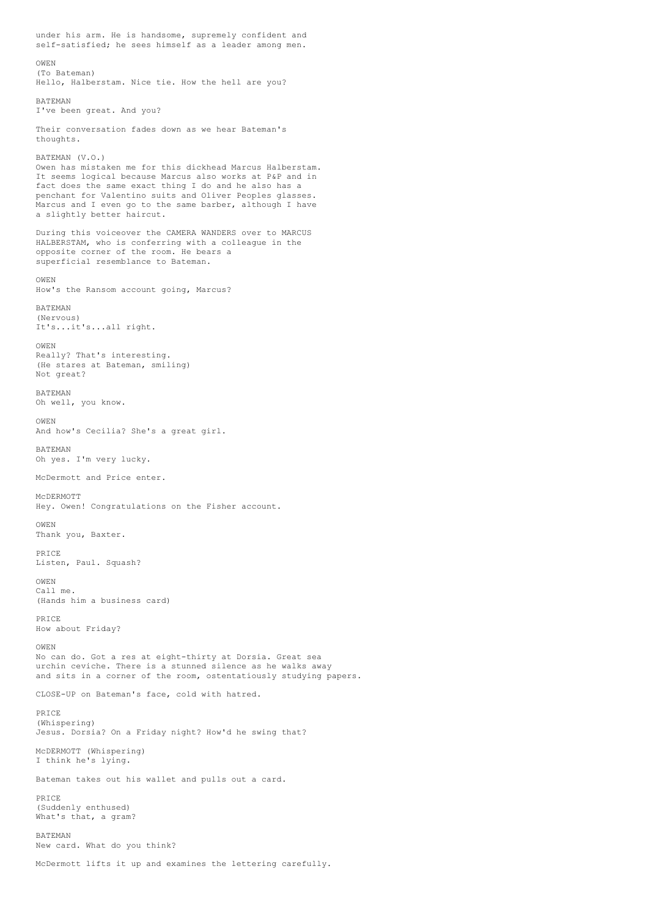under his arm. He is handsome, supremely confident and self-satisfied; he sees himself as a leader among men.

OWEN
(To Bateman)
Hello, Halberstam. Nice tie. How the hell are you?

BATEMAN
I've been great. And you?

Their conversation fades down as we hear Bateman's thoughts.

BATEMAN (V.O.)
Owen has mistaken me for this dickhead Marcus Halberstam. It seems logical because Marcus also works at P&P and in fact does the same exact thing I do and he also has a penchant for Valentino suits and Oliver Peoples glasses. Marcus and I even go to the same barber, although I have a slightly better haircut.

During this voiceover the CAMERA WANDERS over to MARCUS HALBERSTAM, who is conferring with a colleague in the opposite corner of the room. He bears a superficial resemblance to Bateman.

OWEN
How's the Ransom account going, Marcus?

BATEMAN
(Nervous)
It's...it's...all right.

OWEN
Really? That's interesting.
(He stares at Bateman, smiling)
Not great?

BATEMAN
Oh well, you know.

OWEN
And how's Cecilia? She's a great girl.

BATEMAN
Oh yes. I'm very lucky.

McDermott and Price enter.

McDERMOTT
Hey. Owen! Congratulations on the Fisher account.

OWEN
Thank you, Baxter.

PRICE
Listen, Paul. Squash?

OWEN
Call me.
(Hands him a business card)

PRICE
How about Friday?

OWEN
No can do. Got a res at eight-thirty at Dorsia. Great sea urchin ceviche. There is a stunned silence as he walks away and sits in a corner of the room, ostentatiously studying papers.

CLOSE-UP on Bateman's face, cold with hatred.

PRICE
(Whispering)
Jesus. Dorsia? On a Friday night? How'd he swing that?

McDERMOTT (Whispering)
I think he's lying.

Bateman takes out his wallet and pulls out a card.

PRICE
(Suddenly enthused)
What's that, a gram?

BATEMAN
New card. What do you think?

McDermott lifts it up and examines the lettering carefully.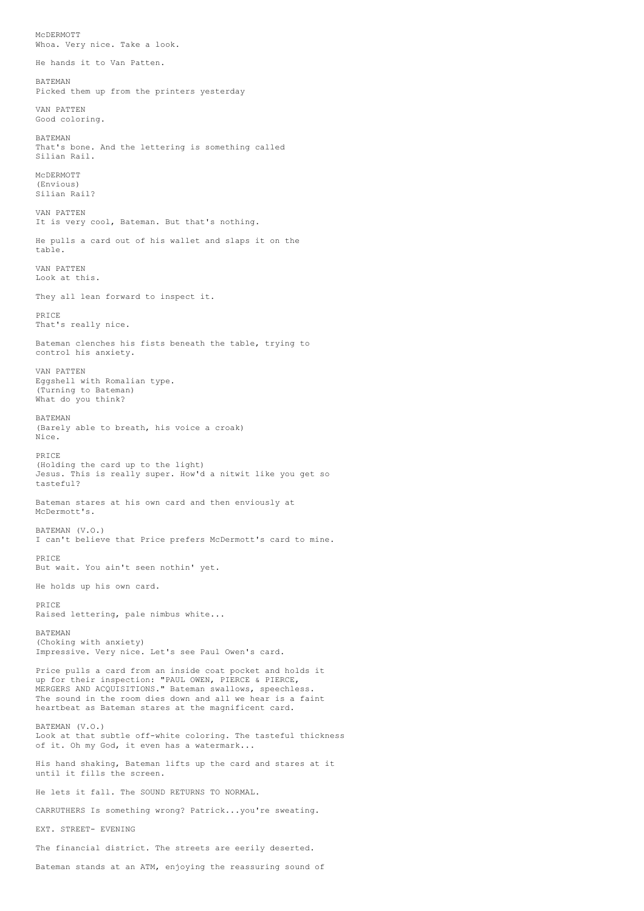McDERMOTT
Whoa. Very nice. Take a look.

He hands it to Van Patten.

BATEMAN
Picked them up from the printers yesterday

VAN PATTEN
Good coloring.

BATEMAN
That's bone. And the lettering is something called
Silian Rail.

McDERMOTT
(Envious)
Silian Rail?

VAN PATTEN
It is very cool, Bateman. But that's nothing.

He pulls a card out of his wallet and slaps it on the
table.

VAN PATTEN
Look at this.

They all lean forward to inspect it.

PRICE
That's really nice.

Bateman clenches his fists beneath the table, trying to
control his anxiety.

VAN PATTEN
Eggshell with Romalian type.
(Turning to Bateman)
What do you think?

BATEMAN
(Barely able to breath, his voice a croak)
Nice.

PRICE
(Holding the card up to the light)
Jesus. This is really super. How'd a nitwit like you get so
tasteful?

Bateman stares at his own card and then enviously at
McDermott's.

BATEMAN (V.O.)
I can't believe that Price prefers McDermott's card to mine.

PRICE
But wait. You ain't seen nothin' yet.

He holds up his own card.

PRICE
Raised lettering, pale nimbus white...

BATEMAN
(Choking with anxiety)
Impressive. Very nice. Let's see Paul Owen's card.

Price pulls a card from an inside coat pocket and holds it
up for their inspection: "PAUL OWEN, PIERCE & PIERCE,
MERGERS AND ACQUISITIONS." Bateman swallows, speechless.
The sound in the room dies down and all we hear is a faint
heartbeat as Bateman stares at the magnificent card.

BATEMAN (V.O.)
Look at that subtle off-white coloring. The tasteful thickness
of it. Oh my God, it even has a watermark...

His hand shaking, Bateman lifts up the card and stares at it
until it fills the screen.

He lets it fall. The SOUND RETURNS TO NORMAL.

CARRUTHERS Is something wrong? Patrick...you're sweating.

EXT. STREET- EVENING

The financial district. The streets are eerily deserted.

Bateman stands at an ATM, enjoying the reassuring sound of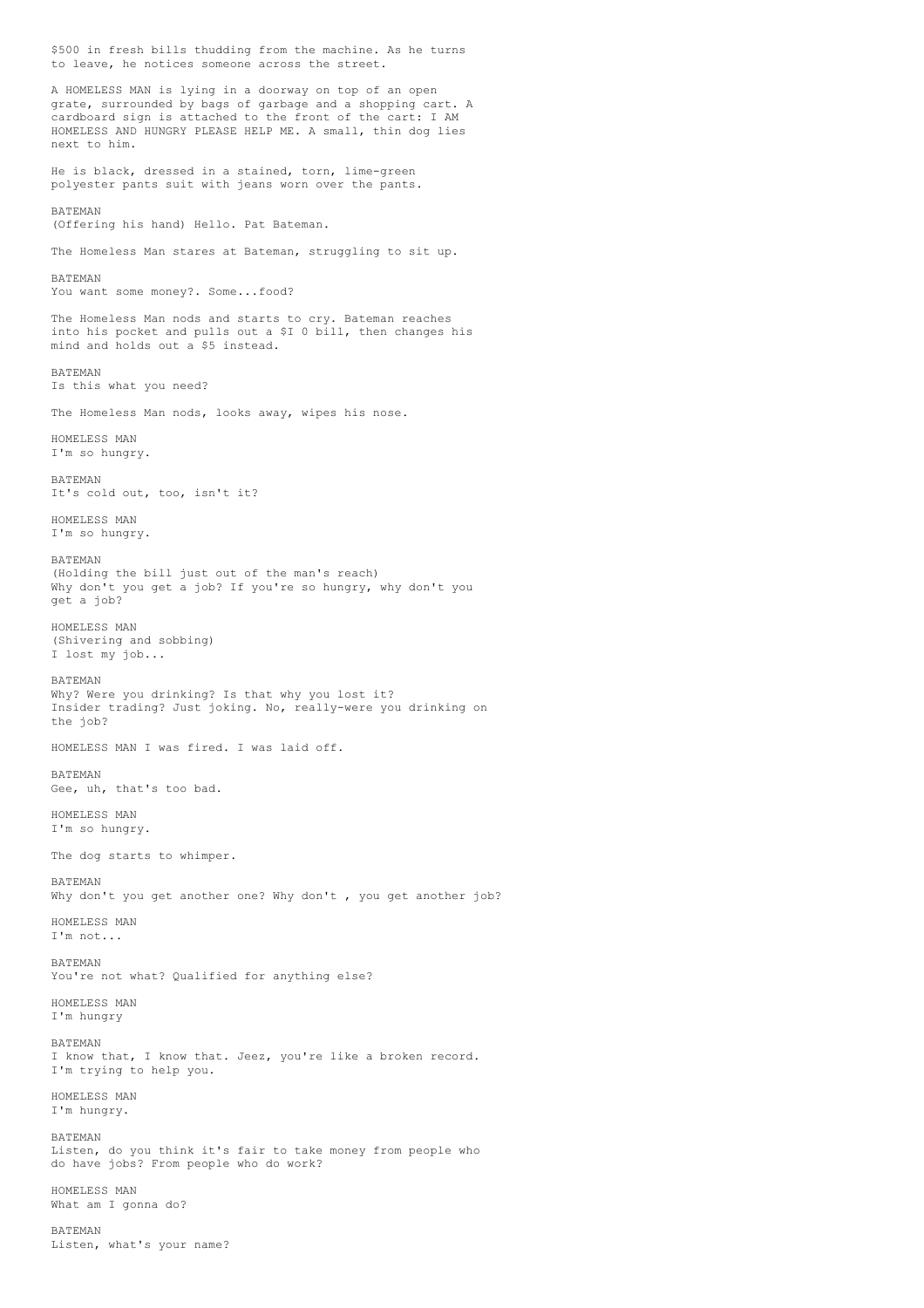$500 in fresh bills thudding from the machine. As he turns to leave, he notices someone across the street.

A HOMELESS MAN is lying in a doorway on top of an open grate, surrounded by bags of garbage and a shopping cart. A cardboard sign is attached to the front of the cart: I AM HOMELESS AND HUNGRY PLEASE HELP ME. A small, thin dog lies next to him.

He is black, dressed in a stained, torn, lime-green polyester pants suit with jeans worn over the pants.

BATEMAN
(Offering his hand) Hello. Pat Bateman.

The Homeless Man stares at Bateman, struggling to sit up.

BATEMAN
You want some money?. Some...food?

The Homeless Man nods and starts to cry. Bateman reaches into his pocket and pulls out a $I 0 bill, then changes his mind and holds out a $5 instead.

BATEMAN
Is this what you need?

The Homeless Man nods, looks away, wipes his nose.

HOMELESS MAN
I'm so hungry.

BATEMAN
It's cold out, too, isn't it?

HOMELESS MAN
I'm so hungry.

BATEMAN
(Holding the bill just out of the man's reach)
Why don't you get a job? If you're so hungry, why don't you get a job?

HOMELESS MAN
(Shivering and sobbing)
I lost my job...

BATEMAN
Why? Were you drinking? Is that why you lost it? Insider trading? Just joking. No, really-were you drinking on the job?

HOMELESS MAN I was fired. I was laid off.

BATEMAN
Gee, uh, that's too bad.

HOMELESS MAN
I'm so hungry.

The dog starts to whimper.

BATEMAN
Why don't you get another one? Why don't , you get another job?

HOMELESS MAN
I'm not...

BATEMAN
You're not what? Qualified for anything else?

HOMELESS MAN
I'm hungry

BATEMAN
I know that, I know that. Jeez, you're like a broken record. I'm trying to help you.

HOMELESS MAN
I'm hungry.

BATEMAN
Listen, do you think it's fair to take money from people who do have jobs? From people who do work?

HOMELESS MAN
What am I gonna do?

BATEMAN
Listen, what's your name?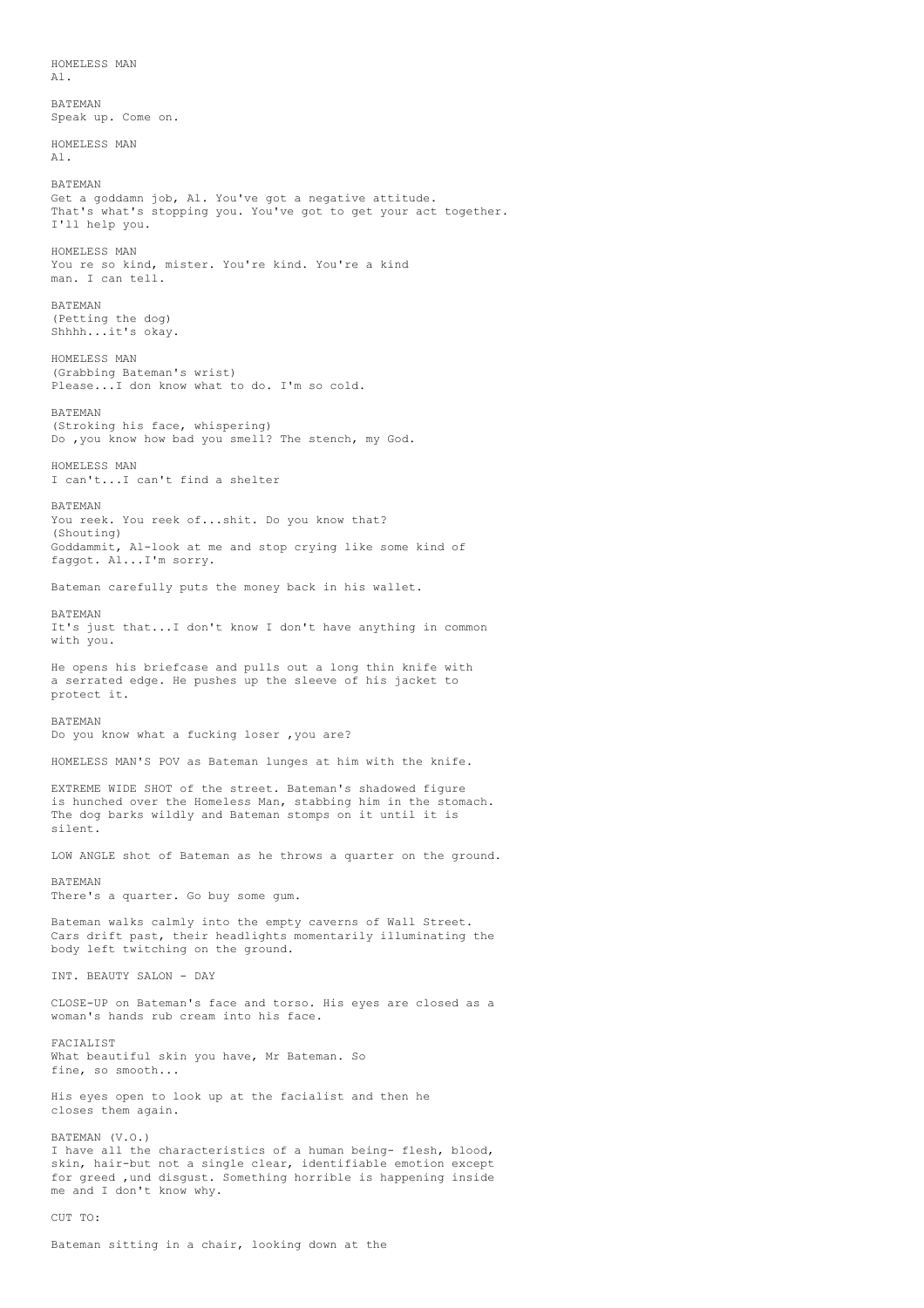HOMELESS MAN
Al.

BATEMAN
Speak up. Come on.

HOMELESS MAN
Al.

BATEMAN
Get a goddamn job, Al. You've got a negative attitude.
That's what's stopping you. You've got to get your act together.
I'll help you.

HOMELESS MAN
You re so kind, mister. You're kind. You're a kind
man. I can tell.

BATEMAN
(Petting the dog)
Shhhh...it's okay.

HOMELESS MAN
(Grabbing Bateman's wrist)
Please...I don know what to do. I'm so cold.

BATEMAN
(Stroking his face, whispering)
Do ,you know how bad you smell? The stench, my God.

HOMELESS MAN
I can't...I can't find a shelter

BATEMAN
You reek. You reek of...shit. Do you know that?
(Shouting)
Goddammit, Al-look at me and stop crying like some kind of
faggot. Al...I'm sorry.

Bateman carefully puts the money back in his wallet.

BATEMAN
It's just that...I don't know I don't have anything in common
with you.

He opens his briefcase and pulls out a long thin knife with
a serrated edge. He pushes up the sleeve of his jacket to
protect it.

BATEMAN
Do you know what a fucking loser ,you are?

HOMELESS MAN'S POV as Bateman lunges at him with the knife.

EXTREME WIDE SHOT of the street. Bateman's shadowed figure
is hunched over the Homeless Man, stabbing him in the stomach.
The dog barks wildly and Bateman stomps on it until it is
silent.

LOW ANGLE shot of Bateman as he throws a quarter on the ground.

BATEMAN
There's a quarter. Go buy some gum.

Bateman walks calmly into the empty caverns of Wall Street.
Cars drift past, their headlights momentarily illuminating the
body left twitching on the ground.

INT. BEAUTY SALON - DAY

CLOSE-UP on Bateman's face and torso. His eyes are closed as a
woman's hands rub cream into his face.

FACIALIST
What beautiful skin you have, Mr Bateman. So
fine, so smooth...

His eyes open to look up at the facialist and then he
closes them again.

BATEMAN (V.O.)
I have all the characteristics of a human being- flesh, blood,
skin, hair-but not a single clear, identifiable emotion except
for greed ,und disgust. Something horrible is happening inside
me and I don't know why.

CUT TO:

Bateman sitting in a chair, looking down at the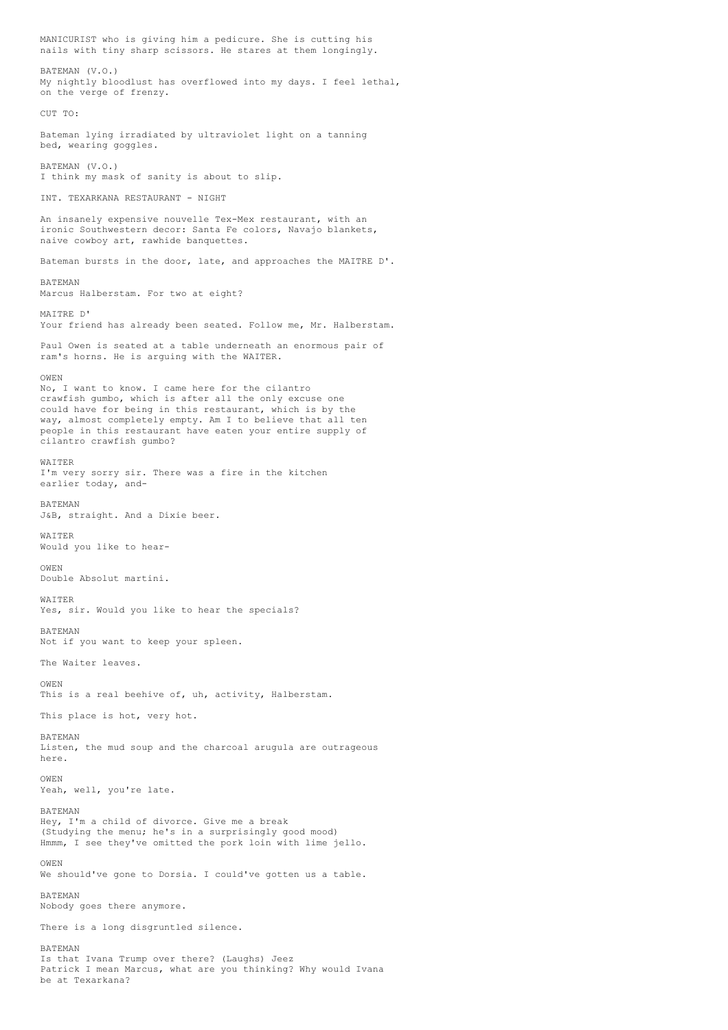MANICURIST who is giving him a pedicure. She is cutting his nails with tiny sharp scissors. He stares at them longingly.

BATEMAN (V.O.)
My nightly bloodlust has overflowed into my days. I feel lethal, on the verge of frenzy.

CUT TO:

Bateman lying irradiated by ultraviolet light on a tanning bed, wearing goggles.

BATEMAN (V.O.)
I think my mask of sanity is about to slip.

INT. TEXARKANA RESTAURANT - NIGHT

An insanely expensive nouvelle Tex-Mex restaurant, with an ironic Southwestern decor: Santa Fe colors, Navajo blankets, naive cowboy art, rawhide banquettes.

Bateman bursts in the door, late, and approaches the MAITRE D'.

BATEMAN
Marcus Halberstam. For two at eight?

MAITRE D'
Your friend has already been seated. Follow me, Mr. Halberstam.

Paul Owen is seated at a table underneath an enormous pair of ram's horns. He is arguing with the WAITER.

OWEN
No, I want to know. I came here for the cilantro crawfish gumbo, which is after all the only excuse one could have for being in this restaurant, which is by the way, almost completely empty. Am I to believe that all ten people in this restaurant have eaten your entire supply of cilantro crawfish gumbo?

WAITER
I'm very sorry sir. There was a fire in the kitchen earlier today, and-

BATEMAN
J&B, straight. And a Dixie beer.

WAITER
Would you like to hear-

OWEN
Double Absolut martini.

WAITER
Yes, sir. Would you like to hear the specials?

BATEMAN
Not if you want to keep your spleen.

The Waiter leaves.

OWEN
This is a real beehive of, uh, activity, Halberstam.

This place is hot, very hot.

BATEMAN
Listen, the mud soup and the charcoal arugula are outrageous here.

OWEN
Yeah, well, you're late.

BATEMAN
Hey, I'm a child of divorce. Give me a break
(Studying the menu; he's in a surprisingly good mood)
Hmmm, I see they've omitted the pork loin with lime jello.

OWEN
We should've gone to Dorsia. I could've gotten us a table.

BATEMAN
Nobody goes there anymore.

There is a long disgruntled silence.

BATEMAN
Is that Ivana Trump over there? (Laughs) Jeez
Patrick I mean Marcus, what are you thinking? Why would Ivana be at Texarkana?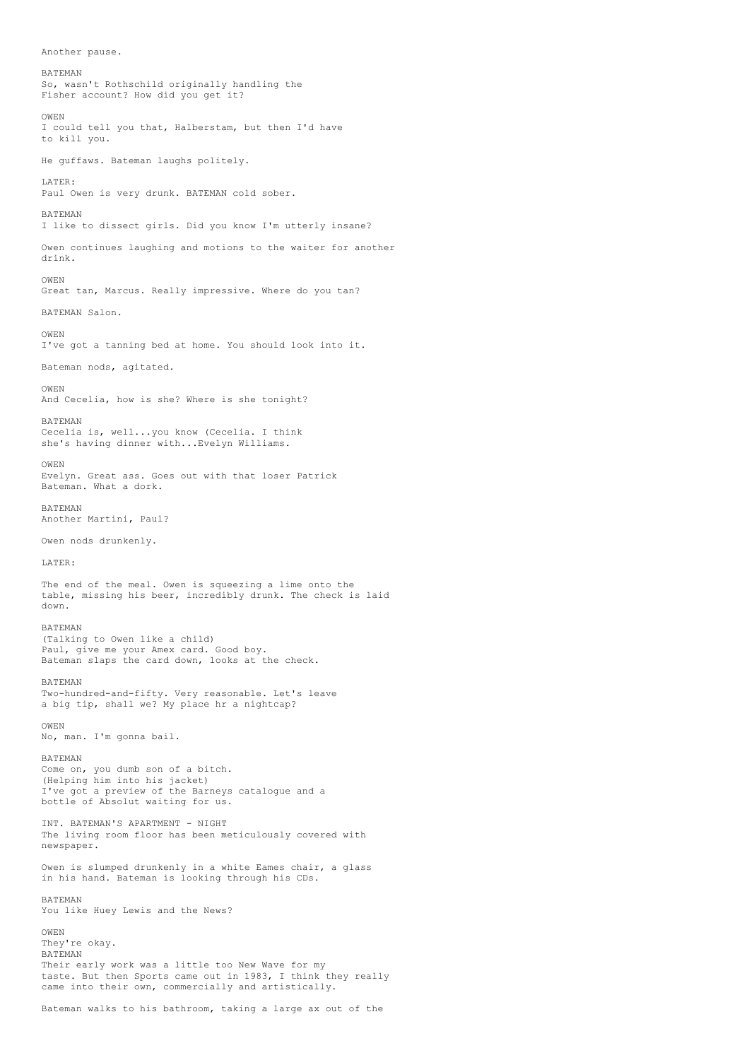Another pause.

BATEMAN
So, wasn't Rothschild originally handling the
Fisher account? How did you get it?

OWEN
I could tell you that, Halberstam, but then I'd have
to kill you.

He guffaws. Bateman laughs politely.

LATER:
Paul Owen is very drunk. BATEMAN cold sober.

BATEMAN
I like to dissect girls. Did you know I'm utterly insane?

Owen continues laughing and motions to the waiter for another
drink.

OWEN
Great tan, Marcus. Really impressive. Where do you tan?

BATEMAN Salon.

OWEN
I've got a tanning bed at home. You should look into it.

Bateman nods, agitated.

OWEN
And Cecelia, how is she? Where is she tonight?

BATEMAN
Cecelia is, well...you know (Cecelia. I think
she's having dinner with...Evelyn Williams.

OWEN
Evelyn. Great ass. Goes out with that loser Patrick
Bateman. What a dork.

BATEMAN
Another Martini, Paul?

Owen nods drunkenly.

LATER:

The end of the meal. Owen is squeezing a lime onto the
table, missing his beer, incredibly drunk. The check is laid
down.

BATEMAN
(Talking to Owen like a child)
Paul, give me your Amex card. Good boy.
Bateman slaps the card down, looks at the check.

BATEMAN
Two-hundred-and-fifty. Very reasonable. Let's leave
a big tip, shall we? My place hr a nightcap?

OWEN
No, man. I'm gonna bail.

BATEMAN
Come on, you dumb son of a bitch.
(Helping him into his jacket)
I've got a preview of the Barneys catalogue and a
bottle of Absolut waiting for us.

INT. BATEMAN'S APARTMENT - NIGHT
The living room floor has been meticulously covered with
newspaper.

Owen is slumped drunkenly in a white Eames chair, a glass
in his hand. Bateman is looking through his CDs.

BATEMAN
You like Huey Lewis and the News?

OWEN
They're okay.
BATEMAN
Their early work was a little too New Wave for my
taste. But then Sports came out in 1983, I think they really
came into their own, commercially and artistically.

Bateman walks to his bathroom, taking a large ax out of the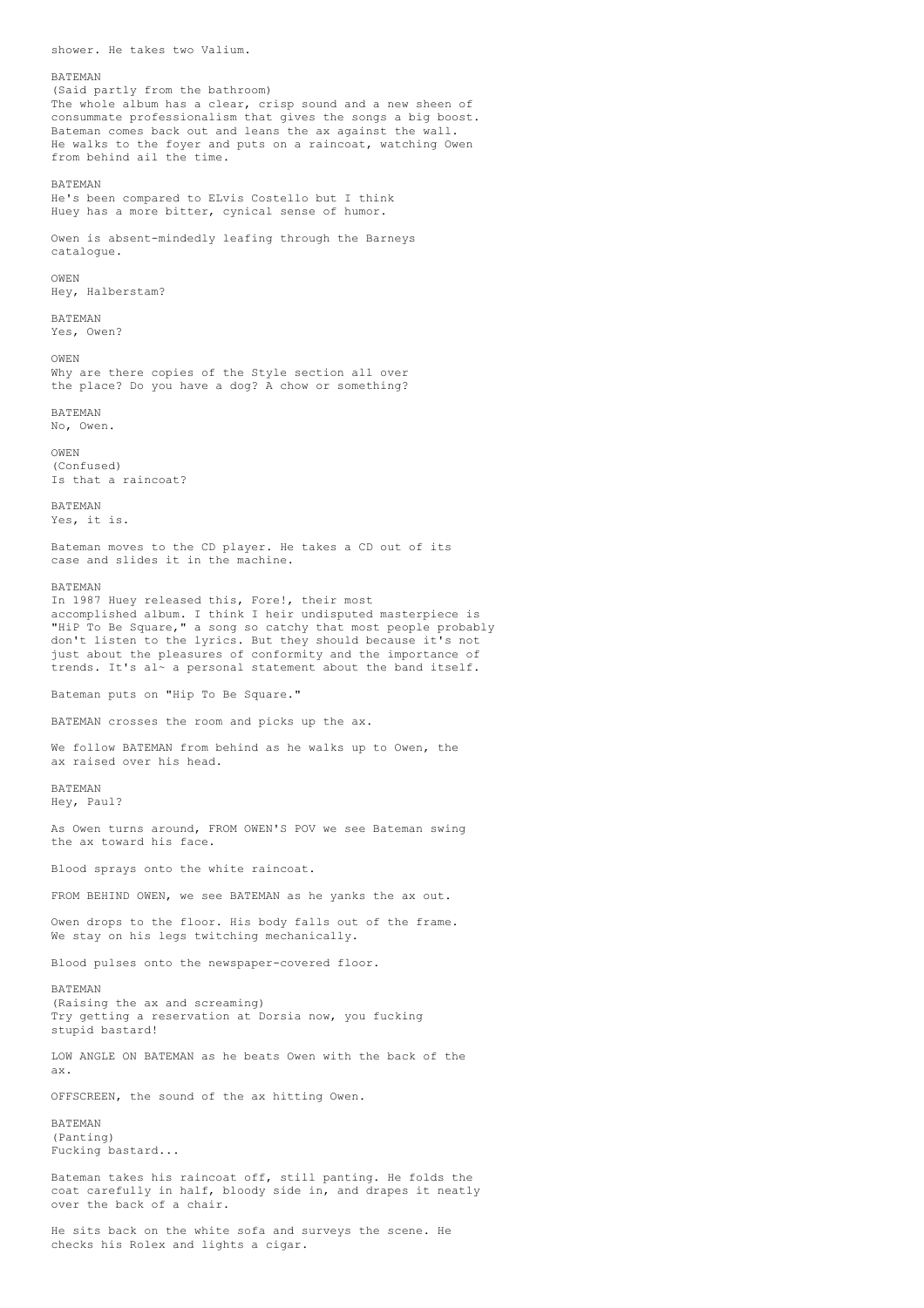shower. He takes two Valium.

BATEMAN
(Said partly from the bathroom)
The whole album has a clear, crisp sound and a new sheen of consummate professionalism that gives the songs a big boost.
Bateman comes back out and leans the ax against the wall.
He walks to the foyer and puts on a raincoat, watching Owen from behind ail the time.

BATEMAN
He's been compared to ELvis Costello but I think Huey has a more bitter, cynical sense of humor.

Owen is absent-mindedly leafing through the Barneys catalogue.

OWEN
Hey, Halberstam?

BATEMAN
Yes, Owen?

OWEN
Why are there copies of the Style section all over the place? Do you have a dog? A chow or something?

BATEMAN
No, Owen.

OWEN
(Confused)
Is that a raincoat?

BATEMAN
Yes, it is.

Bateman moves to the CD player. He takes a CD out of its case and slides it in the machine.

BATEMAN
In 1987 Huey released this, Fore!, their most accomplished album. I think I heir undisputed masterpiece is "HiP To Be Square," a song so catchy that most people probably don't listen to the lyrics. But they should because it's not just about the pleasures of conformity and the importance of trends. It's al~ a personal statement about the band itself.

Bateman puts on "Hip To Be Square."

BATEMAN crosses the room and picks up the ax.

We follow BATEMAN from behind as he walks up to Owen, the ax raised over his head.

BATEMAN
Hey, Paul?

As Owen turns around, FROM OWEN'S POV we see Bateman swing the ax toward his face.

Blood sprays onto the white raincoat.

FROM BEHIND OWEN, we see BATEMAN as he yanks the ax out.

Owen drops to the floor. His body falls out of the frame. We stay on his legs twitching mechanically.

Blood pulses onto the newspaper-covered floor.

BATEMAN
(Raising the ax and screaming)
Try getting a reservation at Dorsia now, you fucking stupid bastard!

LOW ANGLE ON BATEMAN as he beats Owen with the back of the ax.

OFFSCREEN, the sound of the ax hitting Owen.

BATEMAN
(Panting)
Fucking bastard...

Bateman takes his raincoat off, still panting. He folds the coat carefully in half, bloody side in, and drapes it neatly over the back of a chair.

He sits back on the white sofa and surveys the scene. He checks his Rolex and lights a cigar.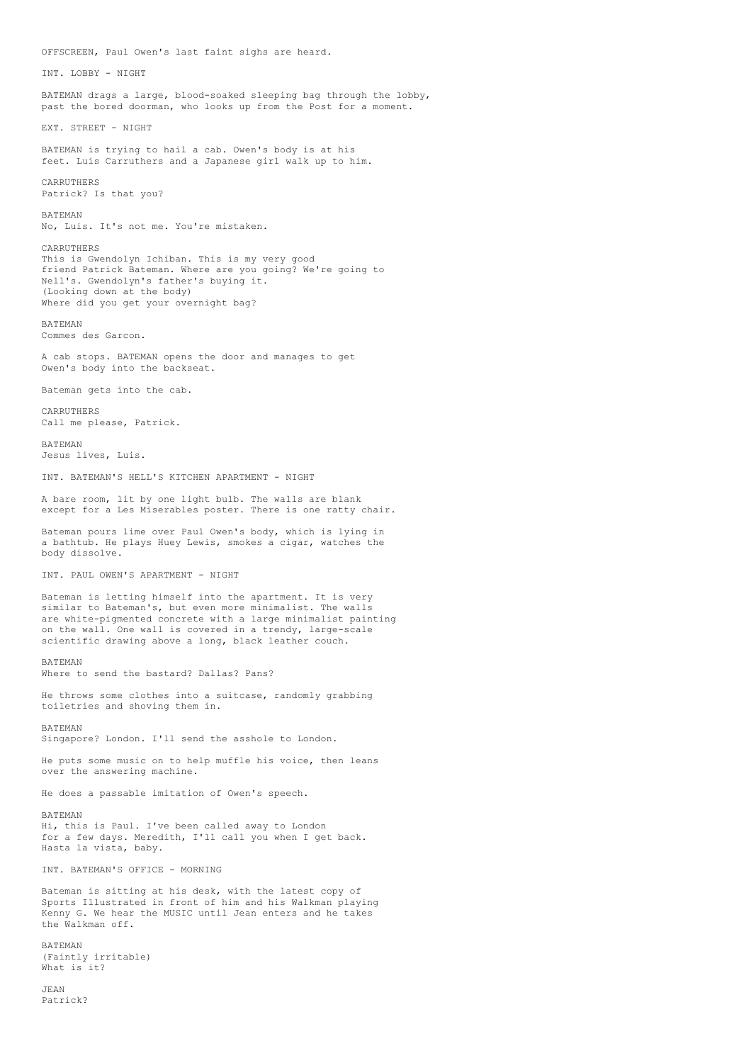OFFSCREEN, Paul Owen's last faint sighs are heard.

INT. LOBBY - NIGHT

BATEMAN drags a large, blood-soaked sleeping bag through the lobby, past the bored doorman, who looks up from the Post for a moment.

EXT. STREET - NIGHT

BATEMAN is trying to hail a cab. Owen's body is at his feet. Luis Carruthers and a Japanese girl walk up to him.

CARRUTHERS
Patrick? Is that you?

BATEMAN
No, Luis. It's not me. You're mistaken.

CARRUTHERS
This is Gwendolyn Ichiban. This is my very good friend Patrick Bateman. Where are you going? We're going to Nell's. Gwendolyn's father's buying it.
(Looking down at the body)
Where did you get your overnight bag?

BATEMAN
Commes des Garcon.

A cab stops. BATEMAN opens the door and manages to get Owen's body into the backseat.

Bateman gets into the cab.

CARRUTHERS
Call me please, Patrick.

BATEMAN
Jesus lives, Luis.

INT. BATEMAN'S HELL'S KITCHEN APARTMENT - NIGHT

A bare room, lit by one light bulb. The walls are blank except for a Les Miserables poster. There is one ratty chair.

Bateman pours lime over Paul Owen's body, which is lying in a bathtub. He plays Huey Lewis, smokes a cigar, watches the body dissolve.

INT. PAUL OWEN'S APARTMENT - NIGHT

Bateman is letting himself into the apartment. It is very similar to Bateman's, but even more minimalist. The walls are white-pigmented concrete with a large minimalist painting on the wall. One wall is covered in a trendy, large-scale scientific drawing above a long, black leather couch.

BATEMAN
Where to send the bastard? Dallas? Pans?

He throws some clothes into a suitcase, randomly grabbing toiletries and shoving them in.

BATEMAN
Singapore? London. I'll send the asshole to London.

He puts some music on to help muffle his voice, then leans over the answering machine.

He does a passable imitation of Owen's speech.

BATEMAN
Hi, this is Paul. I've been called away to London for a few days. Meredith, I'll call you when I get back. Hasta la vista, baby.

INT. BATEMAN'S OFFICE - MORNING

Bateman is sitting at his desk, with the latest copy of Sports Illustrated in front of him and his Walkman playing Kenny G. We hear the MUSIC until Jean enters and he takes the Walkman off.

BATEMAN
(Faintly irritable)
What is it?

JEAN
Patrick?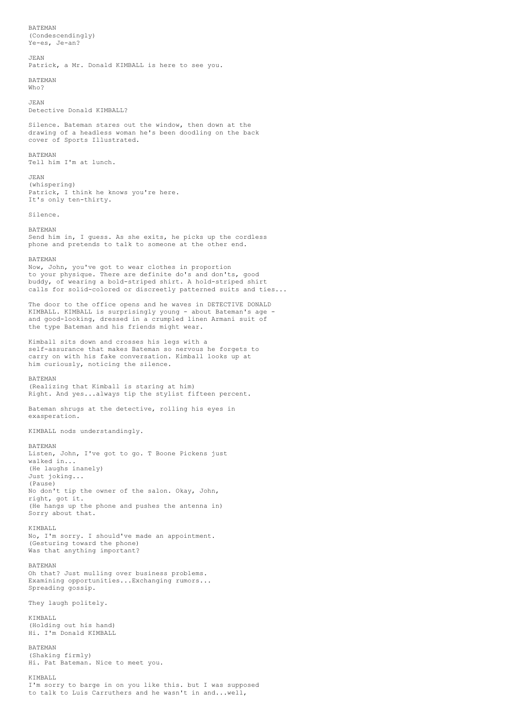BATEMAN
(Condescendingly)
Ye-es, Je-an?

JEAN
Patrick, a Mr. Donald KIMBALL is here to see you.

BATEMAN
Who?

JEAN
Detective Donald KIMBALL?

Silence. Bateman stares out the window, then down at the drawing of a headless woman he's been doodling on the back cover of Sports Illustrated.

BATEMAN
Tell him I'm at lunch.

JEAN
(whispering)
Patrick, I think he knows you're here.
It's only ten-thirty.

Silence.

BATEMAN
Send him in, I guess. As she exits, he picks up the cordless phone and pretends to talk to someone at the other end.

BATEMAN
Now, John, you've got to wear clothes in proportion to your physique. There are definite do's and don'ts, good buddy, of wearing a bold-striped shirt. A hold-striped shirt calls for solid-colored or discreetly patterned suits and ties...

The door to the office opens and he waves in DETECTIVE DONALD KIMBALL. KIMBALL is surprisingly young - about Bateman's age - and good-looking, dressed in a crumpled linen Armani suit of the type Bateman and his friends might wear.

Kimball sits down and crosses his legs with a self-assurance that makes Bateman so nervous he forgets to carry on with his fake conversation. Kimball looks up at him curiously, noticing the silence.

BATEMAN
(Realizing that Kimball is staring at him)
Right. And yes...always tip the stylist fifteen percent.

Bateman shrugs at the detective, rolling his eyes in exasperation.

KIMBALL nods understandingly.

BATEMAN
Listen, John, I've got to go. T Boone Pickens just walked in...
(He laughs inanely)
Just joking...
(Pause)
No don't tip the owner of the salon. Okay, John, right, got it.
(He hangs up the phone and pushes the antenna in)
Sorry about that.

KIMBALL
No, I'm sorry. I should've made an appointment.
(Gesturing toward the phone)
Was that anything important?

BATEMAN
Oh that? Just mulling over business problems.
Examining opportunities...Exchanging rumors...
Spreading gossip.

They laugh politely.

KIMBALL
(Holding out his hand)
Hi. I'm Donald KIMBALL

BATEMAN
(Shaking firmly)
Hi. Pat Bateman. Nice to meet you.

KIMBALL
I'm sorry to barge in on you like this. but I was supposed to talk to Luis Carruthers and he wasn't in and...well,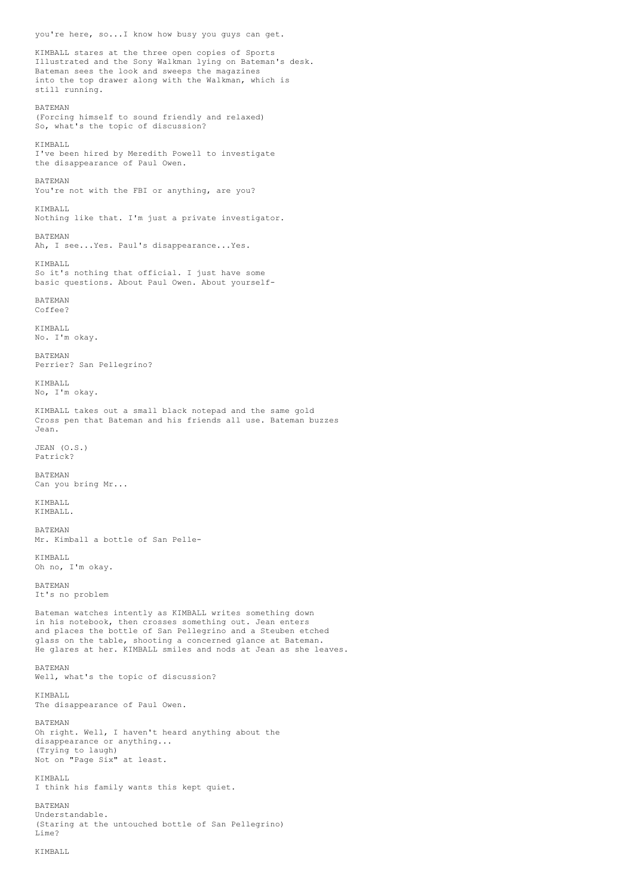you're here, so...I know how busy you guys can get.

KIMBALL stares at the three open copies of Sports Illustrated and the Sony Walkman lying on Bateman's desk. Bateman sees the look and sweeps the magazines into the top drawer along with the Walkman, which is still running.

BATEMAN
(Forcing himself to sound friendly and relaxed)
So, what's the topic of discussion?

KIMBALL
I've been hired by Meredith Powell to investigate the disappearance of Paul Owen.

BATEMAN
You're not with the FBI or anything, are you?

KIMBALL
Nothing like that. I'm just a private investigator.

BATEMAN
Ah, I see...Yes. Paul's disappearance...Yes.

KIMBALL
So it's nothing that official. I just have some basic questions. About Paul Owen. About yourself-

BATEMAN
Coffee?

KIMBALL
No. I'm okay.

BATEMAN
Perrier? San Pellegrino?

KIMBALL
No, I'm okay.

KIMBALL takes out a small black notepad and the same gold Cross pen that Bateman and his friends all use. Bateman buzzes Jean.

JEAN (O.S.)
Patrick?

BATEMAN
Can you bring Mr...

KIMBALL
KIMBALL.

BATEMAN
Mr. Kimball a bottle of San Pelle-

KIMBALL
Oh no, I'm okay.

BATEMAN
It's no problem

Bateman watches intently as KIMBALL writes something down in his notebook, then crosses something out. Jean enters and places the bottle of San Pellegrino and a Steuben etched glass on the table, shooting a concerned glance at Bateman. He glares at her. KIMBALL smiles and nods at Jean as she leaves.

BATEMAN
Well, what's the topic of discussion?

KIMBALL
The disappearance of Paul Owen.

BATEMAN
Oh right. Well, I haven't heard anything about the disappearance or anything...
(Trying to laugh)
Not on "Page Six" at least.

KIMBALL
I think his family wants this kept quiet.

BATEMAN
Understandable.
(Staring at the untouched bottle of San Pellegrino)
Lime?

KIMBALL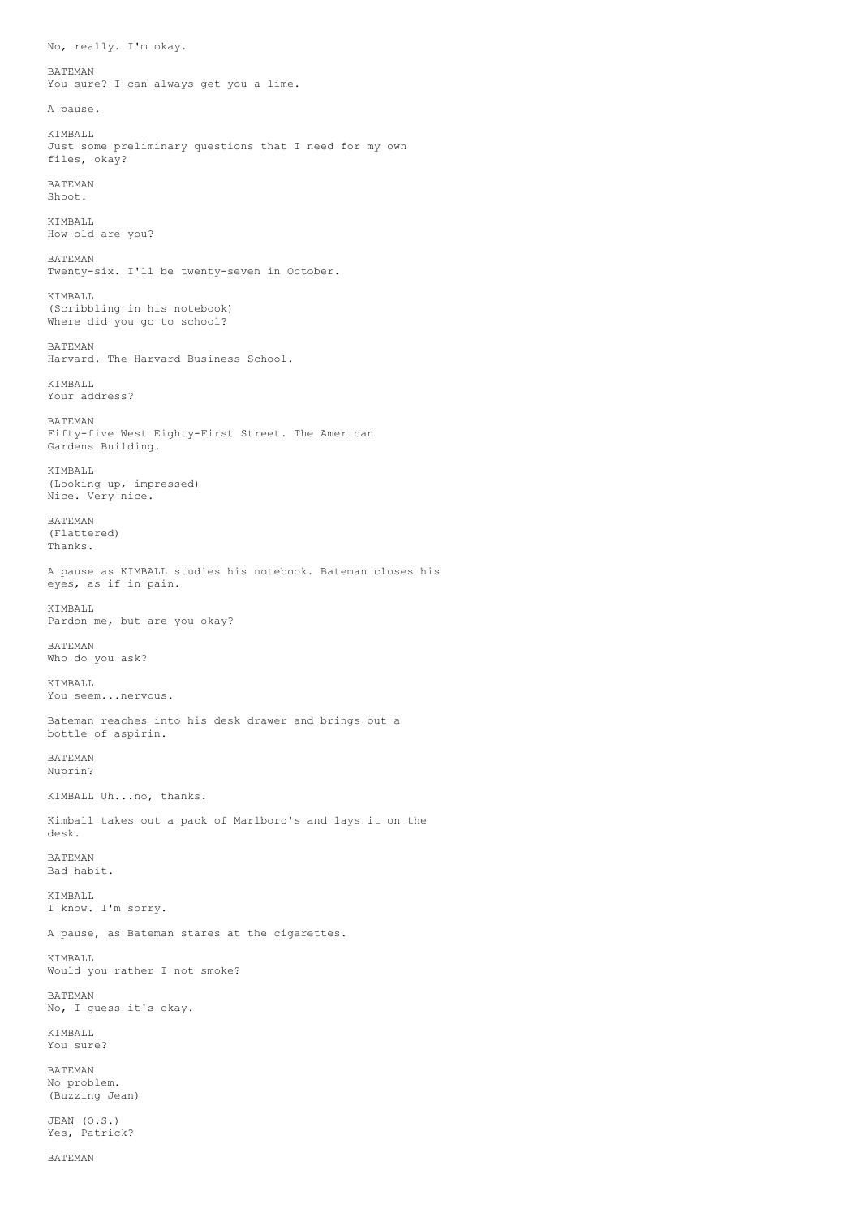No, really. I'm okay.

BATEMAN
You sure? I can always get you a lime.

A pause.

KIMBALL
Just some preliminary questions that I need for my own files, okay?

BATEMAN
Shoot.

KIMBALL
How old are you?

BATEMAN
Twenty-six. I'll be twenty-seven in October.

KIMBALL
(Scribbling in his notebook)
Where did you go to school?

BATEMAN
Harvard. The Harvard Business School.

KIMBALL
Your address?

BATEMAN
Fifty-five West Eighty-First Street. The American Gardens Building.

KIMBALL
(Looking up, impressed)
Nice. Very nice.

BATEMAN
(Flattered)
Thanks.

A pause as KIMBALL studies his notebook. Bateman closes his eyes, as if in pain.

KIMBALL
Pardon me, but are you okay?

BATEMAN
Who do you ask?

KIMBALL
You seem...nervous.

Bateman reaches into his desk drawer and brings out a bottle of aspirin.

BATEMAN
Nuprin?

KIMBALL Uh...no, thanks.

Kimball takes out a pack of Marlboro's and lays it on the desk.

BATEMAN
Bad habit.

KIMBALL
I know. I'm sorry.

A pause, as Bateman stares at the cigarettes.

KIMBALL
Would you rather I not smoke?

BATEMAN
No, I guess it's okay.

KIMBALL
You sure?

BATEMAN
No problem.
(Buzzing Jean)

JEAN (O.S.)
Yes, Patrick?

BATEMAN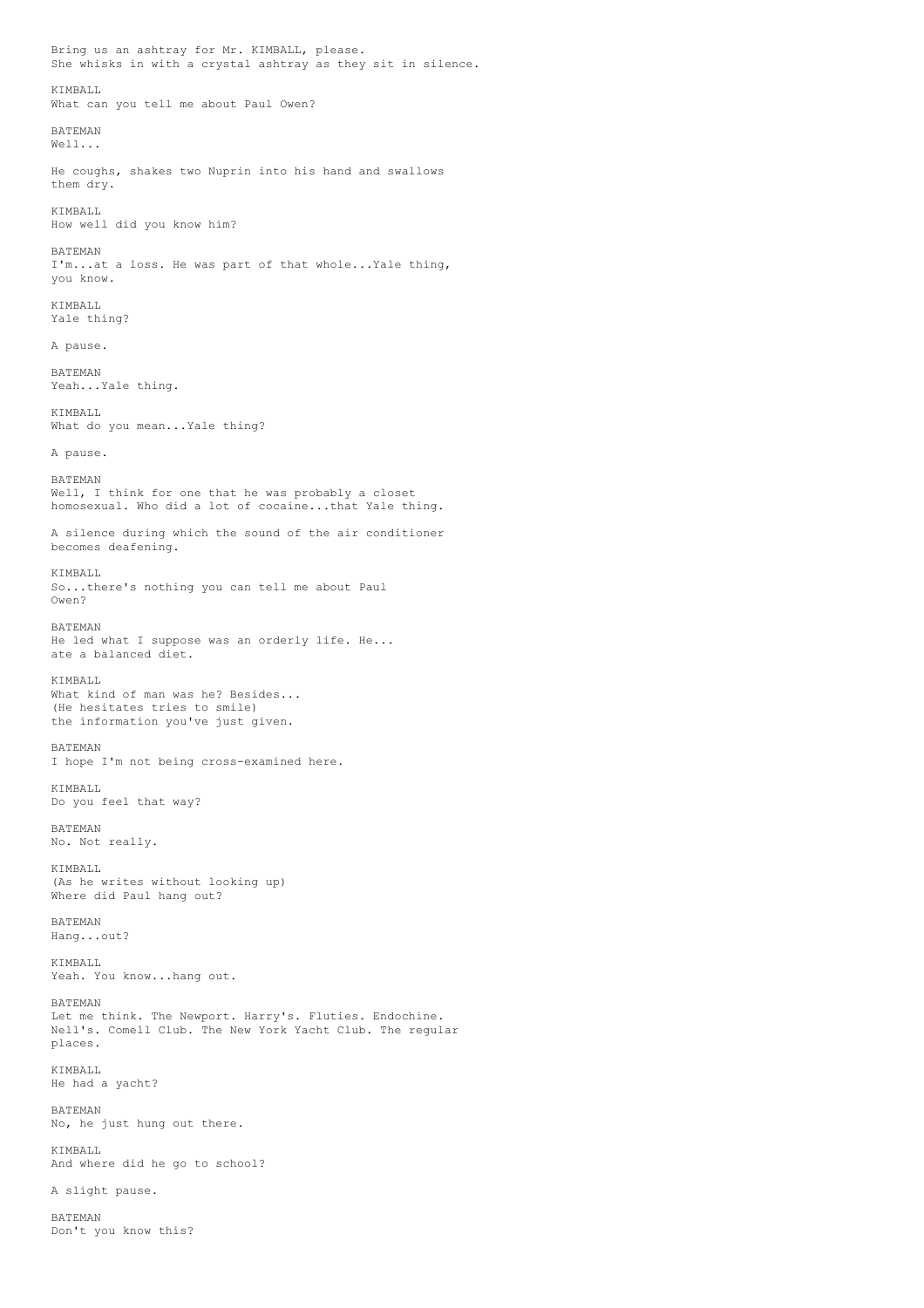Bring us an ashtray for Mr. KIMBALL, please.
She whisks in with a crystal ashtray as they sit in silence.

KIMBALL
What can you tell me about Paul Owen?

BATEMAN
Well...

He coughs, shakes two Nuprin into his hand and swallows them dry.

KIMBALL
How well did you know him?

BATEMAN
I'm...at a loss. He was part of that whole...Yale thing, you know.

KIMBALL
Yale thing?

A pause.

BATEMAN
Yeah...Yale thing.

KIMBALL
What do you mean...Yale thing?

A pause.

BATEMAN
Well, I think for one that he was probably a closet homosexual. Who did a lot of cocaine...that Yale thing.

A silence during which the sound of the air conditioner becomes deafening.

KIMBALL
So...there's nothing you can tell me about Paul Owen?

BATEMAN
He led what I suppose was an orderly life. He... ate a balanced diet.

KIMBALL
What kind of man was he? Besides...
(He hesitates tries to smile)
the information you've just given.

BATEMAN
I hope I'm not being cross-examined here.

KIMBALL
Do you feel that way?

BATEMAN
No. Not really.

KIMBALL
(As he writes without looking up)
Where did Paul hang out?

BATEMAN
Hang...out?

KIMBALL
Yeah. You know...hang out.

BATEMAN
Let me think. The Newport. Harry's. Fluties. Endochine. Nell's. Comell Club. The New York Yacht Club. The regular places.

KIMBALL
He had a yacht?

BATEMAN
No, he just hung out there.

KIMBALL
And where did he go to school?

A slight pause.

BATEMAN
Don't you know this?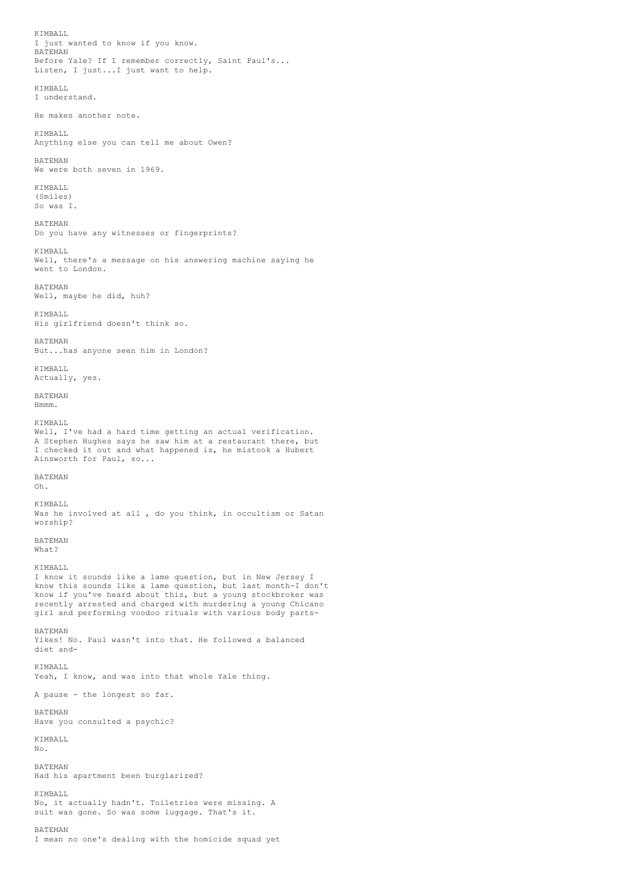KIMBALL
I just wanted to know if you know.

BATEMAN
Before Yale? If I remember correctly, Saint Paul's...
Listen, I just...I just want to help.

KIMBALL
I understand.

He makes another note.

KIMBALL
Anything else you can tell me about Owen?

BATEMAN
We were both seven in 1969.

KIMBALL
(Smiles)
So was I.

BATEMAN
Do you have any witnesses or fingerprints?

KIMBALL
Well, there's a message on his answering machine saying he went to London.

BATEMAN
Well, maybe he did, huh?

KIMBALL
His girlfriend doesn't think so.

BATEMAN
But...has anyone seen him in London?

KIMBALL
Actually, yes.

BATEMAN
Hmmm.

KIMBALL
Well, I've had a hard time getting an actual verification.
A Stephen Hughes says he saw him at a restaurant there, but I checked it out and what happened is, he mistook a Hubert Ainsworth for Paul, so...

BATEMAN
Oh.

KIMBALL
Was he involved at all , do you think, in occultism or Satan worship?

BATEMAN
What?

KIMBALL
I know it sounds like a lame question, but in New Jersey I know this sounds like a lame question, but last month-I don't know if you've heard about this, but a young stockbroker was recently arrested and charged with murdering a young Chicano girl and performing voodoo rituals with various body parts-

BATEMAN
Yikes! No. Paul wasn't into that. He followed a balanced diet and-

KIMBALL
Yeah, I know, and was into that whole Yale thing.

A pause - the longest so far.

BATEMAN
Have you consulted a psychic?

KIMBALL
No.

BATEMAN
Had his apartment been burglarized?

KIMBALL
No, it actually hadn't. Toiletries were missing. A suit was gone. So was some luggage. That's it.

BATEMAN
I mean no one's dealing with the homicide squad yet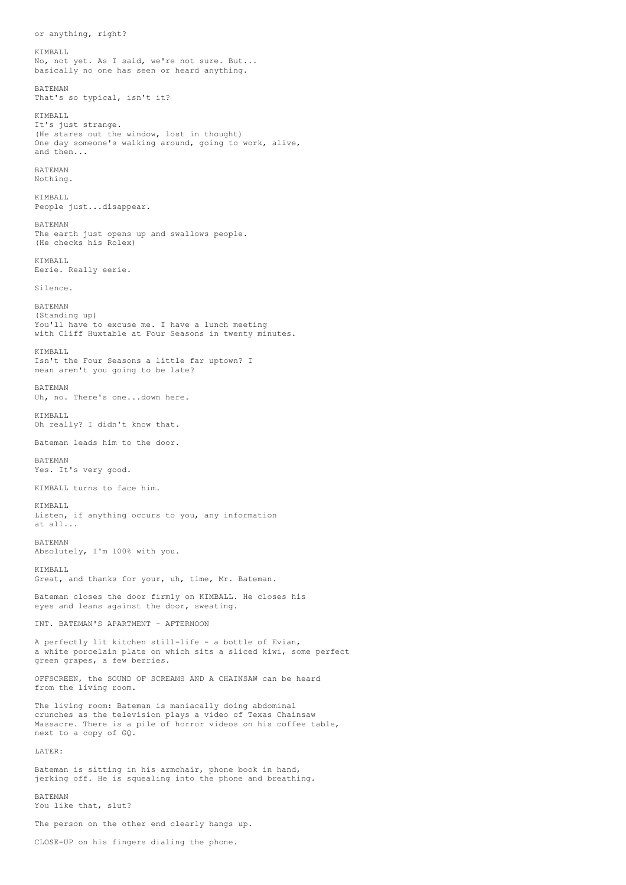or anything, right?

KIMBALL
No, not yet. As I said, we're not sure. But...
basically no one has seen or heard anything.

BATEMAN
That's so typical, isn't it?

KIMBALL
It's just strange.
(He stares out the window, lost in thought)
One day someone's walking around, going to work, alive,
and then...

BATEMAN
Nothing.

KIMBALL
People just...disappear.

BATEMAN
The earth just opens up and swallows people.
(He checks his Rolex)

KIMBALL
Eerie. Really eerie.

Silence.

BATEMAN
(Standing up)
You'll have to excuse me. I have a lunch meeting
with Cliff Huxtable at Four Seasons in twenty minutes.

KIMBALL
Isn't the Four Seasons a little far uptown? I
mean aren't you going to be late?

BATEMAN
Uh, no. There's one...down here.

KIMBALL
Oh really? I didn't know that.

Bateman leads him to the door.

BATEMAN
Yes. It's very good.

KIMBALL turns to face him.

KIMBALL
Listen, if anything occurs to you, any information
at all...

BATEMAN
Absolutely, I'm 100% with you.

KIMBALL
Great, and thanks for your, uh, time, Mr. Bateman.

Bateman closes the door firmly on KIMBALL. He closes his
eyes and leans against the door, sweating.

INT. BATEMAN'S APARTMENT - AFTERNOON

A perfectly lit kitchen still-life - a bottle of Evian,
a white porcelain plate on which sits a sliced kiwi, some perfect
green grapes, a few berries.

OFFSCREEN, the SOUND OF SCREAMS AND A CHAINSAW can be heard
from the living room.

The living room: Bateman is maniacally doing abdominal
crunches as the television plays a video of Texas Chainsaw
Massacre. There is a pile of horror videos on his coffee table,
next to a copy of GQ.

LATER:

Bateman is sitting in his armchair, phone book in hand,
jerking off. He is squealing into the phone and breathing.

BATEMAN
You like that, slut?

The person on the other end clearly hangs up.

CLOSE-UP on his fingers dialing the phone.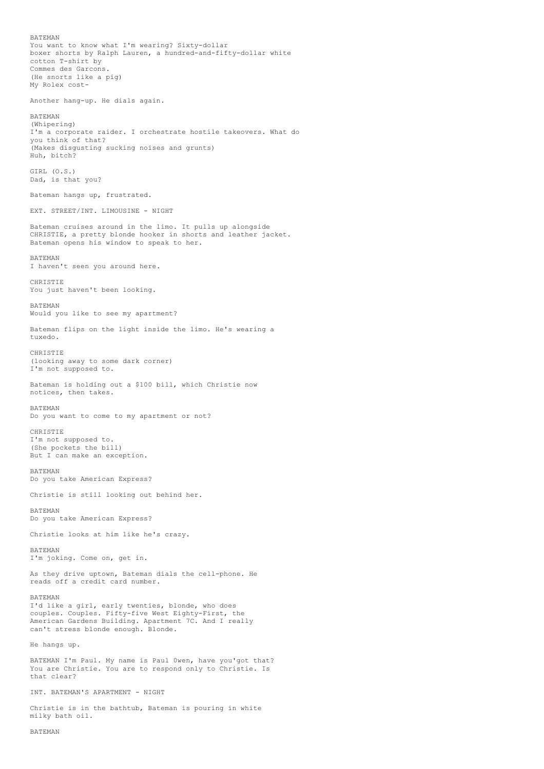BATEMAN
You want to know what I'm wearing? Sixty-dollar
boxer shorts by Ralph Lauren, a hundred-and-fifty-dollar white
cotton T-shirt by
Commes des Garcons.
(He snorts like a pig)
My Rolex cost-

Another hang-up. He dials again.

BATEMAN
(Whipering)
I'm a corporate raider. I orchestrate hostile takeovers. What do
you think of that?
(Makes disgusting sucking noises and grunts)
Huh, bitch?

GIRL (O.S.)
Dad, is that you?

Bateman hangs up, frustrated.

EXT. STREET/INT. LIMOUSINE - NIGHT

Bateman cruises around in the limo. It pulls up alongside
CHRISTIE, a pretty blonde hooker in shorts and leather jacket.
Bateman opens his window to speak to her.

BATEMAN
I haven't seen you around here.

CHRISTIE
You just haven't been looking.

BATEMAN
Would you like to see my apartment?

Bateman flips on the light inside the limo. He's wearing a
tuxedo.

CHRISTIE
(looking away to some dark corner)
I'm not supposed to.

Bateman is holding out a $100 bill, which Christie now
notices, then takes.

BATEMAN
Do you want to come to my apartment or not?

CHRISTIE
I'm not supposed to.
(She pockets the bill)
But I can make an exception.

BATEMAN
Do you take American Express?

Christie is still looking out behind her.

BATEMAN
Do you take American Express?

Christie looks at him like he's crazy.

BATEMAN
I'm joking. Come on, get in.

As they drive uptown, Bateman dials the cell-phone. He
reads off a credit card number.

BATEMAN
I'd like a girl, early twenties, blonde, who does
couples. Couples. Fifty-five West Eighty-First, the
American Gardens Building. Apartment 7C. And I really
can't stress blonde enough. Blonde.

He hangs up.

BATEMAN I'm Paul. My name is Paul 0wen, have you'got that?
You are Christie. You are to respond only to Christie. Is
that clear?

INT. BATEMAN'S APARTMENT - NIGHT

Christie is in the bathtub, Bateman is pouring in white
milky bath oil.

BATEMAN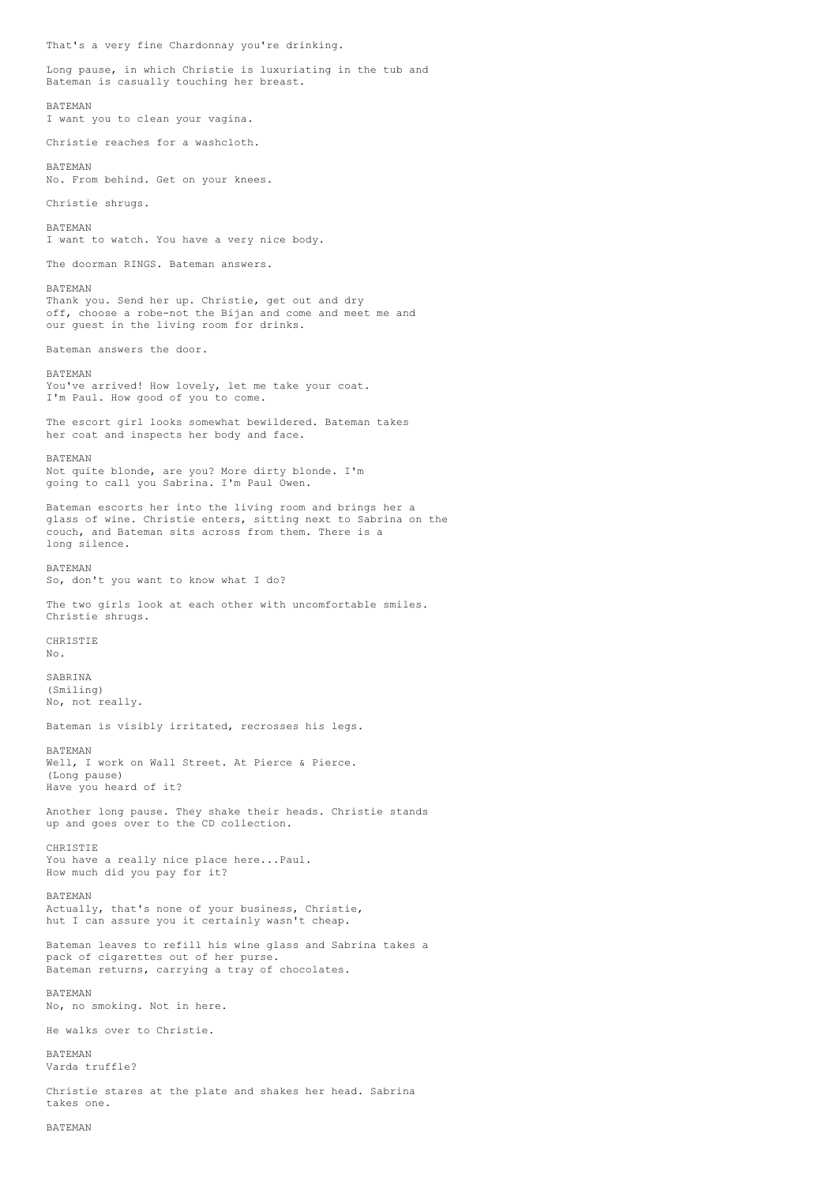That's a very fine Chardonnay you're drinking.

Long pause, in which Christie is luxuriating in the tub and Bateman is casually touching her breast.

BATEMAN
I want you to clean your vagina.

Christie reaches for a washcloth.

BATEMAN
No. From behind. Get on your knees.

Christie shrugs.

BATEMAN
I want to watch. You have a very nice body.

The doorman RINGS. Bateman answers.

BATEMAN
Thank you. Send her up. Christie, get out and dry off, choose a robe-not the Bijan and come and meet me and our guest in the living room for drinks.

Bateman answers the door.

BATEMAN
You've arrived! How lovely, let me take your coat. I'm Paul. How good of you to come.

The escort girl looks somewhat bewildered. Bateman takes her coat and inspects her body and face.

BATEMAN
Not quite blonde, are you? More dirty blonde. I'm going to call you Sabrina. I'm Paul Owen.

Bateman escorts her into the living room and brings her a glass of wine. Christie enters, sitting next to Sabrina on the couch, and Bateman sits across from them. There is a long silence.

BATEMAN
So, don't you want to know what I do?

The two girls look at each other with uncomfortable smiles. Christie shrugs.

CHRISTIE
No.

SABRINA
(Smiling)
No, not really.

Bateman is visibly irritated, recrosses his legs.

BATEMAN
Well, I work on Wall Street. At Pierce & Pierce.
(Long pause)
Have you heard of it?

Another long pause. They shake their heads. Christie stands up and goes over to the CD collection.

CHRISTIE
You have a really nice place here...Paul. How much did you pay for it?

BATEMAN
Actually, that's none of your business, Christie, but I can assure you it certainly wasn't cheap.

Bateman leaves to refill his wine glass and Sabrina takes a pack of cigarettes out of her purse. Bateman returns, carrying a tray of chocolates.

BATEMAN
No, no smoking. Not in here.

He walks over to Christie.

BATEMAN
Varda truffle?

Christie stares at the plate and shakes her head. Sabrina takes one.

BATEMAN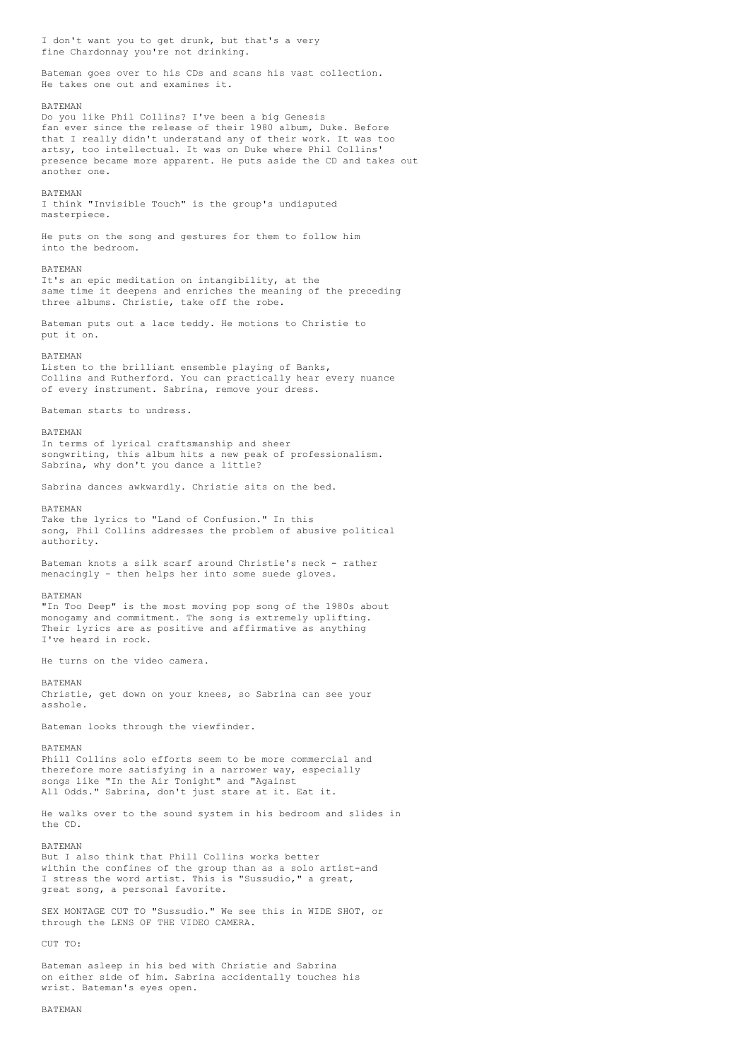I don't want you to get drunk, but that's a very fine Chardonnay you're not drinking.

Bateman goes over to his CDs and scans his vast collection. He takes one out and examines it.

BATEMAN
Do you like Phil Collins? I've been a big Genesis fan ever since the release of their 1980 album, Duke. Before that I really didn't understand any of their work. It was too artsy, too intellectual. It was on Duke where Phil Collins' presence became more apparent. He puts aside the CD and takes out another one.

BATEMAN
I think "Invisible Touch" is the group's undisputed masterpiece.

He puts on the song and gestures for them to follow him into the bedroom.

BATEMAN
It's an epic meditation on intangibility, at the same time it deepens and enriches the meaning of the preceding three albums. Christie, take off the robe.

Bateman puts out a lace teddy. He motions to Christie to put it on.

BATEMAN
Listen to the brilliant ensemble playing of Banks, Collins and Rutherford. You can practically hear every nuance of every instrument. Sabrina, remove your dress.

Bateman starts to undress.

BATEMAN
In terms of lyrical craftsmanship and sheer songwriting, this album hits a new peak of professionalism. Sabrina, why don't you dance a little?

Sabrina dances awkwardly. Christie sits on the bed.

BATEMAN
Take the lyrics to "Land of Confusion." In this song, Phil Collins addresses the problem of abusive political authority.

Bateman knots a silk scarf around Christie's neck - rather menacingly - then helps her into some suede gloves.

BATEMAN
"In Too Deep" is the most moving pop song of the 1980s about monogamy and commitment. The song is extremely uplifting. Their lyrics are as positive and affirmative as anything I've heard in rock.

He turns on the video camera.

BATEMAN
Christie, get down on your knees, so Sabrina can see your asshole.

Bateman looks through the viewfinder.

BATEMAN
Phill Collins solo efforts seem to be more commercial and therefore more satisfying in a narrower way, especially songs like "In the Air Tonight" and "Against All Odds." Sabrina, don't just stare at it. Eat it.

He walks over to the sound system in his bedroom and slides in the CD.

BATEMAN
But I also think that Phill Collins works better within the confines of the group than as a solo artist-and I stress the word artist. This is "Sussudio," a great, great song, a personal favorite.

SEX MONTAGE CUT TO "Sussudio." We see this in WIDE SHOT, or through the LENS OF THE VIDEO CAMERA.

CUT TO:

Bateman asleep in his bed with Christie and Sabrina on either side of him. Sabrina accidentally touches his wrist. Bateman's eyes open.

BATEMAN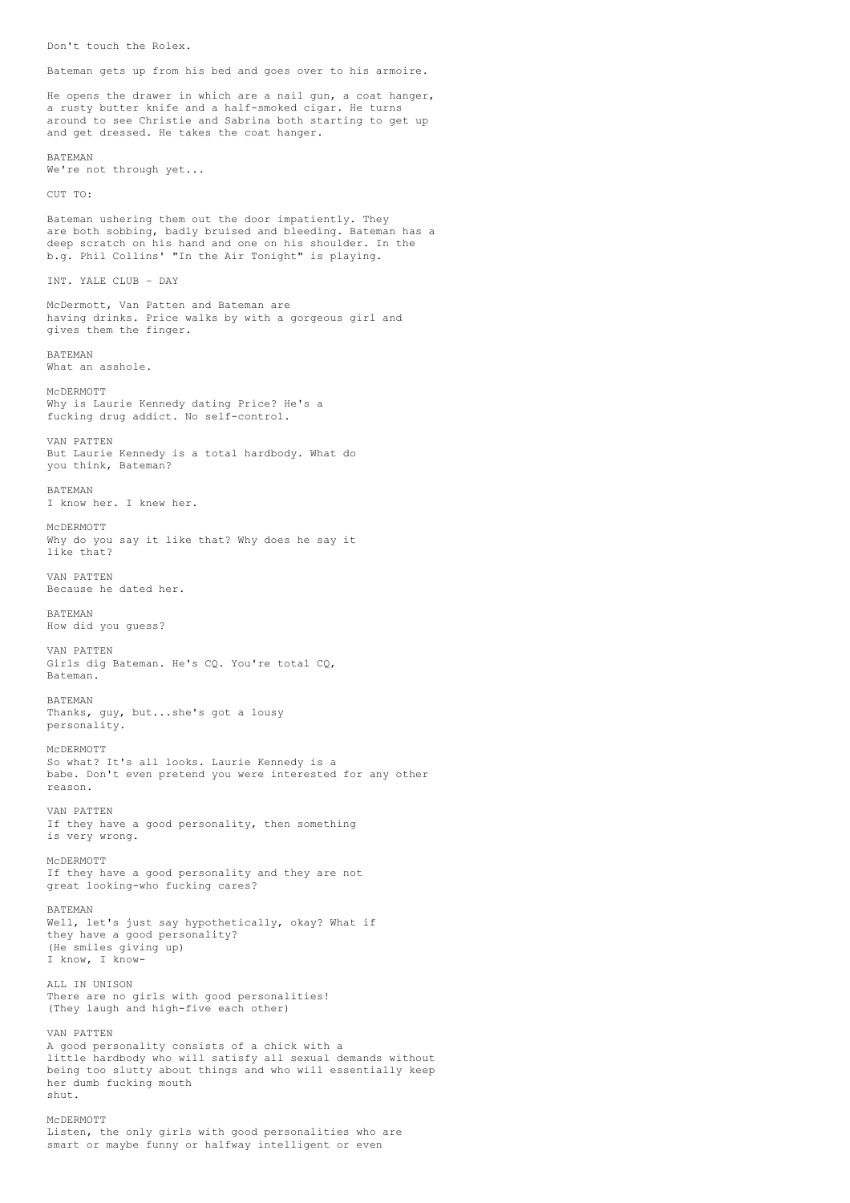Don't touch the Rolex.

Bateman gets up from his bed and goes over to his armoire.

He opens the drawer in which are a nail gun, a coat hanger, a rusty butter knife and a half-smoked cigar. He turns around to see Christie and Sabrina both starting to get up and get dressed. He takes the coat hanger.

BATEMAN
We're not through yet...

CUT TO:

Bateman ushering them out the door impatiently. They are both sobbing, badly bruised and bleeding. Bateman has a deep scratch on his hand and one on his shoulder. In the b.g. Phil Collins' "In the Air Tonight" is playing.

INT. YALE CLUB - DAY

McDermott, Van Patten and Bateman are having drinks. Price walks by with a gorgeous girl and gives them the finger.

BATEMAN
What an asshole.

McDERMOTT
Why is Laurie Kennedy dating Price? He's a fucking drug addict. No self-control.

VAN PATTEN
But Laurie Kennedy is a total hardbody. What do you think, Bateman?

BATEMAN
I know her. I knew her.

McDERMOTT
Why do you say it like that? Why does he say it like that?

VAN PATTEN
Because he dated her.

BATEMAN
How did you guess?

VAN PATTEN
Girls dig Bateman. He's GQ. You're total GQ, Bateman.

BATEMAN
Thanks, guy, but...she's got a lousy personality.

McDERMOTT
So what? It's all looks. Laurie Kennedy is a babe. Don't even pretend you were interested for any other reason.

VAN PATTEN
If they have a good personality, then something is very wrong.

McDERMOTT
If they have a good personality and they are not great looking-who fucking cares?

BATEMAN
Well, let's just say hypothetically, okay? What if they have a good personality?
(He smiles giving up)
I know, I know-

ALL IN UNISON
There are no girls with good personalities!
(They laugh and high-five each other)

VAN PATTEN
A good personality consists of a chick with a little hardbody who will satisfy all sexual demands without being too slutty about things and who will essentially keep her dumb fucking mouth shut.

McDERMOTT
Listen, the only girls with good personalities who are smart or maybe funny or halfway intelligent or even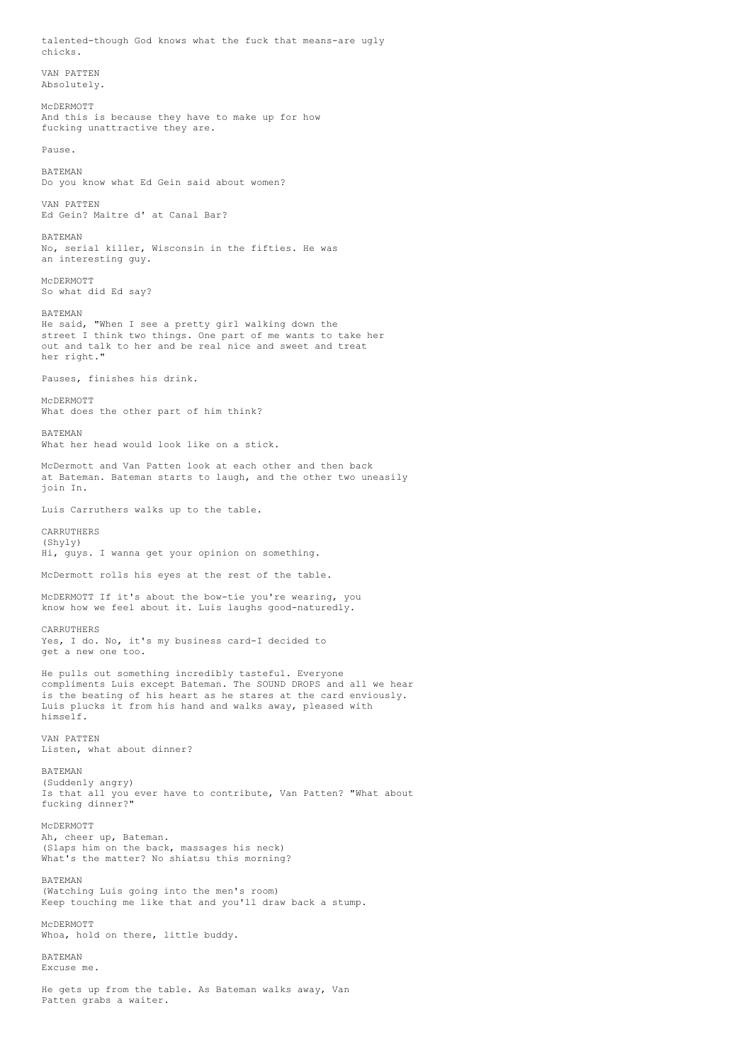talented-though God knows what the fuck that means-are ugly chicks.

VAN PATTEN
Absolutely.

McDERMOTT
And this is because they have to make up for how fucking unattractive they are.

Pause.

BATEMAN
Do you know what Ed Gein said about women?

VAN PATTEN
Ed Gein? Maitre d' at Canal Bar?

BATEMAN
No, serial killer, Wisconsin in the fifties. He was an interesting guy.

McDERMOTT
So what did Ed say?

BATEMAN
He said, "When I see a pretty girl walking down the street I think two things. One part of me wants to take her out and talk to her and be real nice and sweet and treat her right."

Pauses, finishes his drink.

McDERMOTT
What does the other part of him think?

BATEMAN
What her head would look like on a stick.

McDermott and Van Patten look at each other and then back at Bateman. Bateman starts to laugh, and the other two uneasily join In.

Luis Carruthers walks up to the table.

CARRUTHERS
(Shyly)
Hi, guys. I wanna get your opinion on something.

McDermott rolls his eyes at the rest of the table.

McDERMOTT If it's about the bow-tie you're wearing, you know how we feel about it. Luis laughs good-naturedly.

CARRUTHERS
Yes, I do. No, it's my business card-I decided to get a new one too.

He pulls out something incredibly tasteful. Everyone compliments Luis except Bateman. The SOUND DROPS and all we hear is the beating of his heart as he stares at the card enviously. Luis plucks it from his hand and walks away, pleased with himself.

VAN PATTEN
Listen, what about dinner?

BATEMAN
(Suddenly angry)
Is that all you ever have to contribute, Van Patten? "What about fucking dinner?"

McDERMOTT
Ah, cheer up, Bateman.
(Slaps him on the back, massages his neck)
What's the matter? No shiatsu this morning?

BATEMAN
(Watching Luis going into the men's room)
Keep touching me like that and you'll draw back a stump.

McDERMOTT
Whoa, hold on there, little buddy.

BATEMAN
Excuse me.

He gets up from the table. As Bateman walks away, Van Patten grabs a waiter.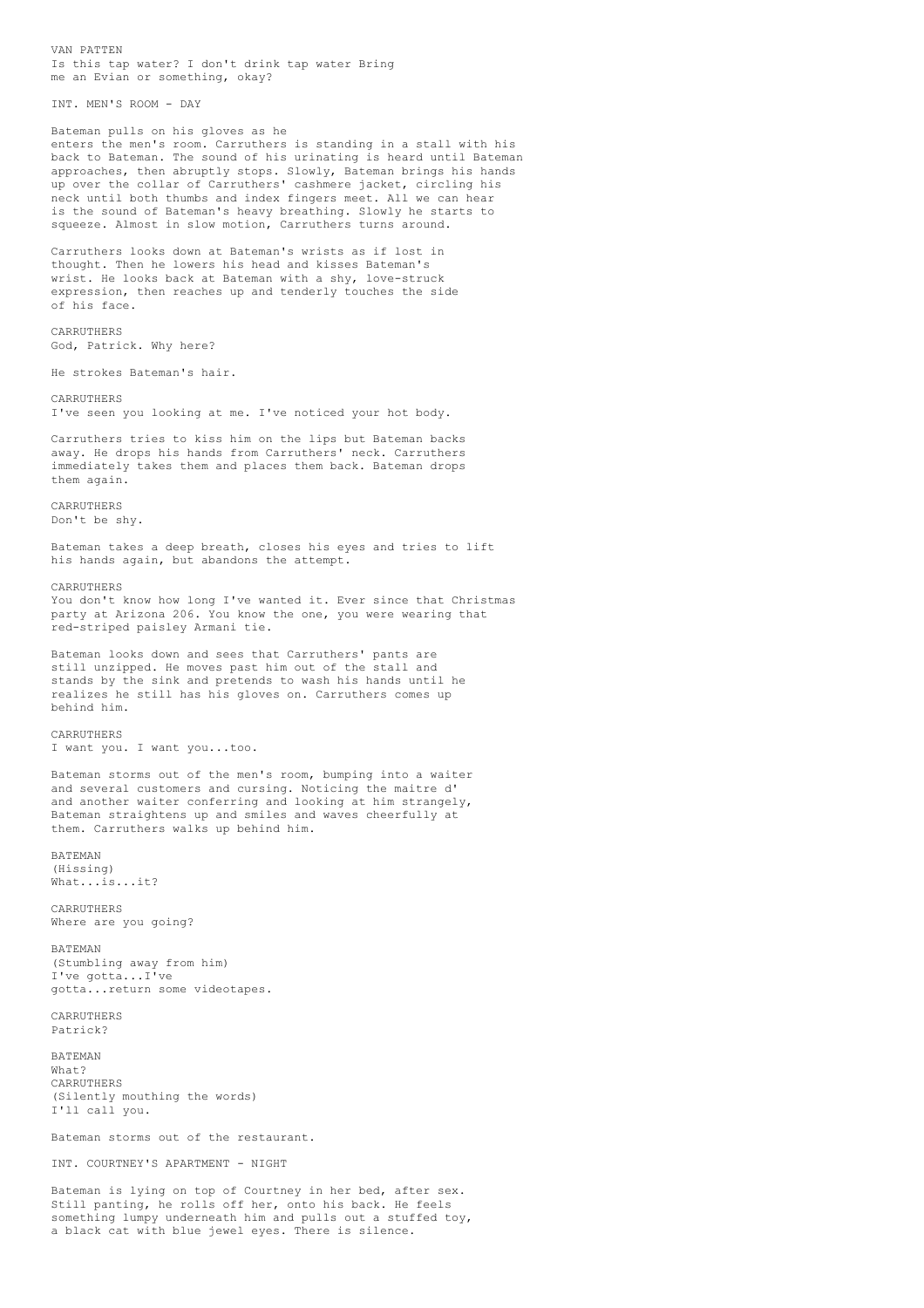VAN PATTEN
Is this tap water? I don't drink tap water Bring me an Evian or something, okay?

INT. MEN'S ROOM - DAY

Bateman pulls on his gloves as he enters the men's room. Carruthers is standing in a stall with his back to Bateman. The sound of his urinating is heard until Bateman approaches, then abruptly stops. Slowly, Bateman brings his hands up over the collar of Carruthers' cashmere jacket, circling his neck until both thumbs and index fingers meet. All we can hear is the sound of Bateman's heavy breathing. Slowly he starts to squeeze. Almost in slow motion, Carruthers turns around.

Carruthers looks down at Bateman's wrists as if lost in thought. Then he lowers his head and kisses Bateman's wrist. He looks back at Bateman with a shy, love-struck expression, then reaches up and tenderly touches the side of his face.

CARRUTHERS
God, Patrick. Why here?

He strokes Bateman's hair.

CARRUTHERS
I've seen you looking at me. I've noticed your hot body.

Carruthers tries to kiss him on the lips but Bateman backs away. He drops his hands from Carruthers' neck. Carruthers immediately takes them and places them back. Bateman drops them again.

CARRUTHERS
Don't be shy.

Bateman takes a deep breath, closes his eyes and tries to lift his hands again, but abandons the attempt.

CARRUTHERS
You don't know how long I've wanted it. Ever since that Christmas party at Arizona 206. You know the one, you were wearing that red-striped paisley Armani tie.

Bateman looks down and sees that Carruthers' pants are still unzipped. He moves past him out of the stall and stands by the sink and pretends to wash his hands until he realizes he still has his gloves on. Carruthers comes up behind him.

CARRUTHERS
I want you. I want you...too.

Bateman storms out of the men's room, bumping into a waiter and several customers and cursing. Noticing the maitre d' and another waiter conferring and looking at him strangely, Bateman straightens up and smiles and waves cheerfully at them. Carruthers walks up behind him.

BATEMAN
(Hissing)
What...is...it?

CARRUTHERS
Where are you going?

BATEMAN
(Stumbling away from him)
I've gotta...I've gotta...return some videotapes.

CARRUTHERS
Patrick?

BATEMAN
What?

CARRUTHERS
(Silently mouthing the words)
I'll call you.

Bateman storms out of the restaurant.

INT. COURTNEY'S APARTMENT - NIGHT

Bateman is lying on top of Courtney in her bed, after sex. Still panting, he rolls off her, onto his back. He feels something lumpy underneath him and pulls out a stuffed toy, a black cat with blue jewel eyes. There is silence.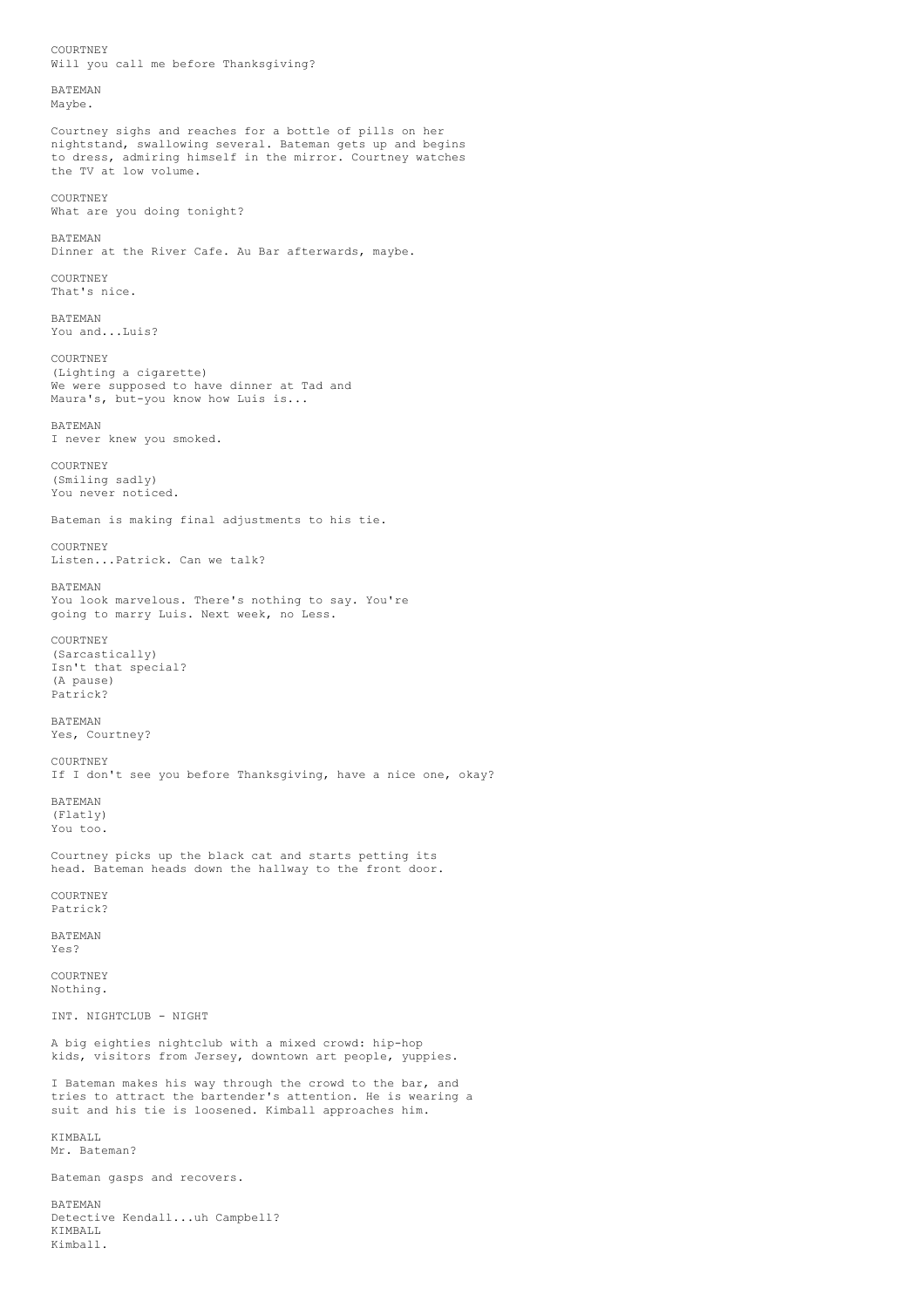COURTNEY
Will you call me before Thanksgiving?

BATEMAN
Maybe.

Courtney sighs and reaches for a bottle of pills on her nightstand, swallowing several. Bateman gets up and begins to dress, admiring himself in the mirror. Courtney watches the TV at low volume.

COURTNEY
What are you doing tonight?

BATEMAN
Dinner at the River Cafe. Au Bar afterwards, maybe.

COURTNEY
That's nice.

BATEMAN
You and...Luis?

COURTNEY
(Lighting a cigarette)
We were supposed to have dinner at Tad and Maura's, but-you know how Luis is...

BATEMAN
I never knew you smoked.

COURTNEY
(Smiling sadly)
You never noticed.

Bateman is making final adjustments to his tie.

COURTNEY
Listen...Patrick. Can we talk?

BATEMAN
You look marvelous. There's nothing to say. You're going to marry Luis. Next week, no Less.

COURTNEY
(Sarcastically)
Isn't that special?
(A pause)
Patrick?

BATEMAN
Yes, Courtney?

C0URTNEY
If I don't see you before Thanksgiving, have a nice one, okay?

BATEMAN
(Flatly)
You too.

Courtney picks up the black cat and starts petting its head. Bateman heads down the hallway to the front door.

COURTNEY
Patrick?

BATEMAN
Yes?

COURTNEY
Nothing.

INT. NIGHTCLUB - NIGHT

A big eighties nightclub with a mixed crowd: hip-hop kids, visitors from Jersey, downtown art people, yuppies.

I Bateman makes his way through the crowd to the bar, and tries to attract the bartender's attention. He is wearing a suit and his tie is loosened. Kimball approaches him.

KIMBALL
Mr. Bateman?

Bateman gasps and recovers.

BATEMAN
Detective Kendall...uh Campbell?

KIMBALL
Kimball.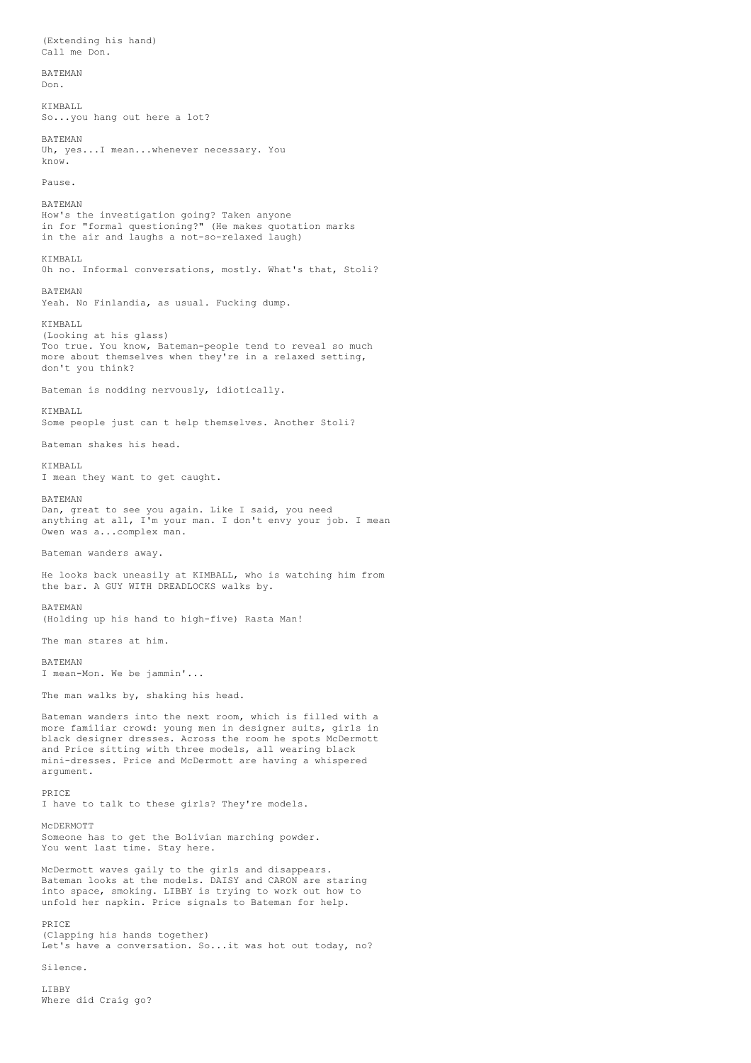(Extending his hand)
Call me Don.

BATEMAN
Don.

KIMBALL
So...you hang out here a lot?

BATEMAN
Uh, yes...I mean...whenever necessary. You
know.

Pause.

BATEMAN
How's the investigation going? Taken anyone
in for "formal questioning?" (He makes quotation marks
in the air and laughs a not-so-relaxed laugh)

KIMBALL
Oh no. Informal conversations, mostly. What's that, Stoli?

BATEMAN
Yeah. No Finlandia, as usual. Fucking dump.

KIMBALL
(Looking at his glass)
Too true. You know, Bateman-people tend to reveal so much
more about themselves when they're in a relaxed setting,
don't you think?

Bateman is nodding nervously, idiotically.

KIMBALL
Some people just can t help themselves. Another Stoli?

Bateman shakes his head.

KIMBALL
I mean they want to get caught.

BATEMAN
Dan, great to see you again. Like I said, you need
anything at all, I'm your man. I don't envy your job. I mean
Owen was a...complex man.

Bateman wanders away.

He looks back uneasily at KIMBALL, who is watching him from
the bar. A GUY WITH DREADLOCKS walks by.

BATEMAN
(Holding up his hand to high-five) Rasta Man!

The man stares at him.

BATEMAN
I mean-Mon. We be jammin'...

The man walks by, shaking his head.

Bateman wanders into the next room, which is filled with a
more familiar crowd: young men in designer suits, girls in
black designer dresses. Across the room he spots McDermott
and Price sitting with three models, all wearing black
mini-dresses. Price and McDermott are having a whispered
argument.

PRICE
I have to talk to these girls? They're models.

McDERMOTT
Someone has to get the Bolivian marching powder.
You went last time. Stay here.

McDermott waves gaily to the girls and disappears.
Bateman looks at the models. DAISY and CARON are staring
into space, smoking. LIBBY is trying to work out how to
unfold her napkin. Price signals to Bateman for help.

PRICE
(Clapping his hands together)
Let's have a conversation. So...it was hot out today, no?

Silence.

LIBBY
Where did Craig go?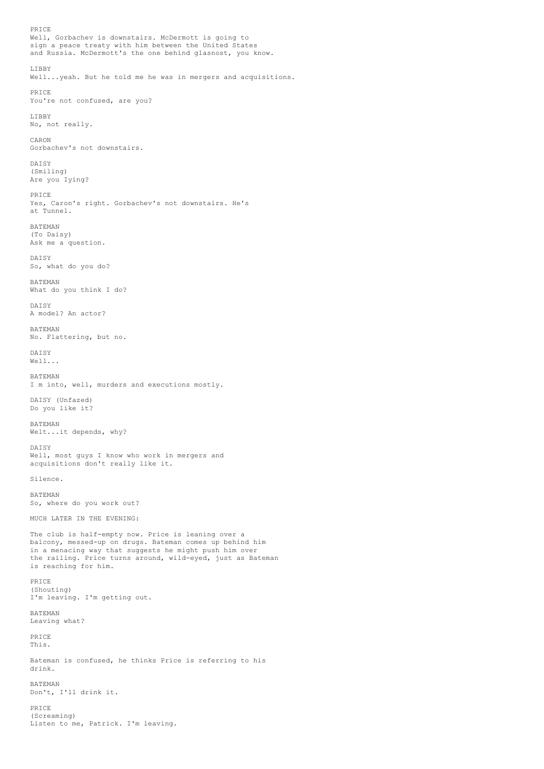PRICE
Well, Gorbachev is downstairs. McDermott is going to sign a peace treaty with him between the United States and Russia. McDermott's the one behind glasnost, you know.

LIBBY
Well...yeah. But he told me he was in mergers and acquisitions.

PRICE
You're not confused, are you?

LIBBY
No, not really.

CARON
Gorbachev's not downstairs.

DAISY
(Smiling)
Are you Iying?

PRICE
Yes, Caron's right. Gorbachev's not downstairs. He's at Tunnel.

BATEMAN
(To Daisy)
Ask me a question.

DAISY
So, what do you do?

BATEMAN
What do you think I do?

DAISY
A model? An actor?

BATEMAN
No. Flattering, but no.

DAISY
Well...

BATEMAN
I m into, well, murders and executions mostly.

DAISY (Unfazed)
Do you like it?

BATEMAN
Welt...it depends, why?

DAISY
Well, most guys I know who work in mergers and acquisitions don't really like it.

Silence.

BATEMAN
So, where do you work out?

MUCH LATER IN THE EVENING:

The club is half-empty now. Price is leaning over a balcony, messed-up on drugs. Bateman comes up behind him in a menacing way that suggests he might push him over the railing. Price turns around, wild-eyed, just as Bateman is reaching for him.

PRICE
(Shouting)
I'm leaving. I'm getting out.

BATEMAN
Leaving what?

PRICE
This.

Bateman is confused, he thinks Price is referring to his drink.

BATEMAN
Don't, I'll drink it.

PRICE
(Screaming)
Listen to me, Patrick. I'm leaving.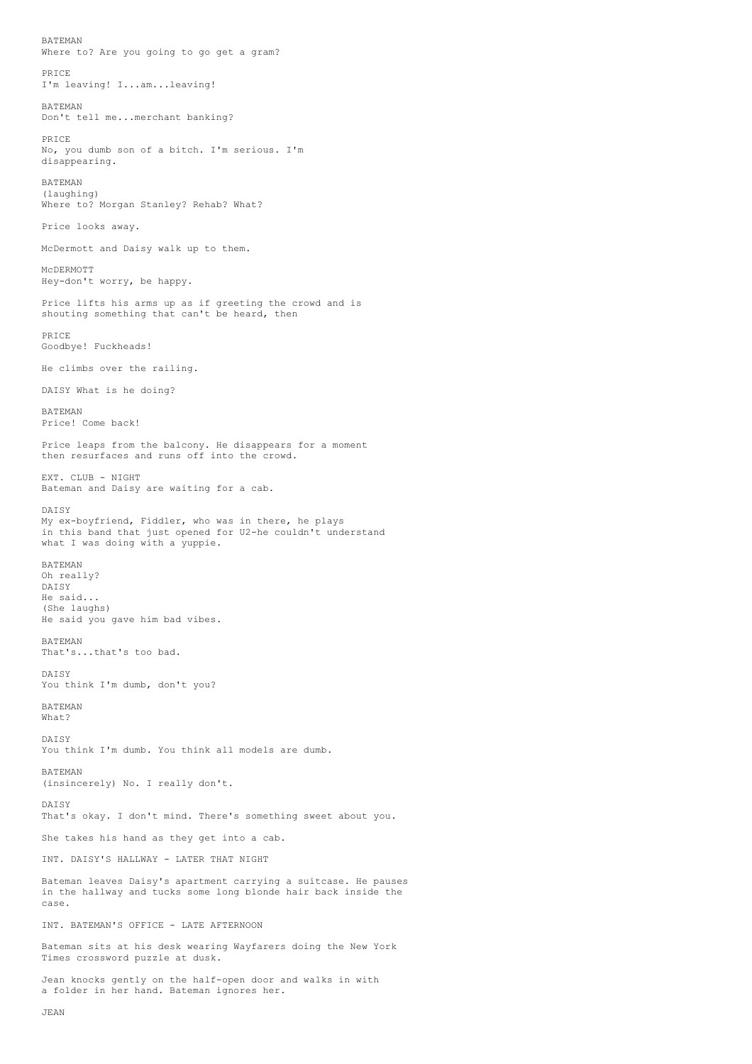BATEMAN
Where to? Are you going to go get a gram?

PRICE
I'm leaving! I...am...leaving!

BATEMAN
Don't tell me...merchant banking?

PRICE
No, you dumb son of a bitch. I'm serious. I'm disappearing.

BATEMAN
(laughing)
Where to? Morgan Stanley? Rehab? What?

Price looks away.

McDermott and Daisy walk up to them.

McDERMOTT
Hey-don't worry, be happy.

Price lifts his arms up as if greeting the crowd and is shouting something that can't be heard, then

PRICE
Goodbye! Fuckheads!

He climbs over the railing.

DAISY What is he doing?

BATEMAN
Price! Come back!

Price leaps from the balcony. He disappears for a moment then resurfaces and runs off into the crowd.

EXT. CLUB - NIGHT
Bateman and Daisy are waiting for a cab.

DAISY
My ex-boyfriend, Fiddler, who was in there, he plays in this band that just opened for U2-he couldn't understand what I was doing with a yuppie.

BATEMAN
Oh really?
DAISY
He said...
(She laughs)
He said you gave him bad vibes.

BATEMAN
That's...that's too bad.

DAISY
You think I'm dumb, don't you?

BATEMAN
What?

DAISY
You think I'm dumb. You think all models are dumb.

BATEMAN
(insincerely) No. I really don't.

DAISY
That's okay. I don't mind. There's something sweet about you.

She takes his hand as they get into a cab.

INT. DAISY'S HALLWAY - LATER THAT NIGHT

Bateman leaves Daisy's apartment carrying a suitcase. He pauses in the hallway and tucks some long blonde hair back inside the case.

INT. BATEMAN'S OFFICE - LATE AFTERNOON

Bateman sits at his desk wearing Wayfarers doing the New York Times crossword puzzle at dusk.

Jean knocks gently on the half-open door and walks in with a folder in her hand. Bateman ignores her.

JEAN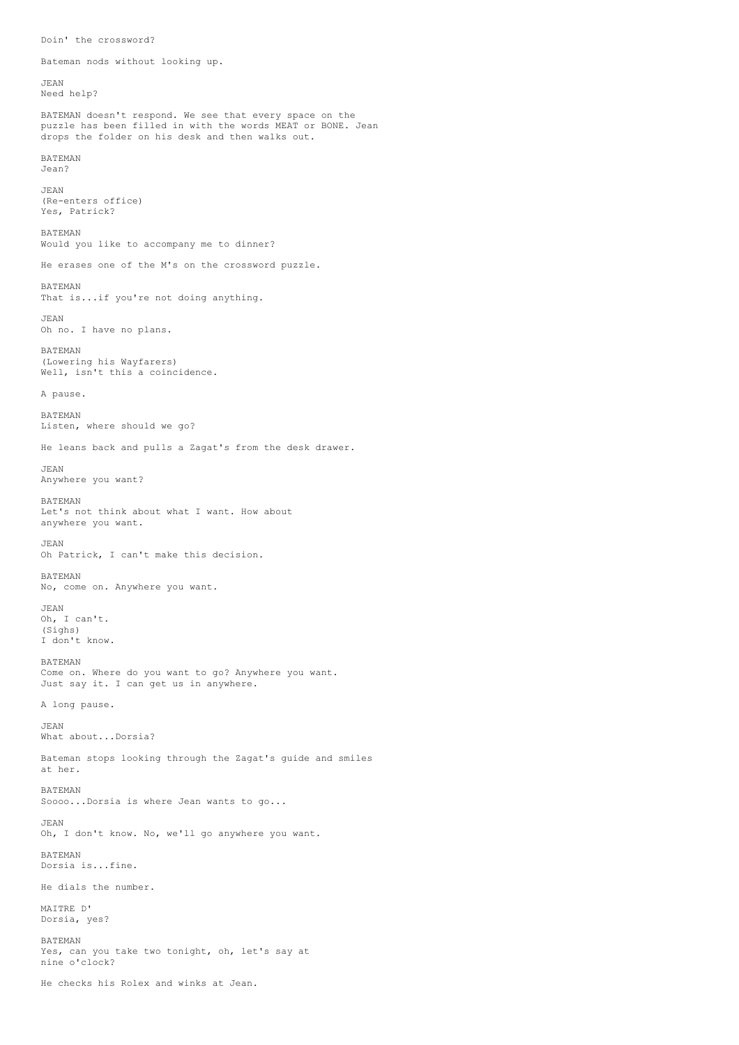Doin' the crossword?

Bateman nods without looking up.

JEAN
Need help?

BATEMAN doesn't respond. We see that every space on the puzzle has been filled in with the words MEAT or BONE. Jean drops the folder on his desk and then walks out.

BATEMAN
Jean?

JEAN
(Re-enters office)
Yes, Patrick?

BATEMAN
Would you like to accompany me to dinner?

He erases one of the M's on the crossword puzzle.

BATEMAN
That is...if you're not doing anything.

JEAN
Oh no. I have no plans.

BATEMAN
(Lowering his Wayfarers)
Well, isn't this a coincidence.

A pause.

BATEMAN
Listen, where should we go?

He leans back and pulls a Zagat's from the desk drawer.

JEAN
Anywhere you want?

BATEMAN
Let's not think about what I want. How about anywhere you want.

JEAN
Oh Patrick, I can't make this decision.

BATEMAN
No, come on. Anywhere you want.

JEAN
Oh, I can't.
(Sighs)
I don't know.

BATEMAN
Come on. Where do you want to go? Anywhere you want. Just say it. I can get us in anywhere.

A long pause.

JEAN
What about...Dorsia?

Bateman stops looking through the Zagat's guide and smiles at her.

BATEMAN
Soooo...Dorsia is where Jean wants to go...

JEAN
Oh, I don't know. No, we'll go anywhere you want.

BATEMAN
Dorsia is...fine.

He dials the number.

MAITRE D'
Dorsia, yes?

BATEMAN
Yes, can you take two tonight, oh, let's say at nine o'clock?

He checks his Rolex and winks at Jean.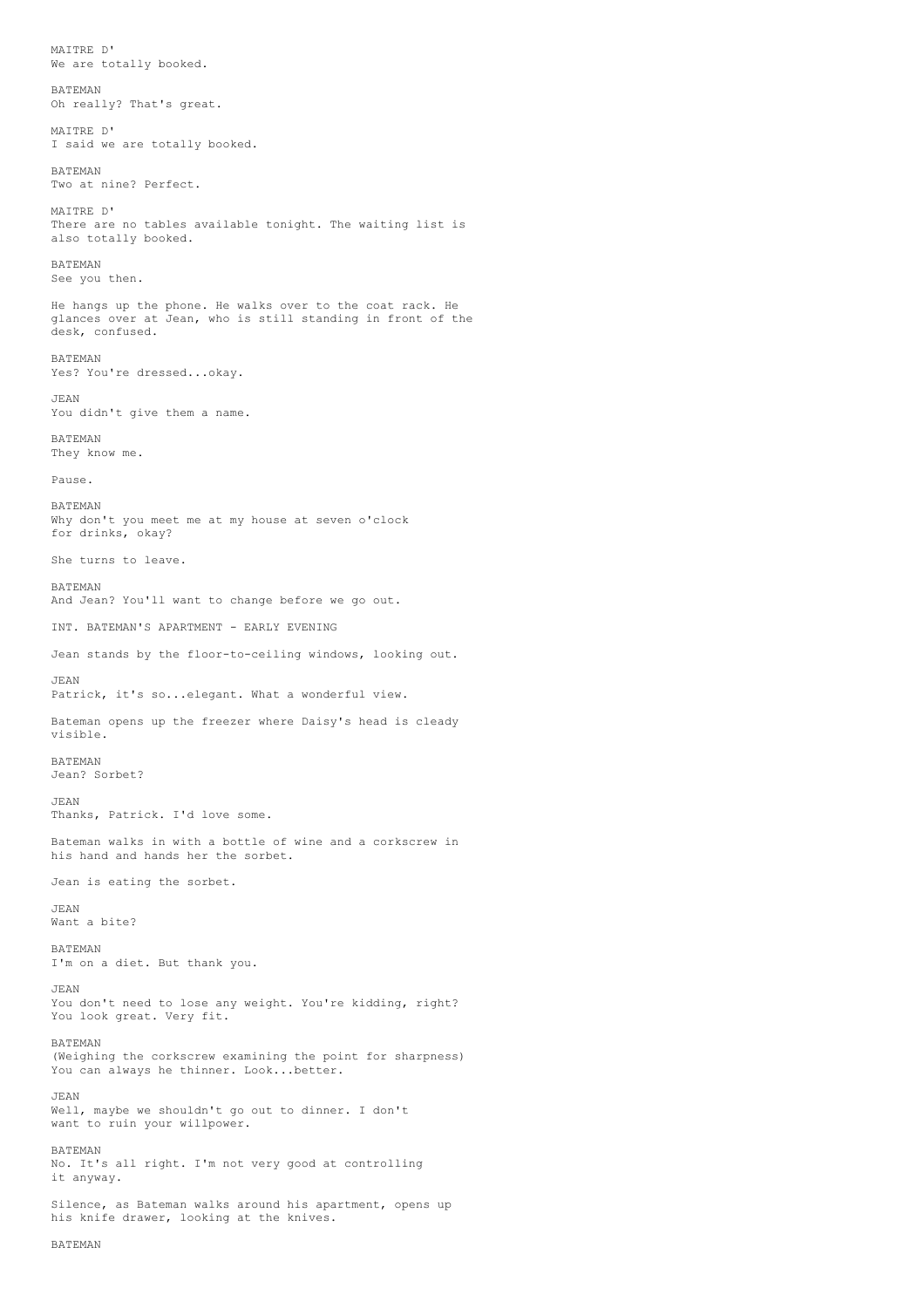MAITRE D'
We are totally booked.

BATEMAN
Oh really? That's great.

MAITRE D'
I said we are totally booked.

BATEMAN
Two at nine? Perfect.

MAITRE D'
There are no tables available tonight. The waiting list is also totally booked.

BATEMAN
See you then.

He hangs up the phone. He walks over to the coat rack. He glances over at Jean, who is still standing in front of the desk, confused.

BATEMAN
Yes? You're dressed...okay.

JEAN
You didn't give them a name.

BATEMAN
They know me.

Pause.

BATEMAN
Why don't you meet me at my house at seven o'clock for drinks, okay?

She turns to leave.

BATEMAN
And Jean? You'll want to change before we go out.

INT. BATEMAN'S APARTMENT - EARLY EVENING

Jean stands by the floor-to-ceiling windows, looking out.

JEAN
Patrick, it's so...elegant. What a wonderful view.

Bateman opens up the freezer where Daisy's head is cleady visible.

BATEMAN
Jean? Sorbet?

JEAN
Thanks, Patrick. I'd love some.

Bateman walks in with a bottle of wine and a corkscrew in his hand and hands her the sorbet.

Jean is eating the sorbet.

JEAN
Want a bite?

BATEMAN
I'm on a diet. But thank you.

JEAN
You don't need to lose any weight. You're kidding, right? You look great. Very fit.

BATEMAN
(Weighing the corkscrew examining the point for sharpness)
You can always he thinner. Look...better.

JEAN
Well, maybe we shouldn't go out to dinner. I don't want to ruin your willpower.

BATEMAN
No. It's all right. I'm not very good at controlling it anyway.

Silence, as Bateman walks around his apartment, opens up his knife drawer, looking at the knives.

BATEMAN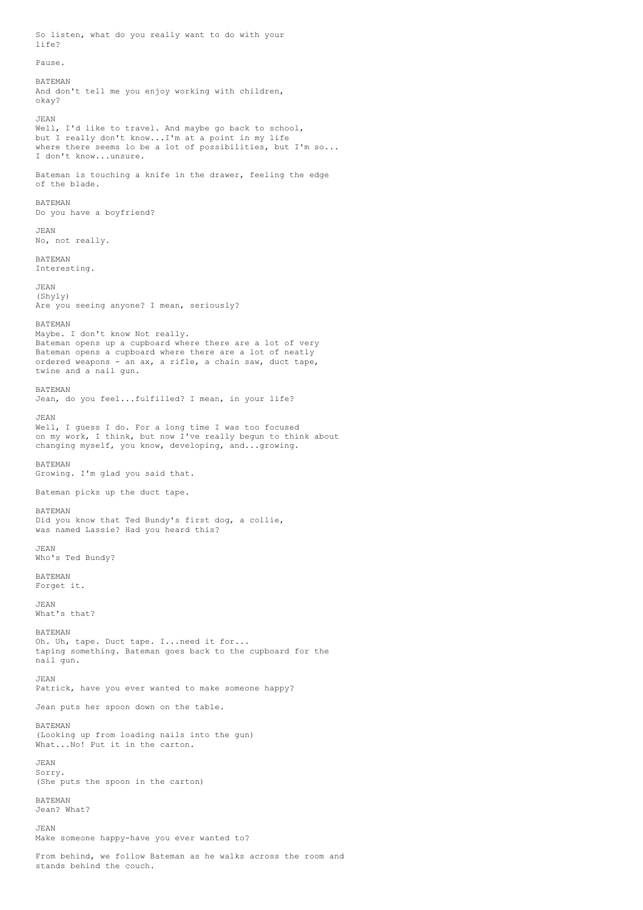So listen, what do you really want to do with your life?

Pause.

BATEMAN
And don't tell me you enjoy working with children, okay?

JEAN
Well, I'd like to travel. And maybe go back to school, but I really don't know...I'm at a point in my life where there seems lo be a lot of possibilities, but I'm so... I don't know...unsure.

Bateman is touching a knife in the drawer, feeling the edge of the blade.

BATEMAN
Do you have a boyfriend?

JEAN
No, not really.

BATEMAN
Interesting.

JEAN
(Shyly)
Are you seeing anyone? I mean, seriously?

BATEMAN
Maybe. I don't know Not really.
Bateman opens up a cupboard where there are a lot of very
Bateman opens a cupboard where there are a lot of neatly ordered weapons - an ax, a rifle, a chain saw, duct tape, twine and a nail gun.

BATEMAN
Jean, do you feel...fulfilled? I mean, in your life?

JEAN
Well, I guess I do. For a long time I was too focused on my work, I think, but now I've really begun to think about changing myself, you know, developing, and...growing.

BATEMAN
Growing. I'm glad you said that.

Bateman picks up the duct tape.

BATEMAN
Did you know that Ted Bundy's first dog, a collie, was named Lassie? Had you heard this?

JEAN
Who's Ted Bundy?

BATEMAN
Forget it.

JEAN
What's that?

BATEMAN
Oh. Uh, tape. Duct tape. I...need it for... taping something. Bateman goes back to the cupboard for the nail gun.

JEAN
Patrick, have you ever wanted to make someone happy?

Jean puts her spoon down on the table.

BATEMAN
(Looking up from loading nails into the gun)
What...No! Put it in the carton.

JEAN
Sorry.
(She puts the spoon in the carton)

BATEMAN
Jean? What?

JEAN
Make someone happy-have you ever wanted to?

From behind, we follow Bateman as he walks across the room and stands behind the couch.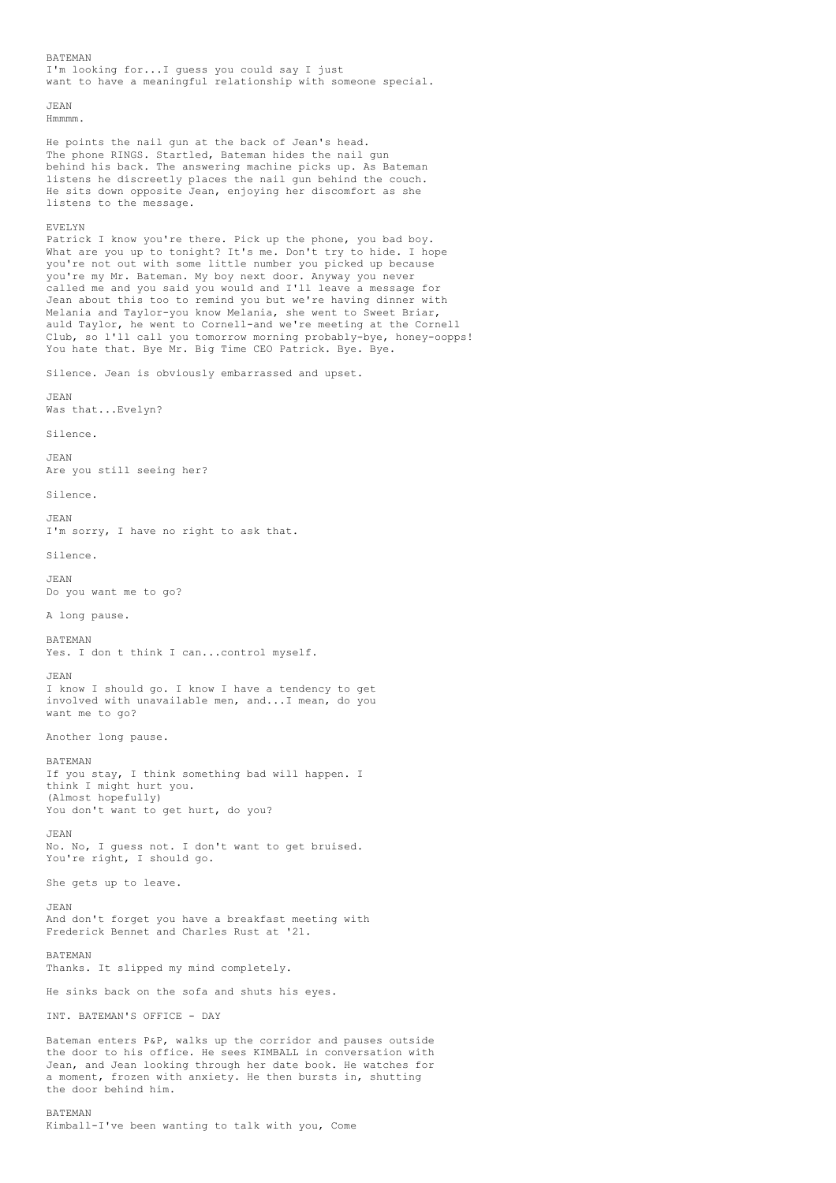BATEMAN
I'm looking for...I guess you could say I just
want to have a meaningful relationship with someone special.

JEAN
Hmmmm.

He points the nail gun at the back of Jean's head.
The phone RINGS. Startled, Bateman hides the nail gun
behind his back. The answering machine picks up. As Bateman
listens he discreetly places the nail gun behind the couch.
He sits down opposite Jean, enjoying her discomfort as she
listens to the message.

EVELYN
Patrick I know you're there. Pick up the phone, you bad boy.
What are you up to tonight? It's me. Don't try to hide. I hope
you're not out with some little number you picked up because
you're my Mr. Bateman. My boy next door. Anyway you never
called me and you said you would and I'll leave a message for
Jean about this too to remind you but we're having dinner with
Melania and Taylor-you know Melania, she went to Sweet Briar,
auld Taylor, he went to Cornell-and we're meeting at the Cornell
Club, so l'll call you tomorrow morning probably-bye, honey-oopps!
You hate that. Bye Mr. Big Time CEO Patrick. Bye. Bye.

Silence. Jean is obviously embarrassed and upset.

JEAN
Was that...Evelyn?

Silence.

JEAN
Are you still seeing her?

Silence.

JEAN
I'm sorry, I have no right to ask that.

Silence.

JEAN
Do you want me to go?

A long pause.

BATEMAN
Yes. I don t think I can...control myself.

JEAN
I know I should go. I know I have a tendency to get
involved with unavailable men, and...I mean, do you
want me to go?

Another long pause.

BATEMAN
If you stay, I think something bad will happen. I
think I might hurt you.
(Almost hopefully)
You don't want to get hurt, do you?

JEAN
No. No, I guess not. I don't want to get bruised.
You're right, I should go.

She gets up to leave.

JEAN
And don't forget you have a breakfast meeting with
Frederick Bennet and Charles Rust at '21.

BATEMAN
Thanks. It slipped my mind completely.

He sinks back on the sofa and shuts his eyes.

INT. BATEMAN'S OFFICE - DAY

Bateman enters P&P, walks up the corridor and pauses outside
the door to his office. He sees KIMBALL in conversation with
Jean, and Jean looking through her date book. He watches for
a moment, frozen with anxiety. He then bursts in, shutting
the door behind him.

BATEMAN
Kimball-I've been wanting to talk with you, Come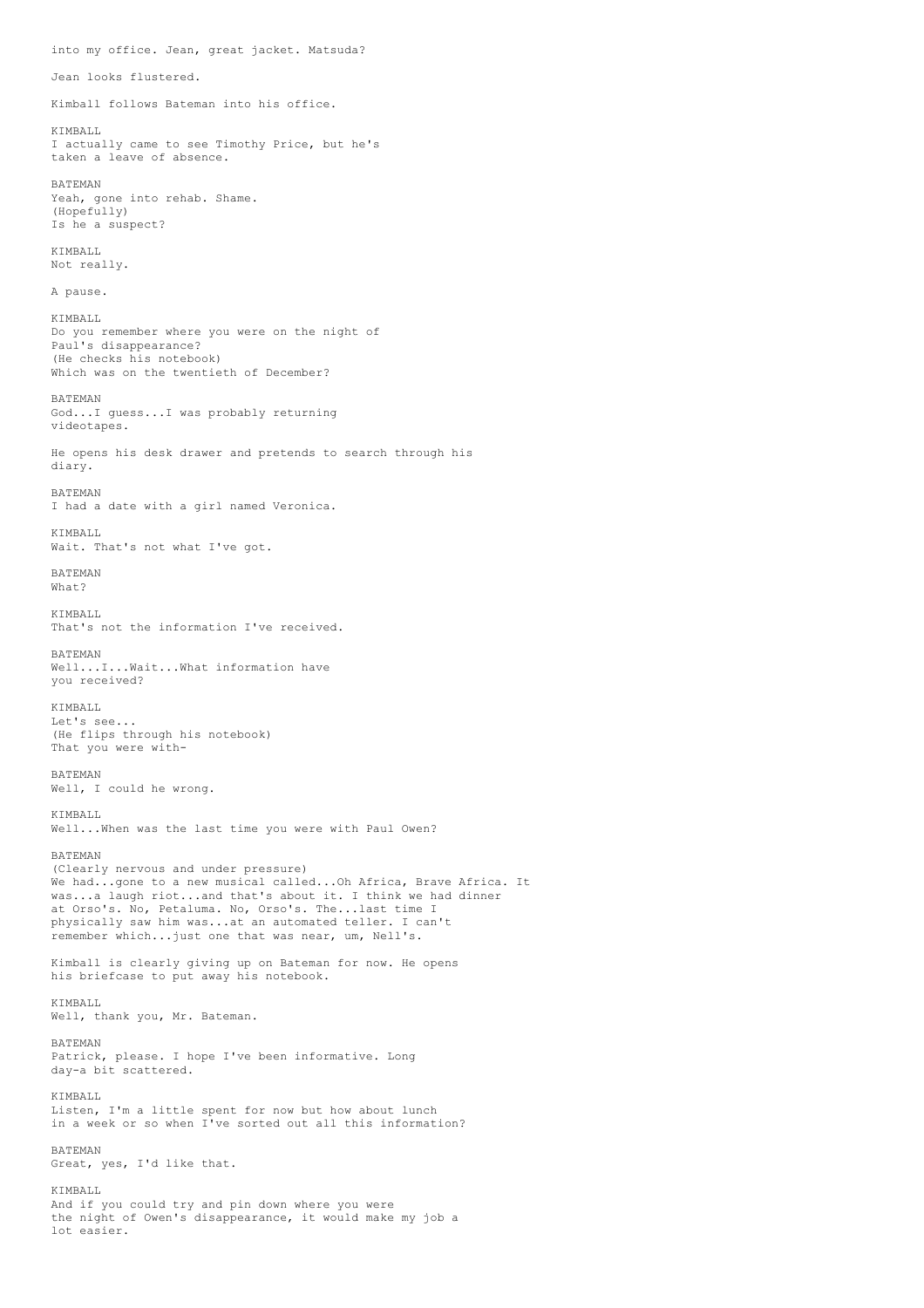into my office. Jean, great jacket. Matsuda?

Jean looks flustered.

Kimball follows Bateman into his office.

KIMBALL
I actually came to see Timothy Price, but he's
taken a leave of absence.

BATEMAN
Yeah, gone into rehab. Shame.
(Hopefully)
Is he a suspect?

KIMBALL
Not really.

A pause.

KIMBALL
Do you remember where you were on the night of
Paul's disappearance?
(He checks his notebook)
Which was on the twentieth of December?

BATEMAN
God...I guess...I was probably returning
videotapes.

He opens his desk drawer and pretends to search through his
diary.

BATEMAN
I had a date with a girl named Veronica.

KIMBALL
Wait. That's not what I've got.

BATEMAN
What?

KIMBALL
That's not the information I've received.

BATEMAN
Well...I...Wait...What information have
you received?

KIMBALL
Let's see...
(He flips through his notebook)
That you were with-

BATEMAN
Well, I could he wrong.

KIMBALL
Well...When was the last time you were with Paul Owen?

BATEMAN
(Clearly nervous and under pressure)
We had...gone to a new musical called...Oh Africa, Brave Africa. It
was...a laugh riot...and that's about it. I think we had dinner
at Orso's. No, Petaluma. No, Orso's. The...last time I
physically saw him was...at an automated teller. I can't
remember which...just one that was near, um, Nell's.

Kimball is clearly giving up on Bateman for now. He opens
his briefcase to put away his notebook.

KIMBALL
Well, thank you, Mr. Bateman.

BATEMAN
Patrick, please. I hope I've been informative. Long
day-a bit scattered.

KIMBALL
Listen, I'm a little spent for now but how about lunch
in a week or so when I've sorted out all this information?

BATEMAN
Great, yes, I'd like that.

KIMBALL
And if you could try and pin down where you were
the night of Owen's disappearance, it would make my job a
lot easier.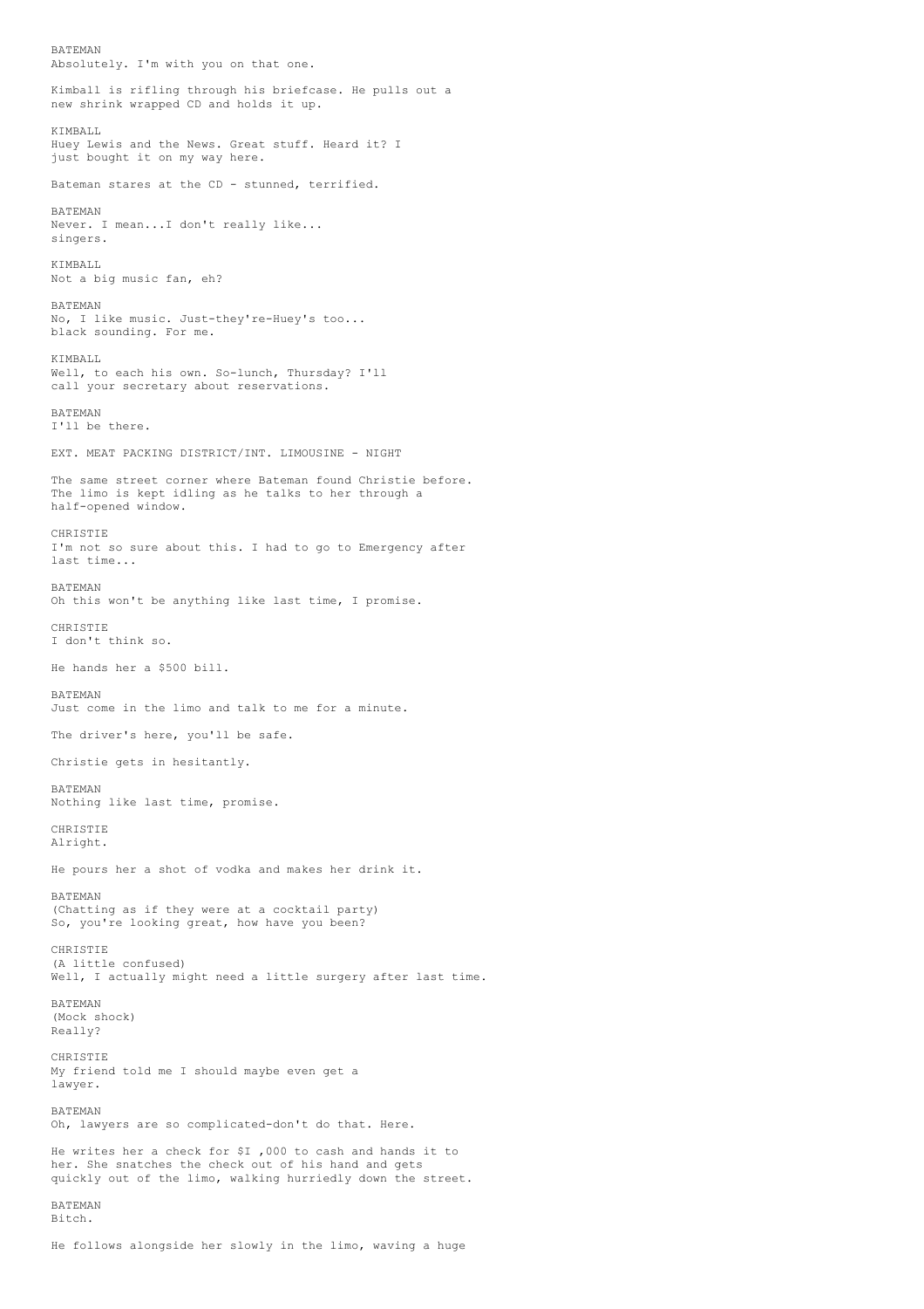BATEMAN
Absolutely. I'm with you on that one.

Kimball is rifling through his briefcase. He pulls out a new shrink wrapped CD and holds it up.

KIMBALL
Huey Lewis and the News. Great stuff. Heard it? I just bought it on my way here.

Bateman stares at the CD - stunned, terrified.

BATEMAN
Never. I mean...I don't really like... singers.

KIMBALL
Not a big music fan, eh?

BATEMAN
No, I like music. Just-they're-Huey's too... black sounding. For me.

KIMBALL
Well, to each his own. So-lunch, Thursday? I'll call your secretary about reservations.

BATEMAN
I'll be there.

EXT. MEAT PACKING DISTRICT/INT. LIMOUSINE - NIGHT

The same street corner where Bateman found Christie before. The limo is kept idling as he talks to her through a half-opened window.

CHRISTIE
I'm not so sure about this. I had to go to Emergency after last time...

BATEMAN
Oh this won't be anything like last time, I promise.

CHRISTIE
I don't think so.

He hands her a $500 bill.

BATEMAN
Just come in the limo and talk to me for a minute.

The driver's here, you'll be safe.

Christie gets in hesitantly.

BATEMAN
Nothing like last time, promise.

CHRISTIE
Alright.

He pours her a shot of vodka and makes her drink it.

BATEMAN
(Chatting as if they were at a cocktail party)
So, you're looking great, how have you been?

CHRISTIE
(A little confused)
Well, I actually might need a little surgery after last time.

BATEMAN
(Mock shock)
Really?

CHRISTIE
My friend told me I should maybe even get a lawyer.

BATEMAN
Oh, lawyers are so complicated-don't do that. Here.

He writes her a check for $I ,000 to cash and hands it to her. She snatches the check out of his hand and gets quickly out of the limo, walking hurriedly down the street.

BATEMAN
Bitch.

He follows alongside her slowly in the limo, waving a huge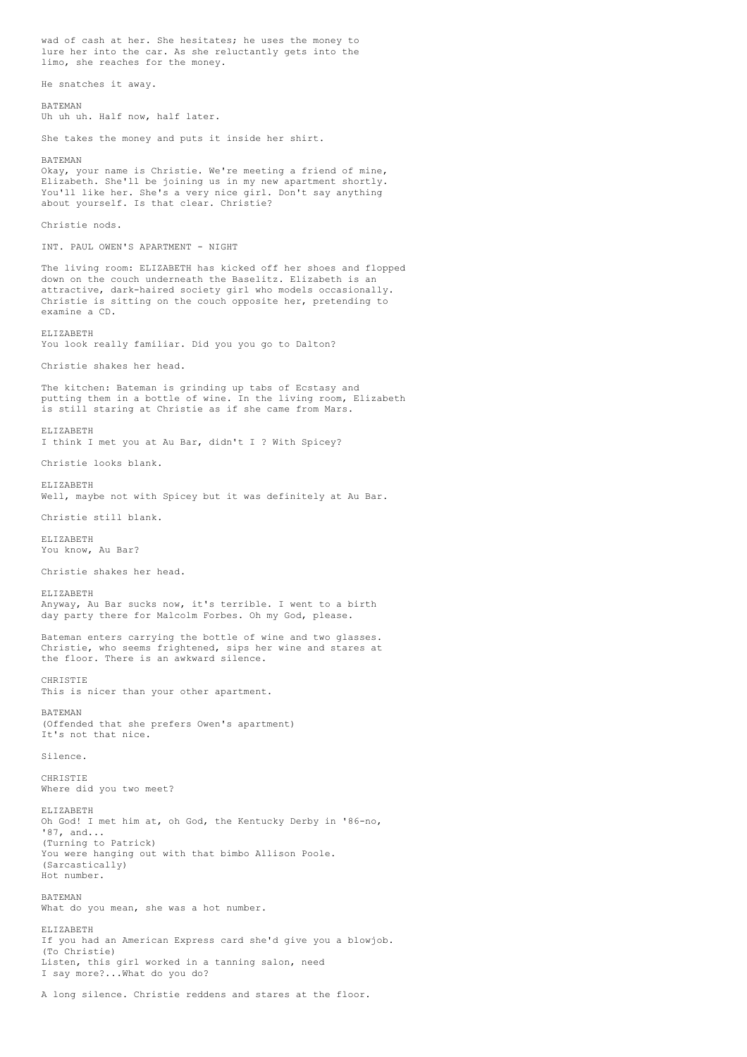wad of cash at her. She hesitates; he uses the money to lure her into the car. As she reluctantly gets into the limo, she reaches for the money.

He snatches it away.

BATEMAN
Uh uh uh. Half now, half later.

She takes the money and puts it inside her shirt.

BATEMAN
Okay, your name is Christie. We're meeting a friend of mine, Elizabeth. She'll be joining us in my new apartment shortly. You'll like her. She's a very nice girl. Don't say anything about yourself. Is that clear. Christie?

Christie nods.

INT. PAUL OWEN'S APARTMENT - NIGHT

The living room: ELIZABETH has kicked off her shoes and flopped down on the couch underneath the Baselitz. Elizabeth is an attractive, dark-haired society girl who models occasionally. Christie is sitting on the couch opposite her, pretending to examine a CD.

ELIZABETH
You look really familiar. Did you you go to Dalton?

Christie shakes her head.

The kitchen: Bateman is grinding up tabs of Ecstasy and putting them in a bottle of wine. In the living room, Elizabeth is still staring at Christie as if she came from Mars.

ELIZABETH
I think I met you at Au Bar, didn't I ? With Spicey?

Christie looks blank.

ELIZABETH
Well, maybe not with Spicey but it was definitely at Au Bar.

Christie still blank.

ELIZABETH
You know, Au Bar?

Christie shakes her head.

ELIZABETH
Anyway, Au Bar sucks now, it's terrible. I went to a birth day party there for Malcolm Forbes. Oh my God, please.

Bateman enters carrying the bottle of wine and two glasses. Christie, who seems frightened, sips her wine and stares at the floor. There is an awkward silence.

CHRISTIE
This is nicer than your other apartment.

BATEMAN
(Offended that she prefers Owen's apartment)
It's not that nice.

Silence.

CHRISTIE
Where did you two meet?

ELIZABETH
Oh God! I met him at, oh God, the Kentucky Derby in '86-no, '87, and...
(Turning to Patrick)
You were hanging out with that bimbo Allison Poole.
(Sarcastically)
Hot number.

BATEMAN
What do you mean, she was a hot number.

ELIZABETH
If you had an American Express card she'd give you a blowjob.
(To Christie)
Listen, this girl worked in a tanning salon, need I say more?...What do you do?

A long silence. Christie reddens and stares at the floor.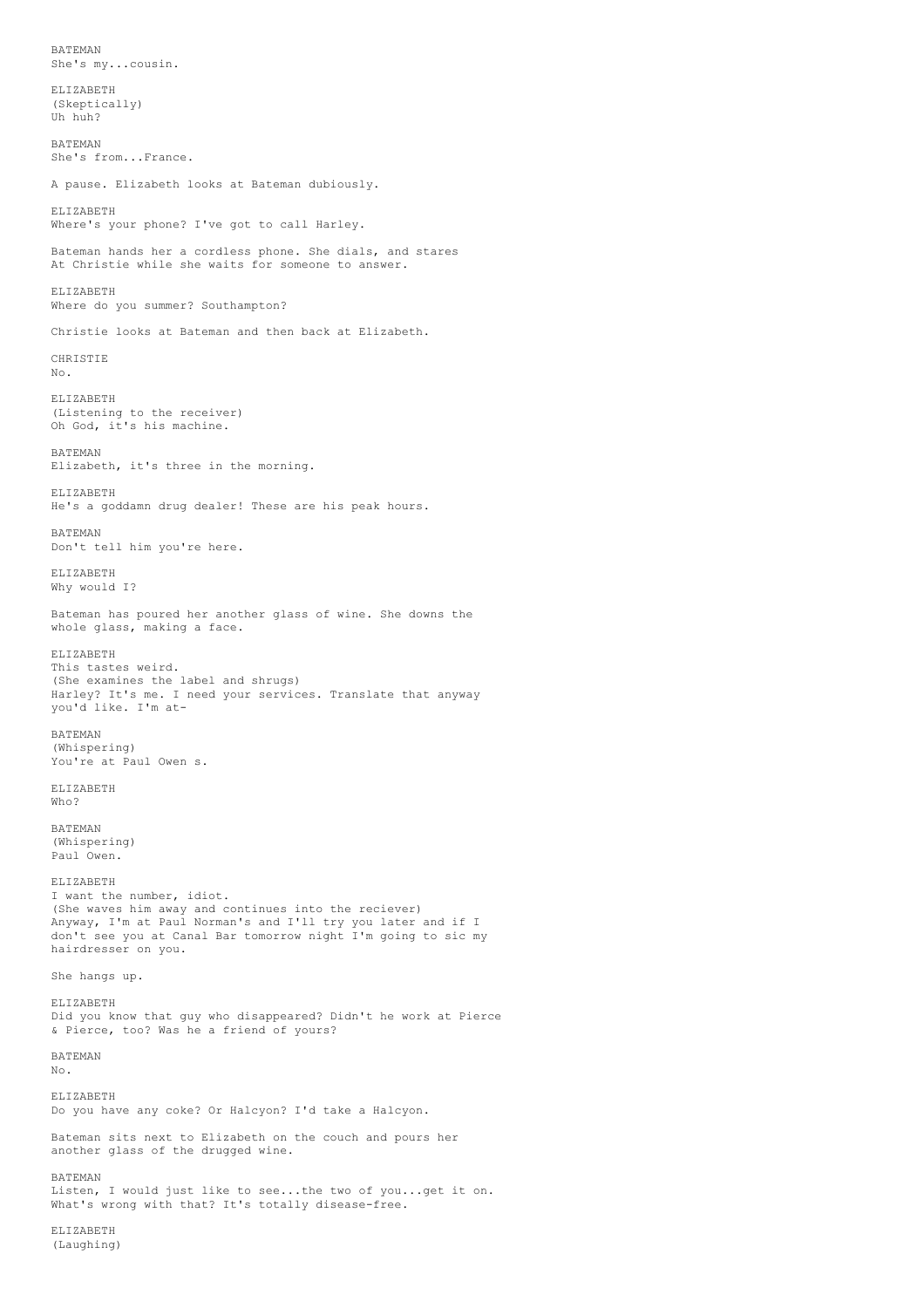BATEMAN
She's my...cousin.

ELIZABETH
(Skeptically)
Uh huh?

BATEMAN
She's from...France.

A pause. Elizabeth looks at Bateman dubiously.

ELIZABETH
Where's your phone? I've got to call Harley.

Bateman hands her a cordless phone. She dials, and stares
At Christie while she waits for someone to answer.

ELIZABETH
Where do you summer? Southampton?

Christie looks at Bateman and then back at Elizabeth.

CHRISTIE
No.

ELIZABETH
(Listening to the receiver)
Oh God, it's his machine.

BATEMAN
Elizabeth, it's three in the morning.

ELIZABETH
He's a goddamn drug dealer! These are his peak hours.

BATEMAN
Don't tell him you're here.

ELIZABETH
Why would I?

Bateman has poured her another glass of wine. She downs the
whole glass, making a face.

ELIZABETH
This tastes weird.
(She examines the label and shrugs)
Harley? It's me. I need your services. Translate that anyway
you'd like. I'm at-

BATEMAN
(Whispering)
You're at Paul Owen s.

ELIZABETH
Who?

BATEMAN
(Whispering)
Paul Owen.

ELIZABETH
I want the number, idiot.
(She waves him away and continues into the reciever)
Anyway, I'm at Paul Norman's and I'll try you later and if I
don't see you at Canal Bar tomorrow night I'm going to sic my
hairdresser on you.

She hangs up.

ELIZABETH
Did you know that guy who disappeared? Didn't he work at Pierce
& Pierce, too? Was he a friend of yours?

BATEMAN
No.

ELIZABETH
Do you have any coke? Or Halcyon? I'd take a Halcyon.

Bateman sits next to Elizabeth on the couch and pours her
another glass of the drugged wine.

BATEMAN
Listen, I would just like to see...the two of you...get it on.
What's wrong with that? It's totally disease-free.

ELIZABETH
(Laughing)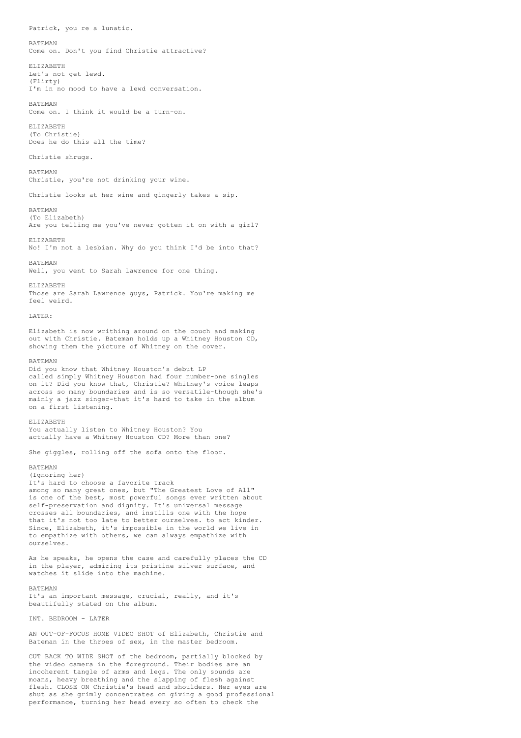Patrick, you re a lunatic.

BATEMAN
Come on. Don't you find Christie attractive?

ELIZABETH
Let's not get lewd.
(Flirty)
I'm in no mood to have a lewd conversation.

BATEMAN
Come on. I think it would be a turn-on.

ELIZABETH
(To Christie)
Does he do this all the time?

Christie shrugs.

BATEMAN
Christie, you're not drinking your wine.

Christie looks at her wine and gingerly takes a sip.

BATEMAN
(To Elizabeth)
Are you telling me you've never gotten it on with a girl?

ELIZABETH
No! I'm not a lesbian. Why do you think I'd be into that?

BATEMAN
Well, you went to Sarah Lawrence for one thing.

ELIZABETH
Those are Sarah Lawrence guys, Patrick. You're making me feel weird.

LATER:

Elizabeth is now writhing around on the couch and making out with Christie. Bateman holds up a Whitney Houston CD, showing them the picture of Whitney on the cover.

BATEMAN
Did you know that Whitney Houston's debut LP called simply Whitney Houston had four number-one singles on it? Did you know that, Christie? Whitney's voice leaps across so many boundaries and is so versatile-though she's mainly a jazz singer-that it's hard to take in the album on a first listening.

ELIZABETH
You actually listen to Whitney Houston? You actually have a Whitney Houston CD? More than one?

She giggles, rolling off the sofa onto the floor.

BATEMAN
(Ignoring her)
It's hard to choose a favorite track among so many great ones, but "The Greatest Love of All" is one of the best, most powerful songs ever written about self-preservation and dignity. It's universal message crosses all boundaries, and instills one with the hope that it's not too late to better ourselves. to act kinder. Since, Elizabeth, it's impossible in the world we live in to empathize with others, we can always empathize with ourselves.

As he speaks, he opens the case and carefully places the CD in the player, admiring its pristine silver surface, and watches it slide into the machine.

BATEMAN
It's an important message, crucial, really, and it's beautifully stated on the album.

INT. BEDROOM - LATER

AN OUT-OF-FOCUS HOME VIDEO SHOT of Elizabeth, Christie and Bateman in the throes of sex, in the master bedroom.

CUT BACK TO WIDE SHOT of the bedroom, partially blocked by the video camera in the foreground. Their bodies are an incoherent tangle of arms and legs. The only sounds are moans, heavy breathing and the slapping of flesh against flesh. CLOSE ON Christie's head and shoulders. Her eyes are shut as she grimly concentrates on giving a good professional performance, turning her head every so often to check the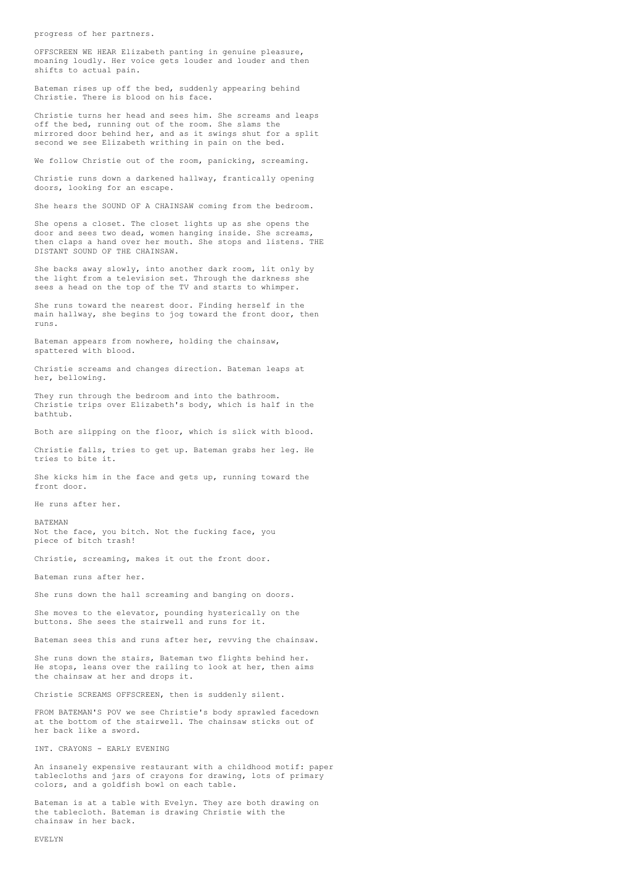progress of her partners.

OFFSCREEN WE HEAR Elizabeth panting in genuine pleasure, moaning loudly. Her voice gets louder and louder and then shifts to actual pain.

Bateman rises up off the bed, suddenly appearing behind Christie. There is blood on his face.

Christie turns her head and sees him. She screams and leaps off the bed, running out of the room. She slams the mirrored door behind her, and as it swings shut for a split second we see Elizabeth writhing in pain on the bed.

We follow Christie out of the room, panicking, screaming.

Christie runs down a darkened hallway, frantically opening doors, looking for an escape.

She hears the SOUND OF A CHAINSAW coming from the bedroom.

She opens a closet. The closet lights up as she opens the door and sees two dead, women hanging inside. She screams, then claps a hand over her mouth. She stops and listens. THE DISTANT SOUND OF THE CHAINSAW.

She backs away slowly, into another dark room, lit only by the light from a television set. Through the darkness she sees a head on the top of the TV and starts to whimper.

She runs toward the nearest door. Finding herself in the main hallway, she begins to jog toward the front door, then runs.

Bateman appears from nowhere, holding the chainsaw, spattered with blood.

Christie screams and changes direction. Bateman leaps at her, bellowing.

They run through the bedroom and into the bathroom. Christie trips over Elizabeth's body, which is half in the bathtub.

Both are slipping on the floor, which is slick with blood.

Christie falls, tries to get up. Bateman grabs her leg. He tries to bite it.

She kicks him in the face and gets up, running toward the front door.

He runs after her.

BATEMAN
Not the face, you bitch. Not the fucking face, you piece of bitch trash!

Christie, screaming, makes it out the front door.

Bateman runs after her.

She runs down the hall screaming and banging on doors.

She moves to the elevator, pounding hysterically on the buttons. She sees the stairwell and runs for it.

Bateman sees this and runs after her, revving the chainsaw.

She runs down the stairs, Bateman two flights behind her. He stops, leans over the railing to look at her, then aims the chainsaw at her and drops it.

Christie SCREAMS OFFSCREEN, then is suddenly silent.

FROM BATEMAN'S POV we see Christie's body sprawled facedown at the bottom of the stairwell. The chainsaw sticks out of her back like a sword.

INT. CRAYONS - EARLY EVENING

An insanely expensive restaurant with a childhood motif: paper tablecloths and jars of crayons for drawing, lots of primary colors, and a goldfish bowl on each table.

Bateman is at a table with Evelyn. They are both drawing on the tablecloth. Bateman is drawing Christie with the chainsaw in her back.

EVELYN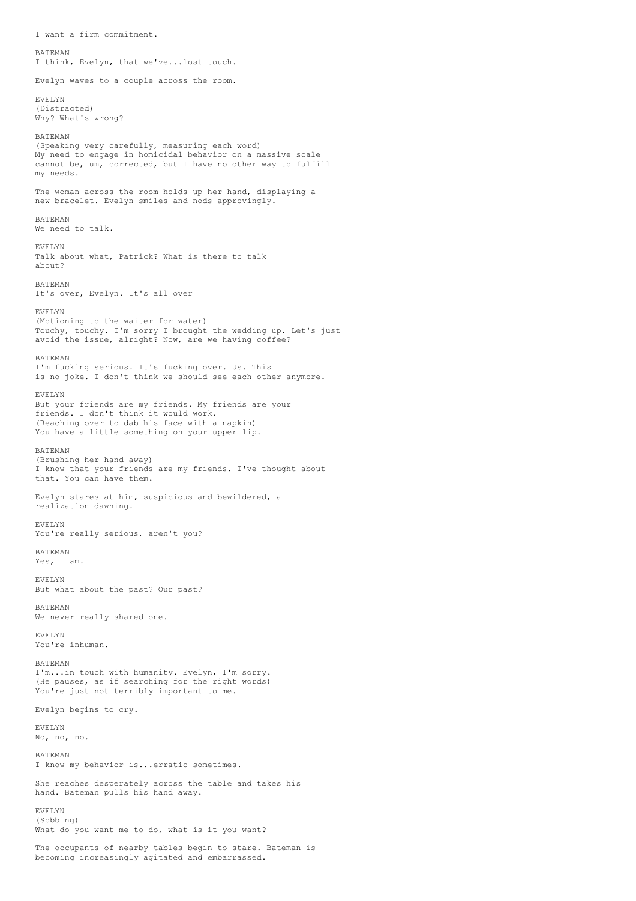I want a firm commitment.

BATEMAN
I think, Evelyn, that we've...lost touch.

Evelyn waves to a couple across the room.

EVELYN
(Distracted)
Why? What's wrong?

BATEMAN
(Speaking very carefully, measuring each word)
My need to engage in homicidal behavior on a massive scale cannot be, um, corrected, but I have no other way to fulfill my needs.

The woman across the room holds up her hand, displaying a new bracelet. Evelyn smiles and nods approvingly.

BATEMAN
We need to talk.

EVELYN
Talk about what, Patrick? What is there to talk about?

BATEMAN
It's over, Evelyn. It's all over

EVELYN
(Motioning to the waiter for water)
Touchy, touchy. I'm sorry I brought the wedding up. Let's just avoid the issue, alright? Now, are we having coffee?

BATEMAN
I'm fucking serious. It's fucking over. Us. This is no joke. I don't think we should see each other anymore.

EVELYN
But your friends are my friends. My friends are your friends. I don't think it would work.
(Reaching over to dab his face with a napkin)
You have a little something on your upper lip.

BATEMAN
(Brushing her hand away)
I know that your friends are my friends. I've thought about that. You can have them.

Evelyn stares at him, suspicious and bewildered, a realization dawning.

EVELYN
You're really serious, aren't you?

BATEMAN
Yes, I am.

EVELYN
But what about the past? Our past?

BATEMAN
We never really shared one.

EVELYN
You're inhuman.

BATEMAN
I'm...in touch with humanity. Evelyn, I'm sorry.
(He pauses, as if searching for the right words)
You're just not terribly important to me.

Evelyn begins to cry.

EVELYN
No, no, no.

BATEMAN
I know my behavior is...erratic sometimes.

She reaches desperately across the table and takes his hand. Bateman pulls his hand away.

EVELYN
(Sobbing)
What do you want me to do, what is it you want?

The occupants of nearby tables begin to stare. Bateman is becoming increasingly agitated and embarrassed.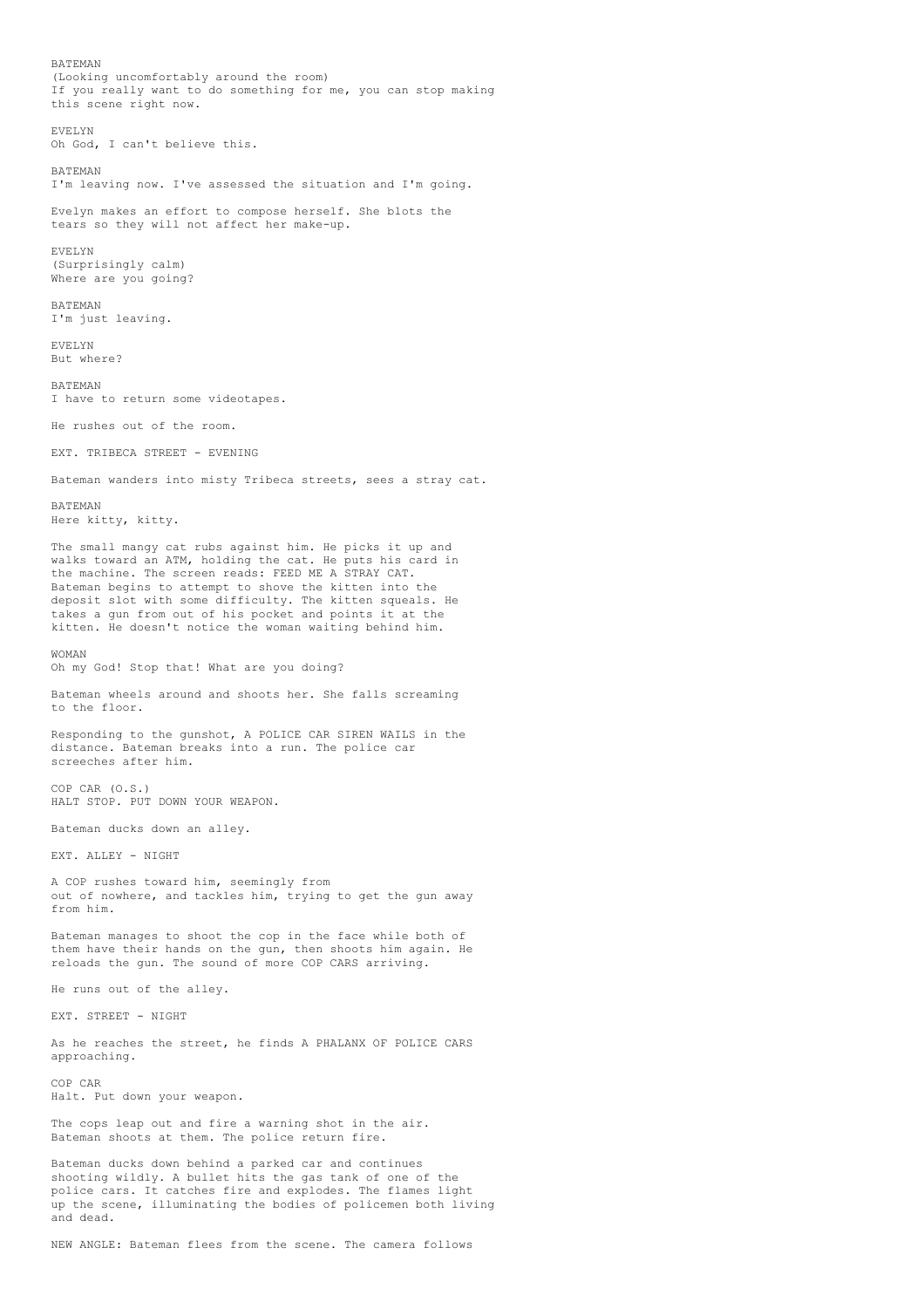BATEMAN
(Looking uncomfortably around the room)
If you really want to do something for me, you can stop making this scene right now.

EVELYN
Oh God, I can't believe this.

BATEMAN
I'm leaving now. I've assessed the situation and I'm going.

Evelyn makes an effort to compose herself. She blots the tears so they will not affect her make-up.

EVELYN
(Surprisingly calm)
Where are you going?

BATEMAN
I'm just leaving.

EVELYN
But where?

BATEMAN
I have to return some videotapes.

He rushes out of the room.

EXT. TRIBECA STREET - EVENING

Bateman wanders into misty Tribeca streets, sees a stray cat.

BATEMAN
Here kitty, kitty.

The small mangy cat rubs against him. He picks it up and walks toward an ATM, holding the cat. He puts his card in the machine. The screen reads: FEED ME A STRAY CAT. Bateman begins to attempt to shove the kitten into the deposit slot with some difficulty. The kitten squeals. He takes a gun from out of his pocket and points it at the kitten. He doesn't notice the woman waiting behind him.

WOMAN
Oh my God! Stop that! What are you doing?

Bateman wheels around and shoots her. She falls screaming to the floor.

Responding to the gunshot, A POLICE CAR SIREN WAILS in the distance. Bateman breaks into a run. The police car screeches after him.

COP CAR (O.S.)
HALT STOP. PUT DOWN YOUR WEAPON.

Bateman ducks down an alley.

EXT. ALLEY - NIGHT

A COP rushes toward him, seemingly from out of nowhere, and tackles him, trying to get the gun away from him.

Bateman manages to shoot the cop in the face while both of them have their hands on the gun, then shoots him again. He reloads the gun. The sound of more COP CARS arriving.

He runs out of the alley.

EXT. STREET - NIGHT

As he reaches the street, he finds A PHALANX OF POLICE CARS approaching.

COP CAR
Halt. Put down your weapon.

The cops leap out and fire a warning shot in the air. Bateman shoots at them. The police return fire.

Bateman ducks down behind a parked car and continues shooting wildly. A bullet hits the gas tank of one of the police cars. It catches fire and explodes. The flames light up the scene, illuminating the bodies of policemen both living and dead.

NEW ANGLE: Bateman flees from the scene. The camera follows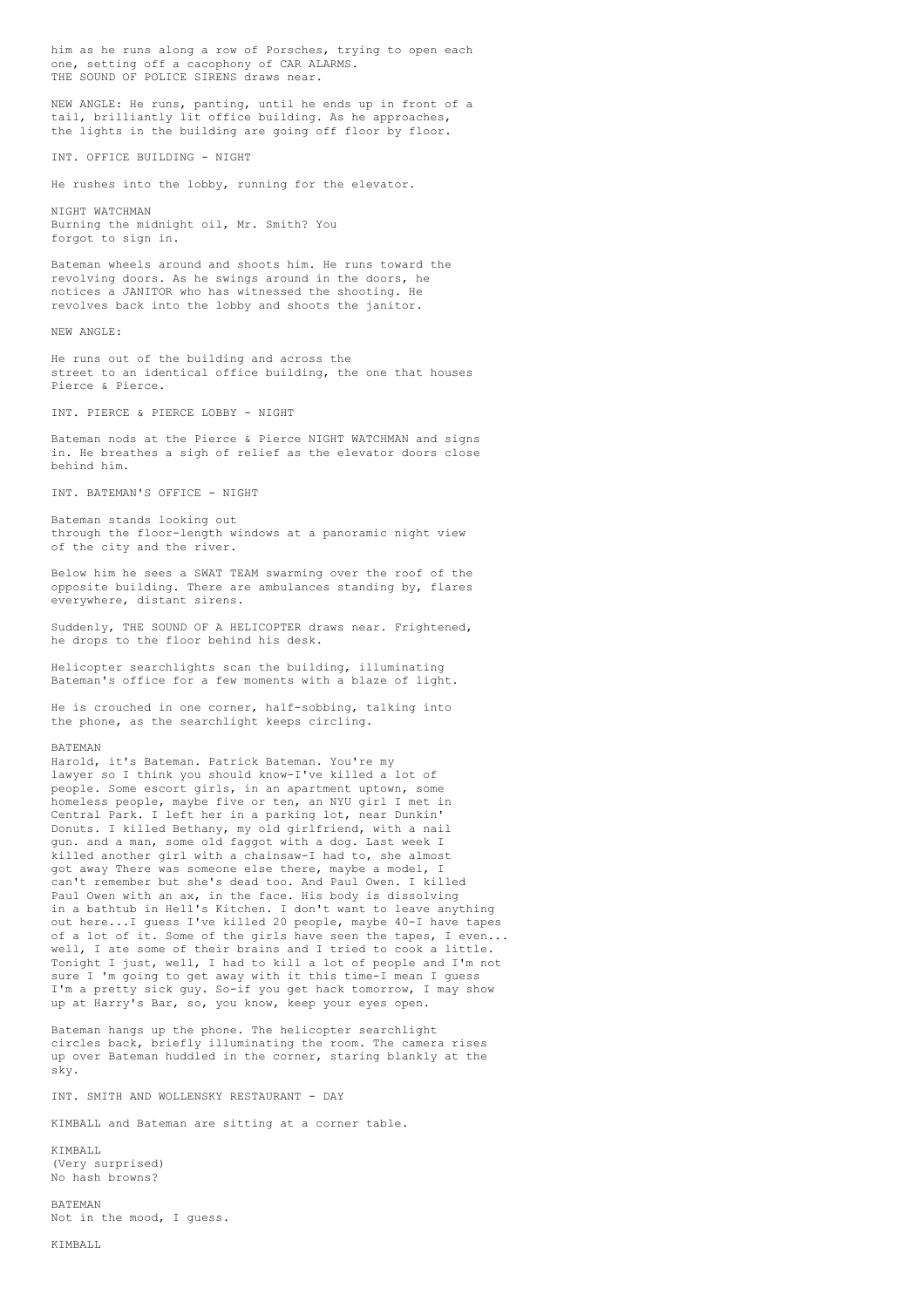him as he runs along a row of Porsches, trying to open each one, setting off a cacophony of CAR ALARMS.
THE SOUND OF POLICE SIRENS draws near.

NEW ANGLE: He runs, panting, until he ends up in front of a tail, brilliantly lit office building. As he approaches, the lights in the building are going off floor by floor.

INT. OFFICE BUILDING - NIGHT

He rushes into the lobby, running for the elevator.

NIGHT WATCHMAN
Burning the midnight oil, Mr. Smith? You forgot to sign in.

Bateman wheels around and shoots him. He runs toward the revolving doors. As he swings around in the doors, he notices a JANITOR who has witnessed the shooting. He revolves back into the lobby and shoots the janitor.

NEW ANGLE:

He runs out of the building and across the street to an identical office building, the one that houses Pierce & Pierce.

INT. PIERCE & PIERCE LOBBY - NIGHT

Bateman nods at the Pierce & Pierce NIGHT WATCHMAN and signs in. He breathes a sigh of relief as the elevator doors close behind him.

INT. BATEMAN'S OFFICE - NIGHT

Bateman stands looking out through the floor-length windows at a panoramic night view of the city and the river.

Below him he sees a SWAT TEAM swarming over the roof of the opposite building. There are ambulances standing by, flares everywhere, distant sirens.

Suddenly, THE SOUND OF A HELICOPTER draws near. Frightened, he drops to the floor behind his desk.

Helicopter searchlights scan the building, illuminating Bateman's office for a few moments with a blaze of light.

He is crouched in one corner, half-sobbing, talking into the phone, as the searchlight keeps circling.

BATEMAN
Harold, it's Bateman. Patrick Bateman. You're my lawyer so I think you should know-I've killed a lot of people. Some escort girls, in an apartment uptown, some homeless people, maybe five or ten, an NYU girl I met in Central Park. I left her in a parking lot, near Dunkin' Donuts. I killed Bethany, my old girlfriend, with a nail gun. and a man, some old faggot with a dog. Last week I killed another girl with a chainsaw-I had to, she almost got away There was someone else there, maybe a model, I can't remember but she's dead too. And Paul Owen. I killed Paul Owen with an ax, in the face. His body is dissolving in a bathtub in Hell's Kitchen. I don't want to leave anything out here...I guess I've killed 20 people, maybe 40-I have tapes of a lot of it. Some of the girls have seen the tapes, I even... well, I ate some of their brains and I tried to cook a little. Tonight I just, well, I had to kill a lot of people and I'm not sure I 'm going to get away with it this time-I mean I guess I'm a pretty sick guy. So-if you get hack tomorrow, I may show up at Harry's Bar, so, you know, keep your eyes open.

Bateman hangs up the phone. The helicopter searchlight circles back, briefly illuminating the room. The camera rises up over Bateman huddled in the corner, staring blankly at the sky.

INT. SMITH AND WOLLENSKY RESTAURANT - DAY

KIMBALL and Bateman are sitting at a corner table.

KIMBALL
(Very surprised)
No hash browns?

BATEMAN
Not in the mood, I guess.

KIMBALL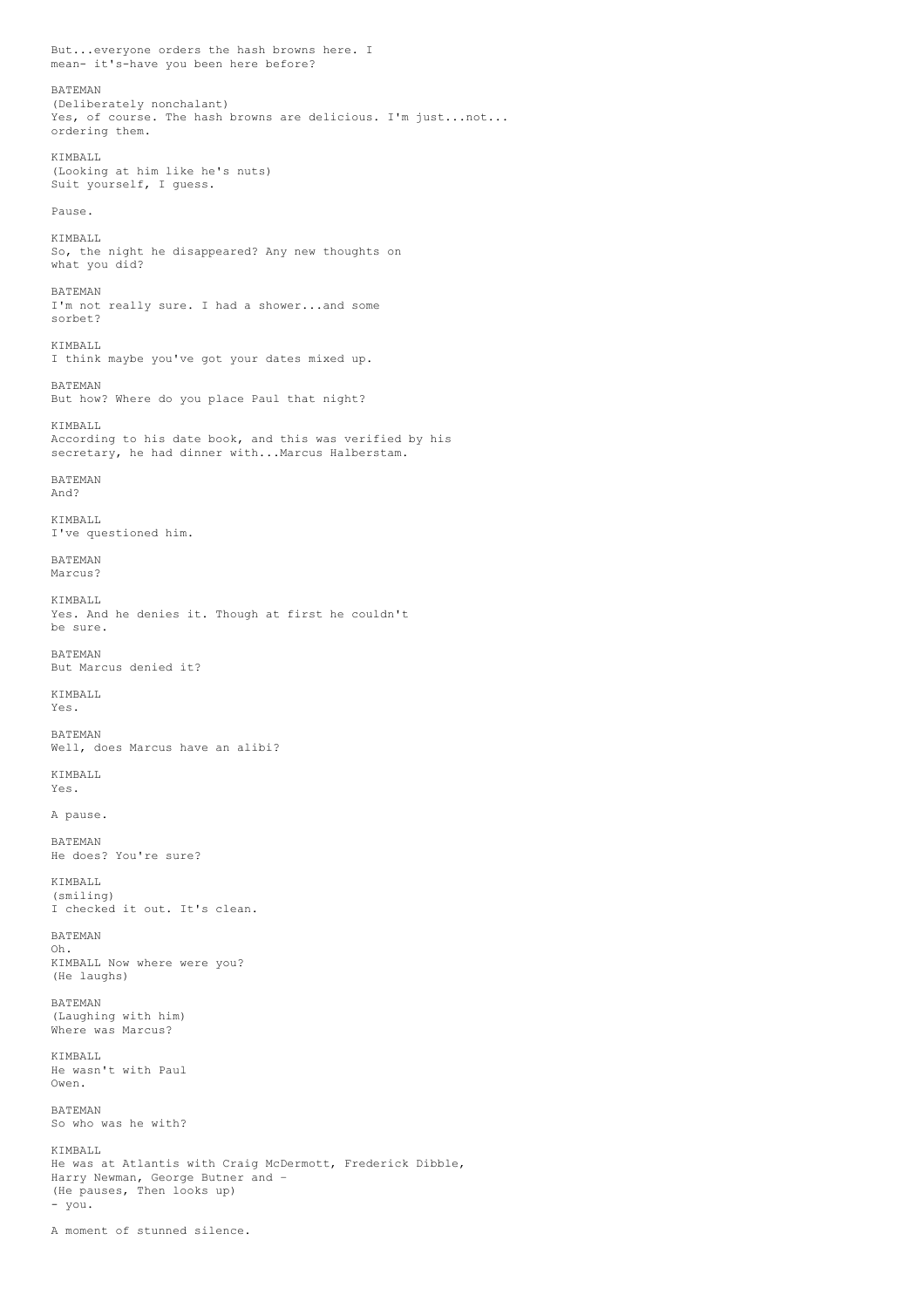But...everyone orders the hash browns here. I mean- it's-have you been here before?

BATEMAN
(Deliberately nonchalant)
Yes, of course. The hash browns are delicious. I'm just...not... ordering them.

KIMBALL
(Looking at him like he's nuts)
Suit yourself, I guess.

Pause.

KIMBALL
So, the night he disappeared? Any new thoughts on what you did?

BATEMAN
I'm not really sure. I had a shower...and some sorbet?

KIMBALL
I think maybe you've got your dates mixed up.

BATEMAN
But how? Where do you place Paul that night?

KIMBALL
According to his date book, and this was verified by his secretary, he had dinner with...Marcus Halberstam.

BATEMAN
And?

KIMBALL
I've questioned him.

BATEMAN
Marcus?

KIMBALL
Yes. And he denies it. Though at first he couldn't be sure.

BATEMAN
But Marcus denied it?

KIMBALL
Yes.

BATEMAN
Well, does Marcus have an alibi?

KIMBALL
Yes.

A pause.

BATEMAN
He does? You're sure?

KIMBALL
(smiling)
I checked it out. It's clean.

BATEMAN
Oh.
KIMBALL Now where were you?
(He laughs)

BATEMAN
(Laughing with him)
Where was Marcus?

KIMBALL
He wasn't with Paul Owen.

BATEMAN
So who was he with?

KIMBALL
He was at Atlantis with Craig McDermott, Frederick Dibble, Harry Newman, George Butner and -
(He pauses, Then looks up)
- you.

A moment of stunned silence.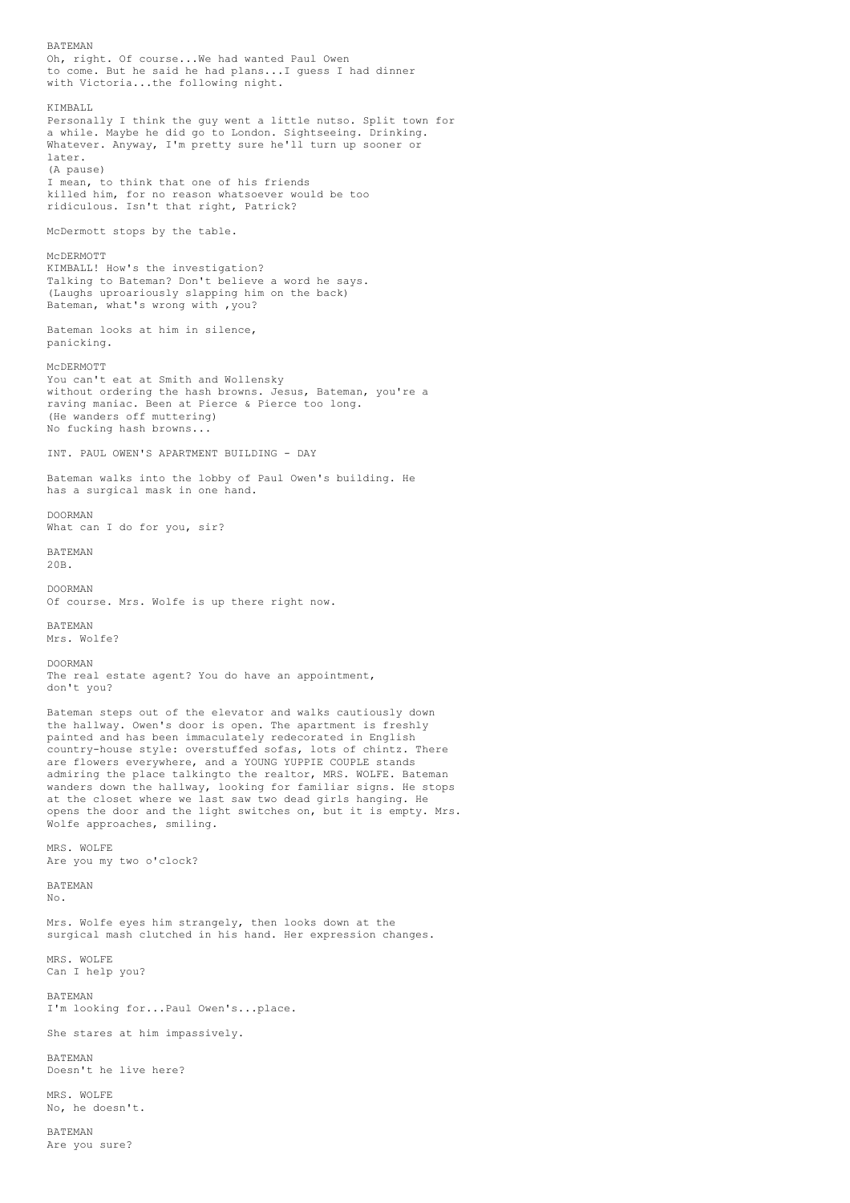BATEMAN
Oh, right. Of course...We had wanted Paul Owen
to come. But he said he had plans...I guess I had dinner
with Victoria...the following night.

KIMBALL
Personally I think the guy went a little nutso. Split town for
a while. Maybe he did go to London. Sightseeing. Drinking.
Whatever. Anyway, I'm pretty sure he'll turn up sooner or
later.
(A pause)
I mean, to think that one of his friends
killed him, for no reason whatsoever would be too
ridiculous. Isn't that right, Patrick?

McDermott stops by the table.

McDERMOTT
KIMBALL! How's the investigation?
Talking to Bateman? Don't believe a word he says.
(Laughs uproariously slapping him on the back)
Bateman, what's wrong with ,you?

Bateman looks at him in silence,
panicking.

McDERMOTT
You can't eat at Smith and Wollensky
without ordering the hash browns. Jesus, Bateman, you're a
raving maniac. Been at Pierce & Pierce too long.
(He wanders off muttering)
No fucking hash browns...

INT. PAUL OWEN'S APARTMENT BUILDING - DAY

Bateman walks into the lobby of Paul Owen's building. He
has a surgical mask in one hand.

DOORMAN
What can I do for you, sir?

BATEMAN
20B.

DOORMAN
Of course. Mrs. Wolfe is up there right now.

BATEMAN
Mrs. Wolfe?

DOORMAN
The real estate agent? You do have an appointment,
don't you?

Bateman steps out of the elevator and walks cautiously down
the hallway. Owen's door is open. The apartment is freshly
painted and has been immaculately redecorated in English
country-house style: overstuffed sofas, lots of chintz. There
are flowers everywhere, and a YOUNG YUPPIE COUPLE stands
admiring the place talkingto the realtor, MRS. WOLFE. Bateman
wanders down the hallway, looking for familiar signs. He stops
at the closet where we last saw two dead girls hanging. He
opens the door and the light switches on, but it is empty. Mrs.
Wolfe approaches, smiling.

MRS. WOLFE
Are you my two o'clock?

BATEMAN
No.

Mrs. Wolfe eyes him strangely, then looks down at the
surgical mash clutched in his hand. Her expression changes.

MRS. WOLFE
Can I help you?

BATEMAN
I'm looking for...Paul Owen's...place.

She stares at him impassively.

BATEMAN
Doesn't he live here?

MRS. WOLFE
No, he doesn't.

BATEMAN
Are you sure?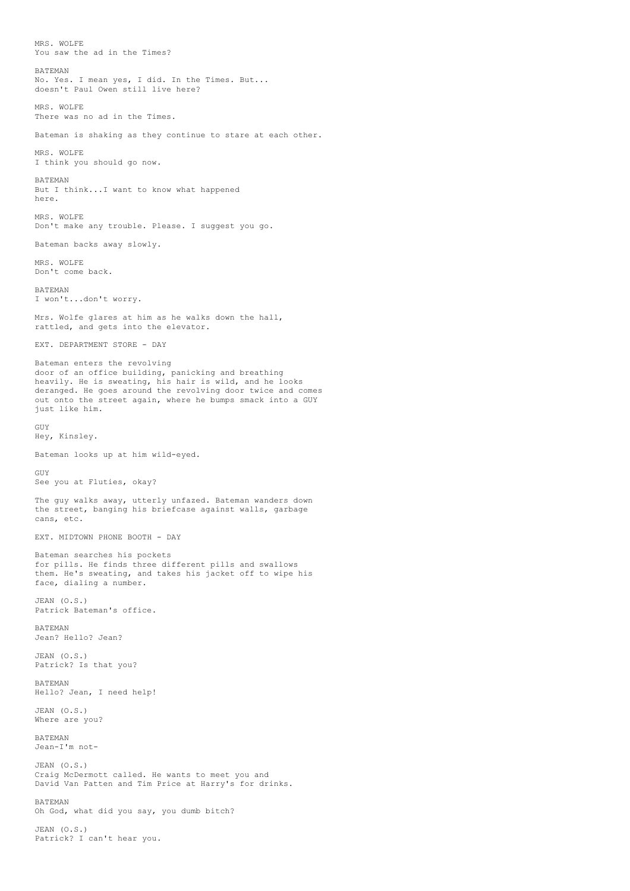MRS. WOLFE
You saw the ad in the Times?

BATEMAN
No. Yes. I mean yes, I did. In the Times. But...
doesn't Paul Owen still live here?

MRS. WOLFE
There was no ad in the Times.

Bateman is shaking as they continue to stare at each other.

MRS. WOLFE
I think you should go now.

BATEMAN
But I think...I want to know what happened
here.

MRS. WOLFE
Don't make any trouble. Please. I suggest you go.

Bateman backs away slowly.

MRS. WOLFE
Don't come back.

BATEMAN
I won't...don't worry.

Mrs. Wolfe glares at him as he walks down the hall,
rattled, and gets into the elevator.

EXT. DEPARTMENT STORE - DAY

Bateman enters the revolving
door of an office building, panicking and breathing
heavily. He is sweating, his hair is wild, and he looks
deranged. He goes around the revolving door twice and comes
out onto the street again, where he bumps smack into a GUY
just like him.

GUY
Hey, Kinsley.

Bateman looks up at him wild-eyed.

GUY
See you at Fluties, okay?

The guy walks away, utterly unfazed. Bateman wanders down
the street, banging his briefcase against walls, garbage
cans, etc.

EXT. MIDTOWN PHONE BOOTH - DAY

Bateman searches his pockets
for pills. He finds three different pills and swallows
them. He's sweating, and takes his jacket off to wipe his
face, dialing a number.

JEAN (O.S.)
Patrick Bateman's office.

BATEMAN
Jean? Hello? Jean?

JEAN (O.S.)
Patrick? Is that you?

BATEMAN
Hello? Jean, I need help!

JEAN (O.S.)
Where are you?

BATEMAN
Jean-I'm not-

JEAN (O.S.)
Craig McDermott called. He wants to meet you and
David Van Patten and Tim Price at Harry's for drinks.

BATEMAN
Oh God, what did you say, you dumb bitch?

JEAN (O.S.)
Patrick? I can't hear you.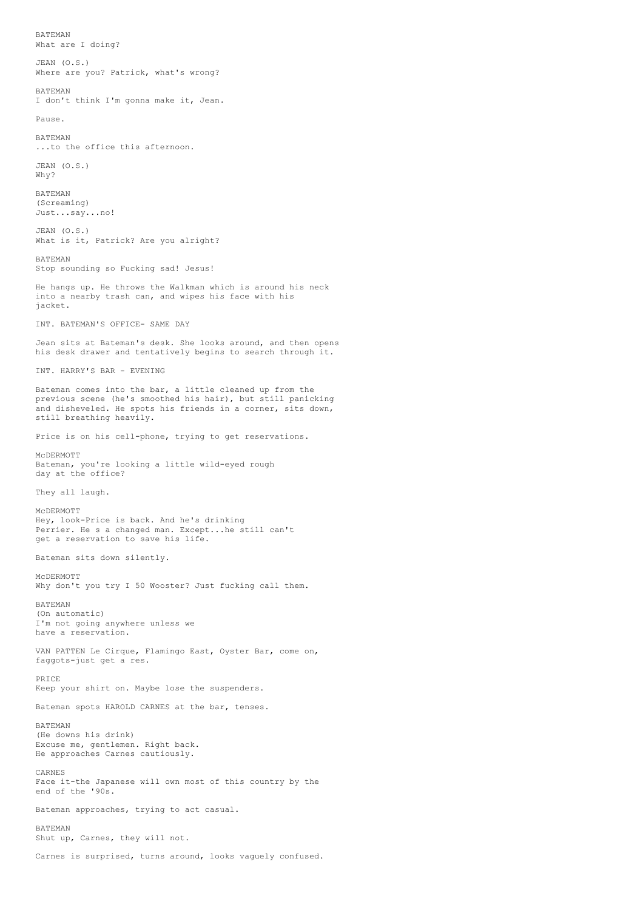BATEMAN
What are I doing?

JEAN (O.S.)
Where are you? Patrick, what's wrong?

BATEMAN
I don't think I'm gonna make it, Jean.

Pause.

BATEMAN
...to the office this afternoon.

JEAN (O.S.)
Why?

BATEMAN
(Screaming)
Just...say...no!

JEAN (O.S.)
What is it, Patrick? Are you alright?

BATEMAN
Stop sounding so Fucking sad! Jesus!

He hangs up. He throws the Walkman which is around his neck into a nearby trash can, and wipes his face with his jacket.

INT. BATEMAN'S OFFICE- SAME DAY

Jean sits at Bateman's desk. She looks around, and then opens his desk drawer and tentatively begins to search through it.

INT. HARRY'S BAR - EVENING

Bateman comes into the bar, a little cleaned up from the previous scene (he's smoothed his hair), but still panicking and disheveled. He spots his friends in a corner, sits down, still breathing heavily.

Price is on his cell-phone, trying to get reservations.

McDERMOTT
Bateman, you're looking a little wild-eyed rough
day at the office?

They all laugh.

McDERMOTT
Hey, look-Price is back. And he's drinking
Perrier. He s a changed man. Except...he still can't
get a reservation to save his life.

Bateman sits down silently.

McDERMOTT
Why don't you try I 50 Wooster? Just fucking call them.

BATEMAN
(On automatic)
I'm not going anywhere unless we
have a reservation.

VAN PATTEN Le Cirque, Flamingo East, Oyster Bar, come on, faggots-just get a res.

PRICE
Keep your shirt on. Maybe lose the suspenders.

Bateman spots HAROLD CARNES at the bar, tenses.

BATEMAN
(He downs his drink)
Excuse me, gentlemen. Right back.
He approaches Carnes cautiously.

CARNES
Face it-the Japanese will own most of this country by the
end of the '90s.

Bateman approaches, trying to act casual.

BATEMAN
Shut up, Carnes, they will not.

Carnes is surprised, turns around, looks vaguely confused.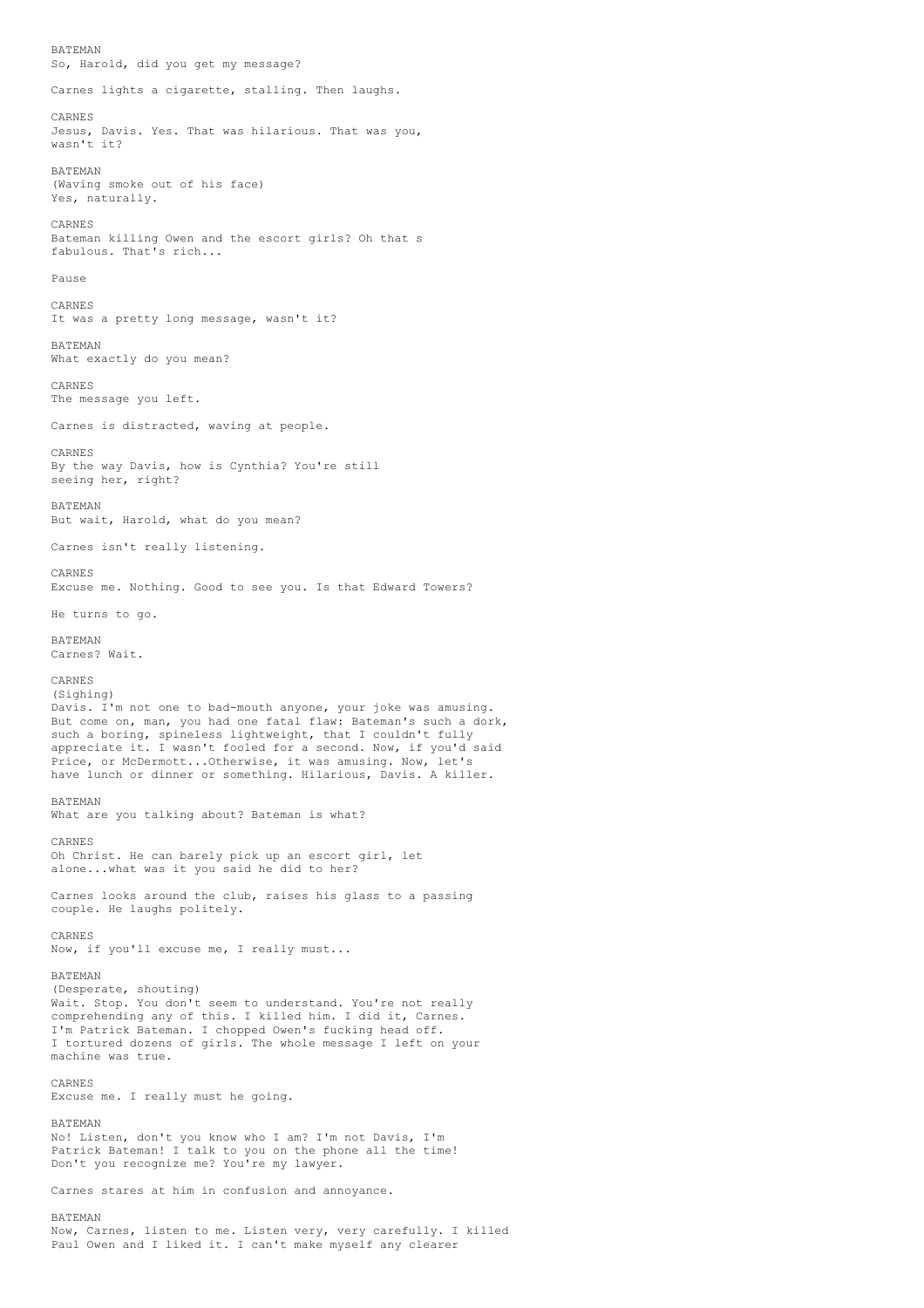BATEMAN
So, Harold, did you get my message?

Carnes lights a cigarette, stalling. Then laughs.

CARNES
Jesus, Davis. Yes. That was hilarious. That was you,
wasn't it?

BATEMAN
(Waving smoke out of his face)
Yes, naturally.

CARNES
Bateman killing Owen and the escort girls? Oh that s
fabulous. That's rich...

Pause

CARNES
It was a pretty long message, wasn't it?

BATEMAN
What exactly do you mean?

CARNES
The message you left.

Carnes is distracted, waving at people.

CARNES
By the way Davis, how is Cynthia? You're still
seeing her, right?

BATEMAN
But wait, Harold, what do you mean?

Carnes isn't really listening.

CARNES
Excuse me. Nothing. Good to see you. Is that Edward Towers?

He turns to go.

BATEMAN
Carnes? Wait.

CARNES
(Sighing)
Davis. I'm not one to bad-mouth anyone, your joke was amusing.
But come on, man, you had one fatal flaw: Bateman's such a dork,
such a boring, spineless lightweight, that I couldn't fully
appreciate it. I wasn't fooled for a second. Now, if you'd said
Price, or McDermott...Otherwise, it was amusing. Now, let's
have lunch or dinner or something. Hilarious, Davis. A killer.

BATEMAN
What are you talking about? Bateman is what?

CARNES
Oh Christ. He can barely pick up an escort girl, let
alone...what was it you said he did to her?

Carnes looks around the club, raises his glass to a passing
couple. He laughs politely.

CARNES
Now, if you'll excuse me, I really must...

BATEMAN
(Desperate, shouting)
Wait. Stop. You don't seem to understand. You're not really
comprehending any of this. I killed him. I did it, Carnes.
I'm Patrick Bateman. I chopped Owen's fucking head off.
I tortured dozens of girls. The whole message I left on your
machine was true.

CARNES
Excuse me. I really must he going.

BATEMAN
No! Listen, don't you know who I am? I'm not Davis, I'm
Patrick Bateman! I talk to you on the phone all the time!
Don't you recognize me? You're my lawyer.

Carnes stares at him in confusion and annoyance.

BATEMAN
Now, Carnes, listen to me. Listen very, very carefully. I killed
Paul Owen and I liked it. I can't make myself any clearer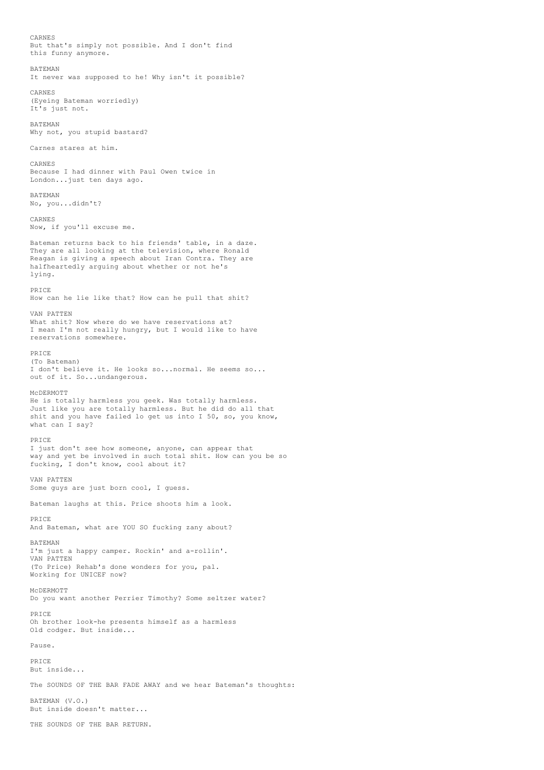CARNES
But that's simply not possible. And I don't find
this funny anymore.

BATEMAN
It never was supposed to he! Why isn't it possible?

CARNES
(Eyeing Bateman worriedly)
It's just not.

BATEMAN
Why not, you stupid bastard?

Carnes stares at him.

CARNES
Because I had dinner with Paul Owen twice in
London...just ten days ago.

BATEMAN
No, you...didn't?

CARNES
Now, if you'll excuse me.

Bateman returns back to his friends' table, in a daze.
They are all looking at the television, where Ronald
Reagan is giving a speech about Iran Contra. They are
halfheartedly arguing about whether or not he's
lying.

PRICE
How can he lie like that? How can he pull that shit?

VAN PATTEN
What shit? Now where do we have reservations at?
I mean I'm not really hungry, but I would like to have
reservations somewhere.

PRICE
(To Bateman)
I don't believe it. He looks so...normal. He seems so...
out of it. So...undangerous.

McDERMOTT
He is totally harmless you geek. Was totally harmless.
Just like you are totally harmless. But he did do all that
shit and you have failed lo get us into I 50, so, you know,
what can I say?

PRICE
I just don't see how someone, anyone, can appear that
way and yet be involved in such total shit. How can you be so
fucking, I don't know, cool about it?

VAN PATTEN
Some guys are just born cool, I guess.

Bateman laughs at this. Price shoots him a look.

PRICE
And Bateman, what are YOU SO fucking zany about?

BATEMAN
I'm just a happy camper. Rockin' and a-rollin'.
VAN PATTEN
(To Price) Rehab's done wonders for you, pal.
Working for UNICEF now?

McDERMOTT
Do you want another Perrier Timothy? Some seltzer water?

PRICE
Oh brother look-he presents himself as a harmless
Old codger. But inside...

Pause.

PRICE
But inside...

The SOUNDS OF THE BAR FADE AWAY and we hear Bateman's thoughts:

BATEMAN (V.O.)
But inside doesn't matter...

THE SOUNDS OF THE BAR RETURN.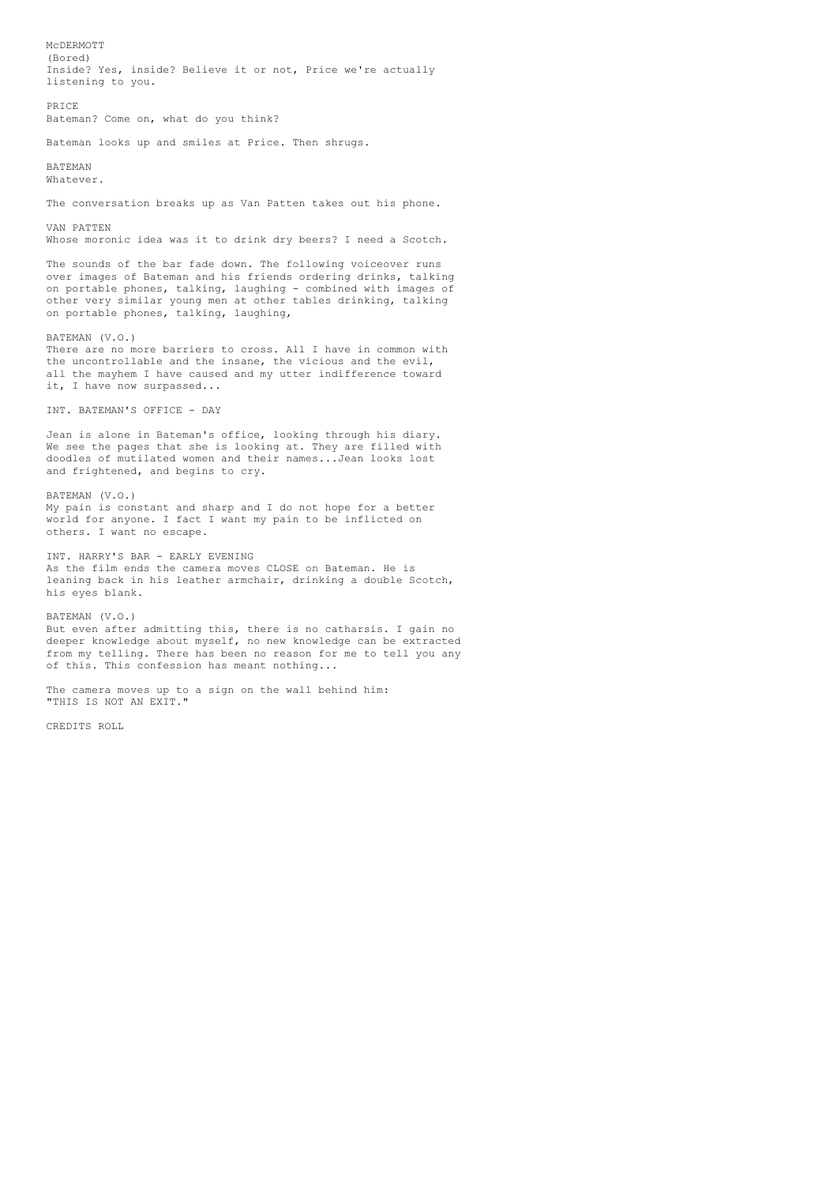McDERMOTT
(Bored)
Inside? Yes, inside? Believe it or not, Price we're actually listening to you.

PRICE
Bateman? Come on, what do you think?

Bateman looks up and smiles at Price. Then shrugs.

BATEMAN
Whatever.

The conversation breaks up as Van Patten takes out his phone.

VAN PATTEN
Whose moronic idea was it to drink dry beers? I need a Scotch.

The sounds of the bar fade down. The following voiceover runs over images of Bateman and his friends ordering drinks, talking on portable phones, talking, laughing - combined with images of other very similar young men at other tables drinking, talking on portable phones, talking, laughing,

BATEMAN (V.O.)
There are no more barriers to cross. All I have in common with the uncontrollable and the insane, the vicious and the evil, all the mayhem I have caused and my utter indifference toward it, I have now surpassed...

INT. BATEMAN'S OFFICE - DAY

Jean is alone in Bateman's office, looking through his diary. We see the pages that she is looking at. They are filled with doodles of mutilated women and their names...Jean looks lost and frightened, and begins to cry.

BATEMAN (V.O.)
My pain is constant and sharp and I do not hope for a better world for anyone. I fact I want my pain to be inflicted on others. I want no escape.

INT. HARRY'S BAR - EARLY EVENING
As the film ends the camera moves CLOSE on Bateman. He is leaning back in his leather armchair, drinking a double Scotch, his eyes blank.

BATEMAN (V.O.)
But even after admitting this, there is no catharsis. I gain no deeper knowledge about myself, no new knowledge can be extracted from my telling. There has been no reason for me to tell you any of this. This confession has meant nothing...

The camera moves up to a sign on the wall behind him: "THIS IS NOT AN EXIT."

CREDITS ROLL